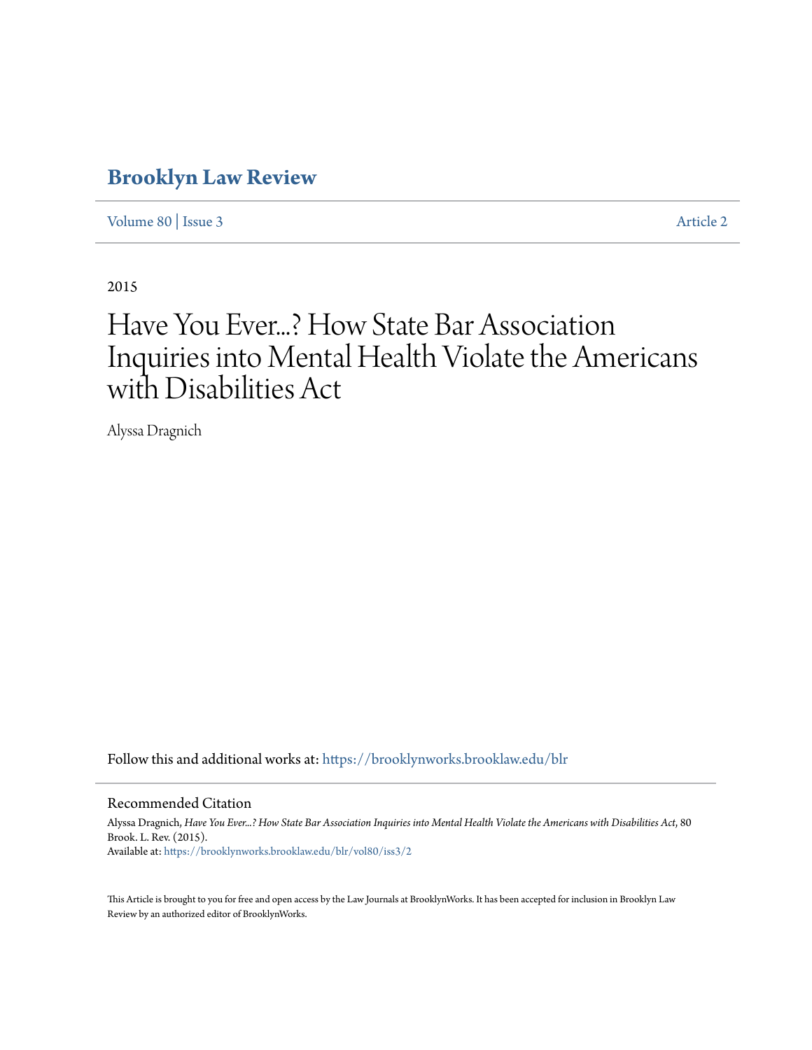# Brooklyn Law Review

Volume 80 | Issue 3 Article 2

2015

# Have You Ever...? How State Bar Association Inquiries into Mental Health Violate the Americans with Disabilities Act

Alyssa Dragnich

Follow this and additional works at: https://brooklynworks.brooklaw.edu/blr

## Recommended Citation

Alyssa Dragnich, *Have You Ever...? How State Bar Association Inquiries into Mental Health Violate the Americans with Disabilities Act*, 80 Brook. L. Rev. (2015).
Available at: https://brooklynworks.brooklaw.edu/blr/vol80/iss3/2

This Article is brought to you for free and open access by the Law Journals at BrooklynWorks. It has been accepted for inclusion in Brooklyn Law Review by an authorized editor of BrooklynWorks.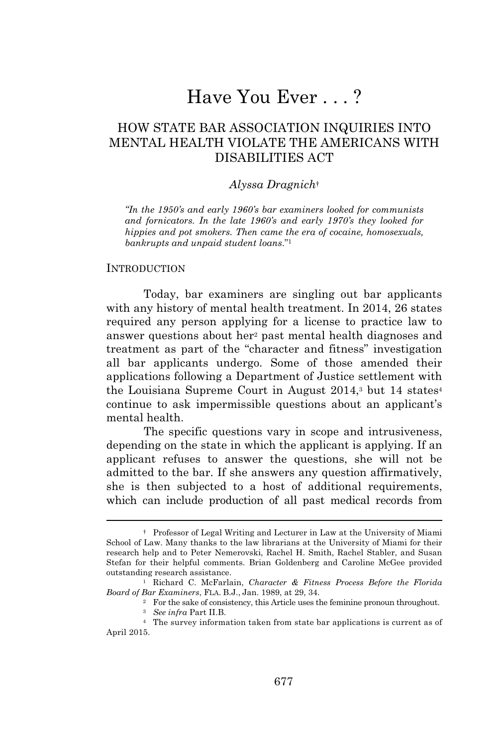# Have You Ever . . . ?

## HOW STATE BAR ASSOCIATION INQUIRIES INTO MENTAL HEALTH VIOLATE THE AMERICANS WITH DISABILITIES ACT

*Alyssa Dragnich*†

> *"In the 1950's and early 1960's bar examiners looked for communists and fornicators. In the late 1960's and early 1970's they looked for hippies and pot smokers. Then came the era of cocaine, homosexuals, bankrupts and unpaid student loans."*[1]

### INTRODUCTION

Today, bar examiners are singling out bar applicants with any history of mental health treatment. In 2014, 26 states required any person applying for a license to practice law to answer questions about her[2] past mental health diagnoses and treatment as part of the "character and fitness" investigation all bar applicants undergo. Some of those amended their applications following a Department of Justice settlement with the Louisiana Supreme Court in August 2014,[3] but 14 states[4] continue to ask impermissible questions about an applicant's mental health.

The specific questions vary in scope and intrusiveness, depending on the state in which the applicant is applying. If an applicant refuses to answer the questions, she will not be admitted to the bar. If she answers any question affirmatively, she is then subjected to a host of additional requirements, which can include production of all past medical records from

---

† Professor of Legal Writing and Lecturer in Law at the University of Miami School of Law. Many thanks to the law librarians at the University of Miami for their research help and to Peter Nemerovski, Rachel H. Smith, Rachel Stabler, and Susan Stefan for their helpful comments. Brian Goldenberg and Caroline McGee provided outstanding research assistance.

[1] Richard C. McFarlain, *Character & Fitness Process Before the Florida Board of Bar Examiners*, FLA. B.J., Jan. 1989, at 29, 34.

[2] For the sake of consistency, this Article uses the feminine pronoun throughout.

[3] *See infra* Part II.B.

[4] The survey information taken from state bar applications is current as of April 2015.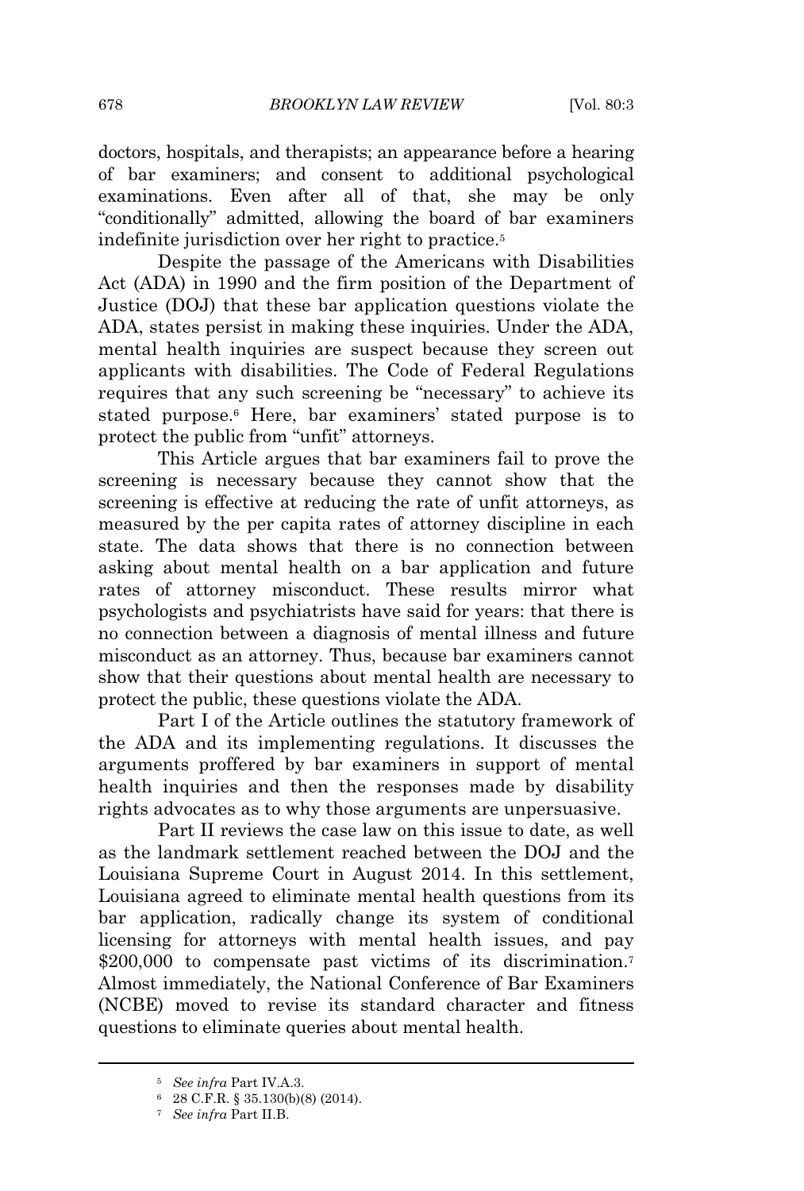doctors, hospitals, and therapists; an appearance before a hearing of bar examiners; and consent to additional psychological examinations. Even after all of that, she may be only "conditionally" admitted, allowing the board of bar examiners indefinite jurisdiction over her right to practice.[5]

Despite the passage of the Americans with Disabilities Act (ADA) in 1990 and the firm position of the Department of Justice (DOJ) that these bar application questions violate the ADA, states persist in making these inquiries. Under the ADA, mental health inquiries are suspect because they screen out applicants with disabilities. The Code of Federal Regulations requires that any such screening be "necessary" to achieve its stated purpose.[6] Here, bar examiners' stated purpose is to protect the public from "unfit" attorneys.

This Article argues that bar examiners fail to prove the screening is necessary because they cannot show that the screening is effective at reducing the rate of unfit attorneys, as measured by the per capita rates of attorney discipline in each state. The data shows that there is no connection between asking about mental health on a bar application and future rates of attorney misconduct. These results mirror what psychologists and psychiatrists have said for years: that there is no connection between a diagnosis of mental illness and future misconduct as an attorney. Thus, because bar examiners cannot show that their questions about mental health are necessary to protect the public, these questions violate the ADA.

Part I of the Article outlines the statutory framework of the ADA and its implementing regulations. It discusses the arguments proffered by bar examiners in support of mental health inquiries and then the responses made by disability rights advocates as to why those arguments are unpersuasive.

Part II reviews the case law on this issue to date, as well as the landmark settlement reached between the DOJ and the Louisiana Supreme Court in August 2014. In this settlement, Louisiana agreed to eliminate mental health questions from its bar application, radically change its system of conditional licensing for attorneys with mental health issues, and pay $200,000 to compensate past victims of its discrimination.[7] Almost immediately, the National Conference of Bar Examiners (NCBE) moved to revise its standard character and fitness questions to eliminate queries about mental health.

---

[5] *See infra* Part IV.A.3.

[6] 28 C.F.R. § 35.130(b)(8) (2014).

[7] *See infra* Part II.B.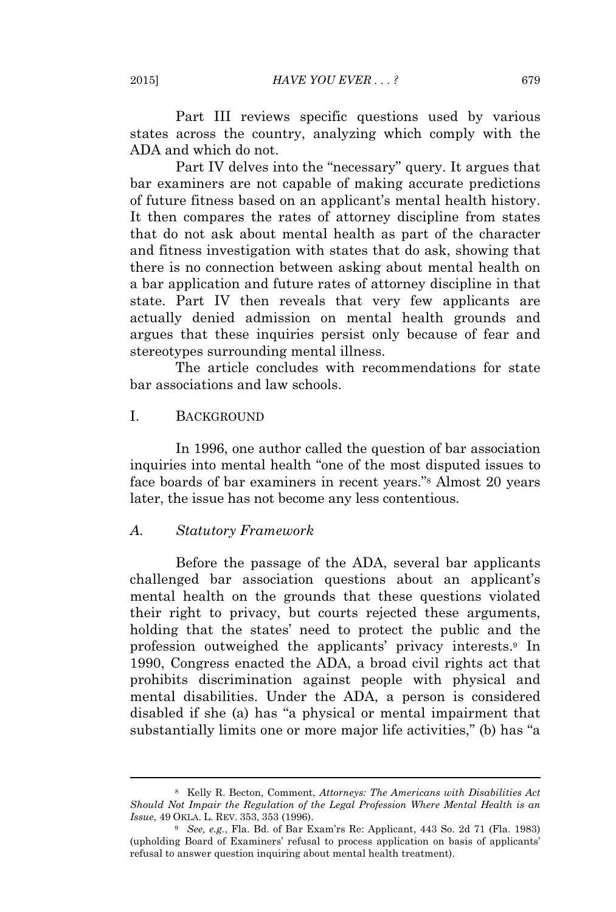Part III reviews specific questions used by various states across the country, analyzing which comply with the ADA and which do not.

Part IV delves into the "necessary" query. It argues that bar examiners are not capable of making accurate predictions of future fitness based on an applicant's mental health history. It then compares the rates of attorney discipline from states that do not ask about mental health as part of the character and fitness investigation with states that do ask, showing that there is no connection between asking about mental health on a bar application and future rates of attorney discipline in that state. Part IV then reveals that very few applicants are actually denied admission on mental health grounds and argues that these inquiries persist only because of fear and stereotypes surrounding mental illness.

The article concludes with recommendations for state bar associations and law schools.

## I. BACKGROUND

In 1996, one author called the question of bar association inquiries into mental health "one of the most disputed issues to face boards of bar examiners in recent years."[8] Almost 20 years later, the issue has not become any less contentious.

### *A. Statutory Framework*

Before the passage of the ADA, several bar applicants challenged bar association questions about an applicant's mental health on the grounds that these questions violated their right to privacy, but courts rejected these arguments, holding that the states' need to protect the public and the profession outweighed the applicants' privacy interests.[9] In 1990, Congress enacted the ADA, a broad civil rights act that prohibits discrimination against people with physical and mental disabilities. Under the ADA, a person is considered disabled if she (a) has "a physical or mental impairment that substantially limits one or more major life activities," (b) has "a

---

[8] Kelly R. Becton, Comment, *Attorneys: The Americans with Disabilities Act Should Not Impair the Regulation of the Legal Profession Where Mental Health is an Issue*, 49 OKLA. L. REV. 353, 353 (1996).

[9] *See, e.g.*, Fla. Bd. of Bar Exam'rs Re: Applicant, 443 So. 2d 71 (Fla. 1983) (upholding Board of Examiners' refusal to process application on basis of applicants' refusal to answer question inquiring about mental health treatment).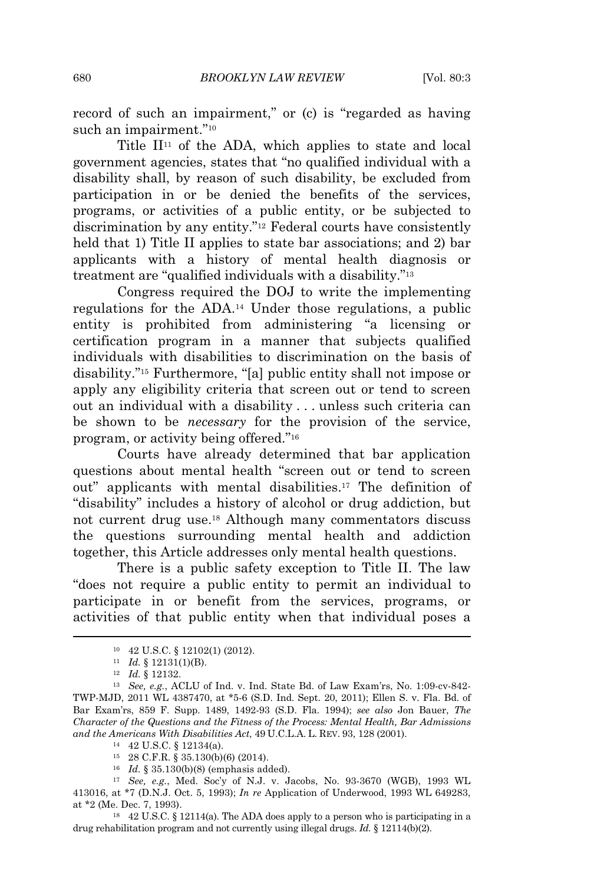record of such an impairment," or (c) is "regarded as having such an impairment."[10]

Title II[11] of the ADA, which applies to state and local government agencies, states that "no qualified individual with a disability shall, by reason of such disability, be excluded from participation in or be denied the benefits of the services, programs, or activities of a public entity, or be subjected to discrimination by any entity."[12] Federal courts have consistently held that 1) Title II applies to state bar associations; and 2) bar applicants with a history of mental health diagnosis or treatment are "qualified individuals with a disability."[13]

Congress required the DOJ to write the implementing regulations for the ADA.[14] Under those regulations, a public entity is prohibited from administering "a licensing or certification program in a manner that subjects qualified individuals with disabilities to discrimination on the basis of disability."[15] Furthermore, "[a] public entity shall not impose or apply any eligibility criteria that screen out or tend to screen out an individual with a disability . . . unless such criteria can be shown to be *necessary* for the provision of the service, program, or activity being offered."[16]

Courts have already determined that bar application questions about mental health "screen out or tend to screen out" applicants with mental disabilities.[17] The definition of "disability" includes a history of alcohol or drug addiction, but not current drug use.[18] Although many commentators discuss the questions surrounding mental health and addiction together, this Article addresses only mental health questions.

There is a public safety exception to Title II. The law "does not require a public entity to permit an individual to participate in or benefit from the services, programs, or activities of that public entity when that individual poses a

---

[10] 42 U.S.C. § 12102(1) (2012).

[11] *Id.* § 12131(1)(B).

[12] *Id.* § 12132.

[13] *See, e.g.*, ACLU of Ind. v. Ind. State Bd. of Law Exam'rs, No. 1:09-cv-842-TWP-MJD, 2011 WL 4387470, at *5-6 (S.D. Ind. Sept. 20, 2011); Ellen S. v. Fla. Bd. of Bar Exam'rs, 859 F. Supp. 1489, 1492-93 (S.D. Fla. 1994); *see also* Jon Bauer, *The Character of the Questions and the Fitness of the Process: Mental Health, Bar Admissions and the Americans With Disabilities Act*, 49 U.C.L.A. L. REV. 93, 128 (2001).

[14] 42 U.S.C. § 12134(a).

[15] 28 C.F.R. § 35.130(b)(6) (2014).

[16] *Id.* § 35.130(b)(8) (emphasis added).

[17] *See, e.g.*, Med. Soc'y of N.J. v. Jacobs, No. 93-3670 (WGB), 1993 WL 413016, at *7 (D.N.J. Oct. 5, 1993); *In re* Application of Underwood, 1993 WL 649283, at *2 (Me. Dec. 7, 1993).

[18] 42 U.S.C. § 12114(a). The ADA does apply to a person who is participating in a drug rehabilitation program and not currently using illegal drugs. *Id.* § 12114(b)(2).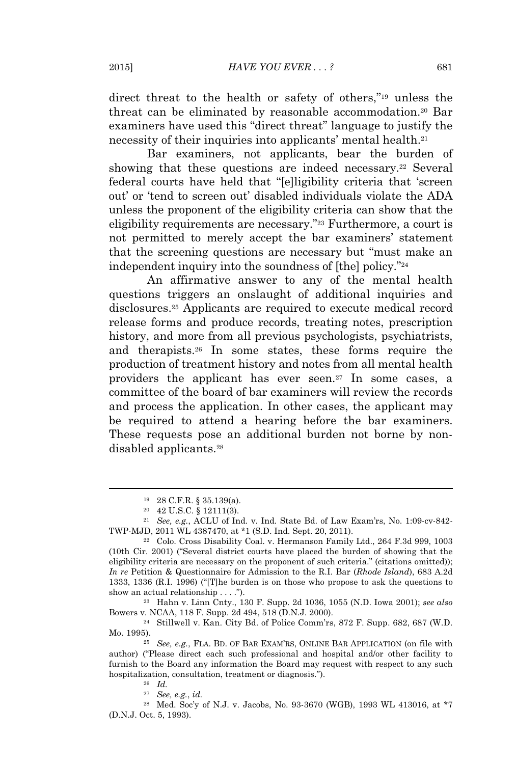direct threat to the health or safety of others,"[19] unless the threat can be eliminated by reasonable accommodation.[20] Bar examiners have used this "direct threat" language to justify the necessity of their inquiries into applicants' mental health.[21]

Bar examiners, not applicants, bear the burden of showing that these questions are indeed necessary.[22] Several federal courts have held that "[e]ligibility criteria that 'screen out' or 'tend to screen out' disabled individuals violate the ADA unless the proponent of the eligibility criteria can show that the eligibility requirements are necessary."[23] Furthermore, a court is not permitted to merely accept the bar examiners' statement that the screening questions are necessary but "must make an independent inquiry into the soundness of [the] policy."[24]

An affirmative answer to any of the mental health questions triggers an onslaught of additional inquiries and disclosures.[25] Applicants are required to execute medical record release forms and produce records, treating notes, prescription history, and more from all previous psychologists, psychiatrists, and therapists.[26] In some states, these forms require the production of treatment history and notes from all mental health providers the applicant has ever seen.[27] In some cases, a committee of the board of bar examiners will review the records and process the application. In other cases, the applicant may be required to attend a hearing before the bar examiners. These requests pose an additional burden not borne by non-disabled applicants.[28]

---

[19] 28 C.F.R. § 35.139(a).

[20] 42 U.S.C. § 12111(3).

[21] *See, e.g.*, ACLU of Ind. v. Ind. State Bd. of Law Exam'rs, No. 1:09-cv-842-TWP-MJD, 2011 WL 4387470, at *1 (S.D. Ind. Sept. 20, 2011).

[22] Colo. Cross Disability Coal. v. Hermanson Family Ltd., 264 F.3d 999, 1003 (10th Cir. 2001) ("Several district courts have placed the burden of showing that the eligibility criteria are necessary on the proponent of such criteria." (citations omitted)); *In re* Petition & Questionnaire for Admission to the R.I. Bar (*Rhode Island*), 683 A.2d 1333, 1336 (R.I. 1996) ("[T]he burden is on those who propose to ask the questions to show an actual relationship . . . .").

[23] Hahn v. Linn Cnty., 130 F. Supp. 2d 1036, 1055 (N.D. Iowa 2001); *see also* Bowers v. NCAA, 118 F. Supp. 2d 494, 518 (D.N.J. 2000).

[24] Stillwell v. Kan. City Bd. of Police Comm'rs, 872 F. Supp. 682, 687 (W.D. Mo. 1995).

[25] *See, e.g.*, FLA. BD. OF BAR EXAM'RS, ONLINE BAR APPLICATION (on file with author) ("Please direct each such professional and hospital and/or other facility to furnish to the Board any information the Board may request with respect to any such hospitalization, consultation, treatment or diagnosis.").

[26] *Id.*

[27] *See, e.g.*, *id.*

[28] Med. Soc'y of N.J. v. Jacobs, No. 93-3670 (WGB), 1993 WL 413016, at *7 (D.N.J. Oct. 5, 1993).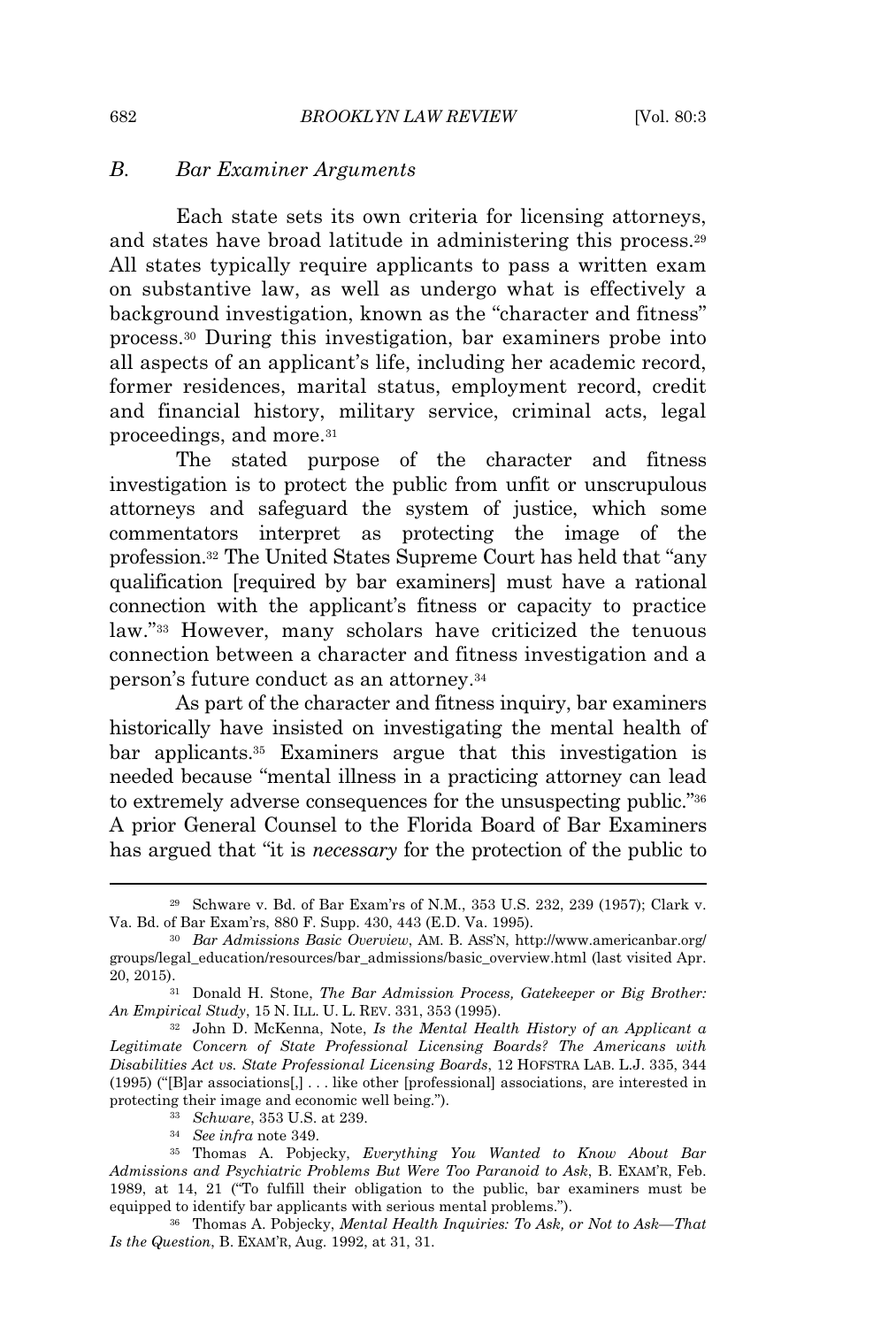### B. Bar Examiner Arguments

Each state sets its own criteria for licensing attorneys, and states have broad latitude in administering this process.[29] All states typically require applicants to pass a written exam on substantive law, as well as undergo what is effectively a background investigation, known as the "character and fitness" process.[30] During this investigation, bar examiners probe into all aspects of an applicant's life, including her academic record, former residences, marital status, employment record, credit and financial history, military service, criminal acts, legal proceedings, and more.[31]

The stated purpose of the character and fitness investigation is to protect the public from unfit or unscrupulous attorneys and safeguard the system of justice, which some commentators interpret as protecting the image of the profession.[32] The United States Supreme Court has held that "any qualification [required by bar examiners] must have a rational connection with the applicant's fitness or capacity to practice law."[33] However, many scholars have criticized the tenuous connection between a character and fitness investigation and a person's future conduct as an attorney.[34]

As part of the character and fitness inquiry, bar examiners historically have insisted on investigating the mental health of bar applicants.[35] Examiners argue that this investigation is needed because "mental illness in a practicing attorney can lead to extremely adverse consequences for the unsuspecting public."[36] A prior General Counsel to the Florida Board of Bar Examiners has argued that "it is *necessary* for the protection of the public to

---

[29] Schware v. Bd. of Bar Exam'rs of N.M., 353 U.S. 232, 239 (1957); Clark v. Va. Bd. of Bar Exam'rs, 880 F. Supp. 430, 443 (E.D. Va. 1995).

[30] *Bar Admissions Basic Overview*, AM. B. ASS'N, http://www.americanbar.org/groups/legal_education/resources/bar_admissions/basic_overview.html (last visited Apr. 20, 2015).

[31] Donald H. Stone, *The Bar Admission Process, Gatekeeper or Big Brother: An Empirical Study*, 15 N. ILL. U. L. REV. 331, 353 (1995).

[32] John D. McKenna, Note, *Is the Mental Health History of an Applicant a Legitimate Concern of State Professional Licensing Boards? The Americans with Disabilities Act vs. State Professional Licensing Boards*, 12 HOFSTRA LAB. L.J. 335, 344 (1995) ("[B]ar associations[,] . . . like other [professional] associations, are interested in protecting their image and economic well being.").

[33] *Schware*, 353 U.S. at 239.

[34] *See infra* note 349.

[35] Thomas A. Pobjecky, *Everything You Wanted to Know About Bar Admissions and Psychiatric Problems But Were Too Paranoid to Ask*, B. EXAM'R, Feb. 1989, at 14, 21 ("To fulfill their obligation to the public, bar examiners must be equipped to identify bar applicants with serious mental problems.").

[36] Thomas A. Pobjecky, *Mental Health Inquiries: To Ask, or Not to Ask—That Is the Question*, B. EXAM'R, Aug. 1992, at 31, 31.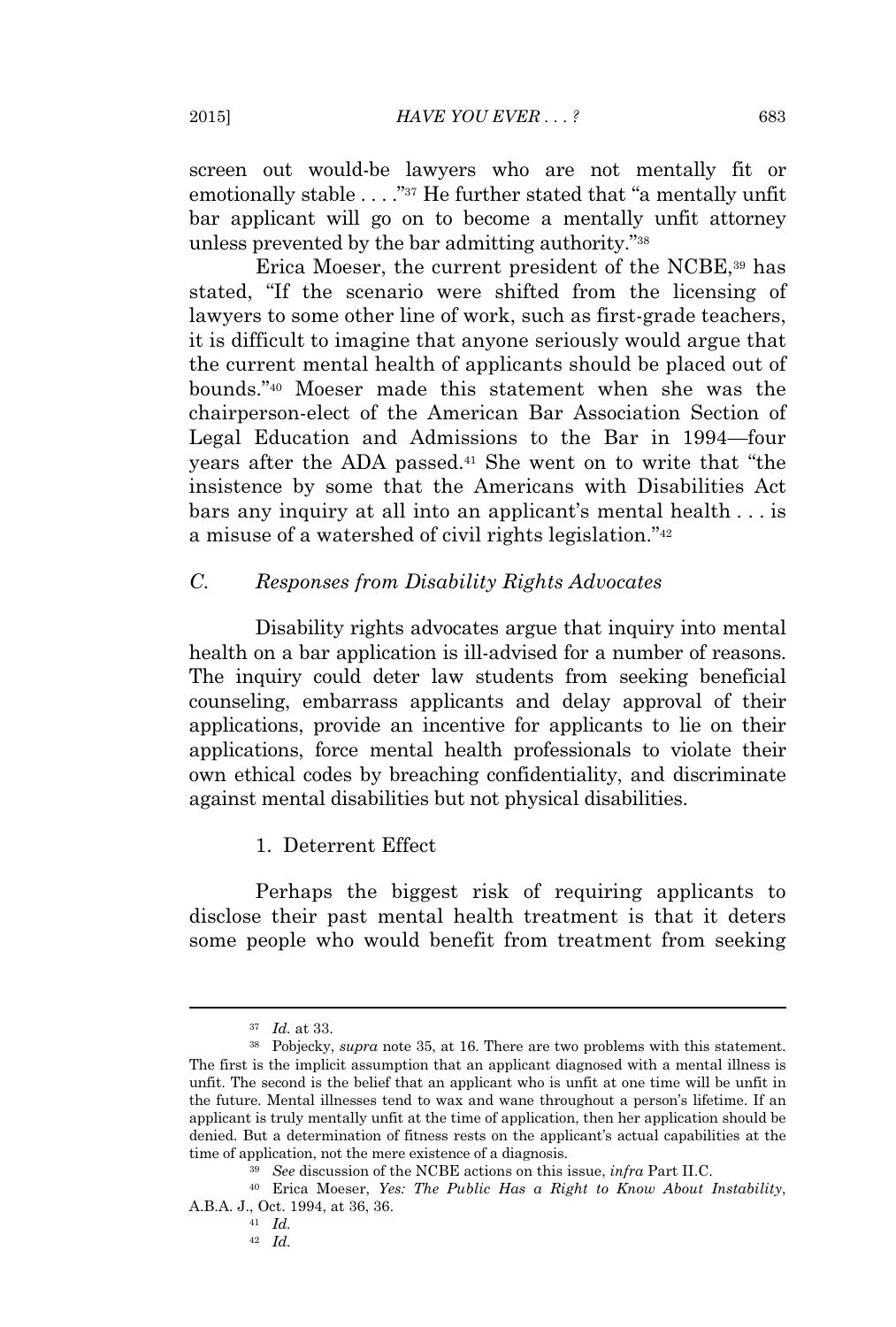screen out would-be lawyers who are not mentally fit or emotionally stable . . . ."[37] He further stated that "a mentally unfit bar applicant will go on to become a mentally unfit attorney unless prevented by the bar admitting authority."[38]

Erica Moeser, the current president of the NCBE,[39] has stated, "If the scenario were shifted from the licensing of lawyers to some other line of work, such as first-grade teachers, it is difficult to imagine that anyone seriously would argue that the current mental health of applicants should be placed out of bounds."[40] Moeser made this statement when she was the chairperson-elect of the American Bar Association Section of Legal Education and Admissions to the Bar in 1994—four years after the ADA passed.[41] She went on to write that "the insistence by some that the Americans with Disabilities Act bars any inquiry at all into an applicant's mental health . . . is a misuse of a watershed of civil rights legislation."[42]

### *C. Responses from Disability Rights Advocates*

Disability rights advocates argue that inquiry into mental health on a bar application is ill-advised for a number of reasons. The inquiry could deter law students from seeking beneficial counseling, embarrass applicants and delay approval of their applications, provide an incentive for applicants to lie on their applications, force mental health professionals to violate their own ethical codes by breaching confidentiality, and discriminate against mental disabilities but not physical disabilities.

#### 1. Deterrent Effect

Perhaps the biggest risk of requiring applicants to disclose their past mental health treatment is that it deters some people who would benefit from treatment from seeking

---

[37] *Id.* at 33.

[38] Pobjecky, *supra* note 35, at 16. There are two problems with this statement. The first is the implicit assumption that an applicant diagnosed with a mental illness is unfit. The second is the belief that an applicant who is unfit at one time will be unfit in the future. Mental illnesses tend to wax and wane throughout a person's lifetime. If an applicant is truly mentally unfit at the time of application, then her application should be denied. But a determination of fitness rests on the applicant's actual capabilities at the time of application, not the mere existence of a diagnosis.

[39] *See* discussion of the NCBE actions on this issue, *infra* Part II.C.

[40] Erica Moeser, *Yes: The Public Has a Right to Know About Instability*, A.B.A. J., Oct. 1994, at 36, 36.

[41] *Id.*

[42] *Id.*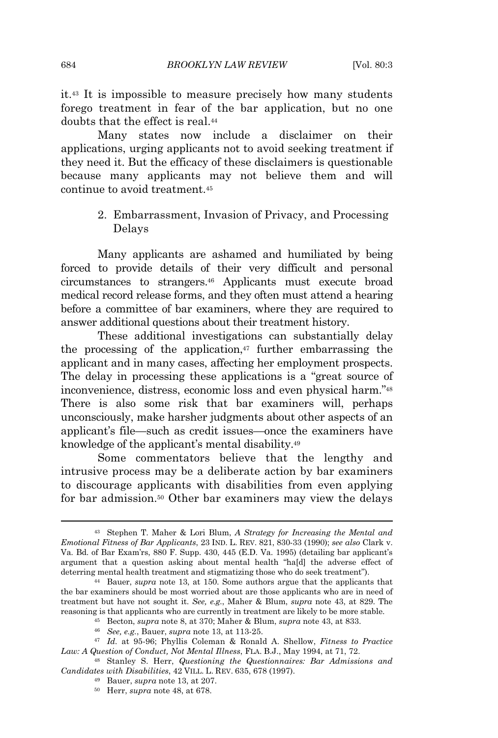it.[43] It is impossible to measure precisely how many students forego treatment in fear of the bar application, but no one doubts that the effect is real.[44]

Many states now include a disclaimer on their applications, urging applicants not to avoid seeking treatment if they need it. But the efficacy of these disclaimers is questionable because many applicants may not believe them and will continue to avoid treatment.[45]

### 2. Embarrassment, Invasion of Privacy, and Processing Delays

Many applicants are ashamed and humiliated by being forced to provide details of their very difficult and personal circumstances to strangers.[46] Applicants must execute broad medical record release forms, and they often must attend a hearing before a committee of bar examiners, where they are required to answer additional questions about their treatment history.

These additional investigations can substantially delay the processing of the application,[47] further embarrassing the applicant and in many cases, affecting her employment prospects. The delay in processing these applications is a "great source of inconvenience, distress, economic loss and even physical harm."[48] There is also some risk that bar examiners will, perhaps unconsciously, make harsher judgments about other aspects of an applicant's file—such as credit issues—once the examiners have knowledge of the applicant's mental disability.[49]

Some commentators believe that the lengthy and intrusive process may be a deliberate action by bar examiners to discourage applicants with disabilities from even applying for bar admission.[50] Other bar examiners may view the delays

---

[43] Stephen T. Maher & Lori Blum, *A Strategy for Increasing the Mental and Emotional Fitness of Bar Applicants*, 23 IND. L. REV. 821, 830-33 (1990); *see also* Clark v. Va. Bd. of Bar Exam'rs, 880 F. Supp. 430, 445 (E.D. Va. 1995) (detailing bar applicant's argument that a question asking about mental health "ha[d] the adverse effect of deterring mental health treatment and stigmatizing those who do seek treatment").

[44] Bauer, *supra* note 13, at 150. Some authors argue that the applicants that the bar examiners should be most worried about are those applicants who are in need of treatment but have not sought it. *See, e.g.*, Maher & Blum, *supra* note 43, at 829. The reasoning is that applicants who are currently in treatment are likely to be more stable.

[45] Becton, *supra* note 8, at 370; Maher & Blum, *supra* note 43, at 833.

[46] *See, e.g.*, Bauer, *supra* note 13, at 113-25.

[47] *Id.* at 95-96; Phyllis Coleman & Ronald A. Shellow, *Fitness to Practice Law: A Question of Conduct, Not Mental Illness*, FLA. B.J., May 1994, at 71, 72.

[48] Stanley S. Herr, *Questioning the Questionnaires: Bar Admissions and Candidates with Disabilities*, 42 VILL. L. REV. 635, 678 (1997).

[49] Bauer, *supra* note 13, at 207.

[50] Herr, *supra* note 48, at 678.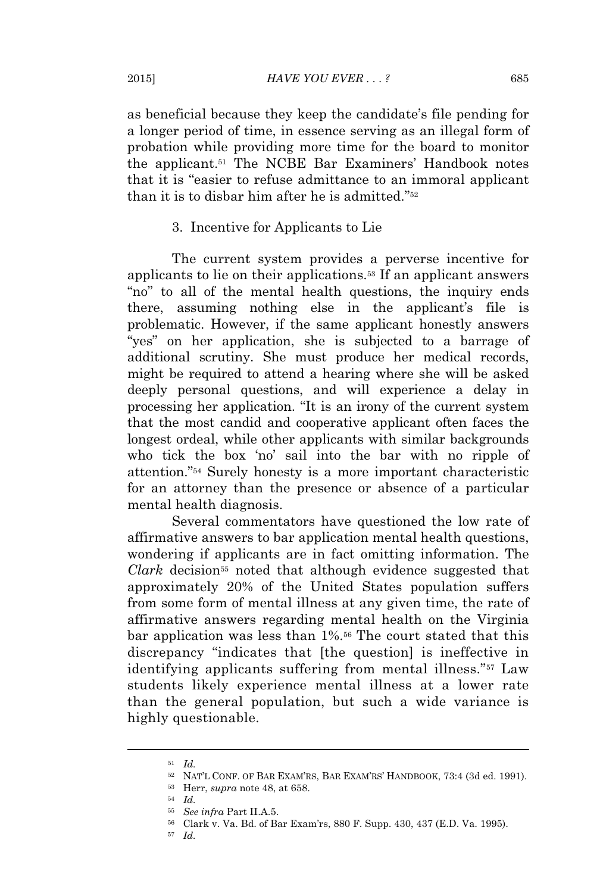as beneficial because they keep the candidate's file pending for a longer period of time, in essence serving as an illegal form of probation while providing more time for the board to monitor the applicant.[51] The NCBE Bar Examiners' Handbook notes that it is "easier to refuse admittance to an immoral applicant than it is to disbar him after he is admitted."[52]

### 3. Incentive for Applicants to Lie

The current system provides a perverse incentive for applicants to lie on their applications.[53] If an applicant answers "no" to all of the mental health questions, the inquiry ends there, assuming nothing else in the applicant's file is problematic. However, if the same applicant honestly answers "yes" on her application, she is subjected to a barrage of additional scrutiny. She must produce her medical records, might be required to attend a hearing where she will be asked deeply personal questions, and will experience a delay in processing her application. "It is an irony of the current system that the most candid and cooperative applicant often faces the longest ordeal, while other applicants with similar backgrounds who tick the box 'no' sail into the bar with no ripple of attention."[54] Surely honesty is a more important characteristic for an attorney than the presence or absence of a particular mental health diagnosis.

Several commentators have questioned the low rate of affirmative answers to bar application mental health questions, wondering if applicants are in fact omitting information. The *Clark* decision[55] noted that although evidence suggested that approximately 20% of the United States population suffers from some form of mental illness at any given time, the rate of affirmative answers regarding mental health on the Virginia bar application was less than 1%.[56] The court stated that this discrepancy "indicates that [the question] is ineffective in identifying applicants suffering from mental illness."[57] Law students likely experience mental illness at a lower rate than the general population, but such a wide variance is highly questionable.

---

[51] *Id.*

[52] NAT'L CONF. OF BAR EXAM'RS, BAR EXAM'RS' HANDBOOK, 73:4 (3d ed. 1991).

[53] Herr, *supra* note 48, at 658.

[54] *Id.*

[55] *See infra* Part II.A.5.

[56] Clark v. Va. Bd. of Bar Exam'rs, 880 F. Supp. 430, 437 (E.D. Va. 1995).

[57] *Id.*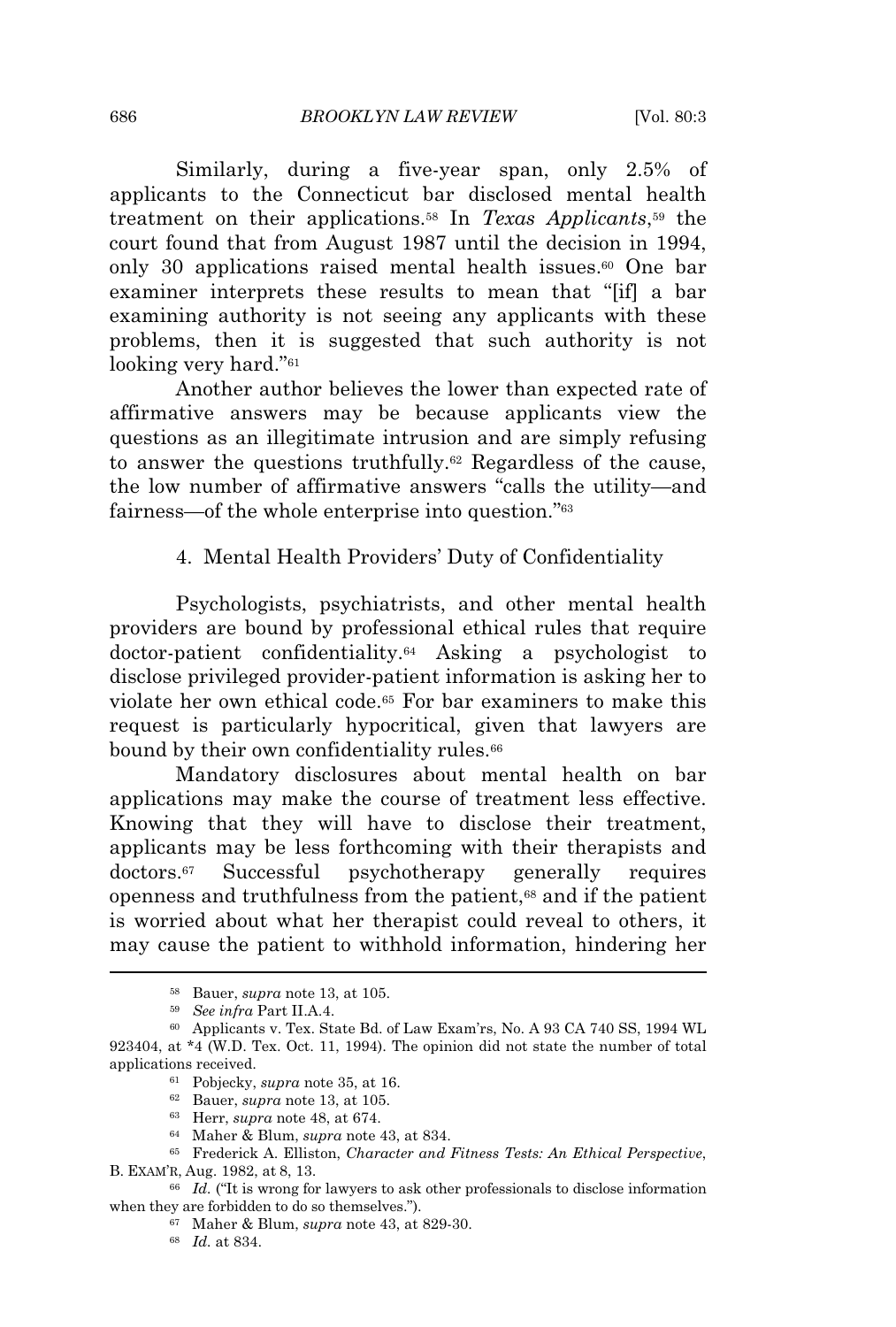Similarly, during a five-year span, only 2.5% of applicants to the Connecticut bar disclosed mental health treatment on their applications.[58] In *Texas Applicants*,[59] the court found that from August 1987 until the decision in 1994, only 30 applications raised mental health issues.[60] One bar examiner interprets these results to mean that "[if] a bar examining authority is not seeing any applicants with these problems, then it is suggested that such authority is not looking very hard."[61]

Another author believes the lower than expected rate of affirmative answers may be because applicants view the questions as an illegitimate intrusion and are simply refusing to answer the questions truthfully.[62] Regardless of the cause, the low number of affirmative answers "calls the utility—and fairness—of the whole enterprise into question."[63]

#### 4. Mental Health Providers' Duty of Confidentiality

Psychologists, psychiatrists, and other mental health providers are bound by professional ethical rules that require doctor-patient confidentiality.[64] Asking a psychologist to disclose privileged provider-patient information is asking her to violate her own ethical code.[65] For bar examiners to make this request is particularly hypocritical, given that lawyers are bound by their own confidentiality rules.[66]

Mandatory disclosures about mental health on bar applications may make the course of treatment less effective. Knowing that they will have to disclose their treatment, applicants may be less forthcoming with their therapists and doctors.[67] Successful psychotherapy generally requires openness and truthfulness from the patient,[68] and if the patient is worried about what her therapist could reveal to others, it may cause the patient to withhold information, hindering her

---

[58] Bauer, *supra* note 13, at 105.

[59] *See infra* Part II.A.4.

[60] Applicants v. Tex. State Bd. of Law Exam'rs, No. A 93 CA 740 SS, 1994 WL 923404, at *4 (W.D. Tex. Oct. 11, 1994). The opinion did not state the number of total applications received.

[61] Pobjecky, *supra* note 35, at 16.

[62] Bauer, *supra* note 13, at 105.

[63] Herr, *supra* note 48, at 674.

[64] Maher & Blum, *supra* note 43, at 834.

[65] Frederick A. Elliston, *Character and Fitness Tests: An Ethical Perspective*, B. EXAM'R, Aug. 1982, at 8, 13.

[66] *Id.* ("It is wrong for lawyers to ask other professionals to disclose information when they are forbidden to do so themselves.").

[67] Maher & Blum, *supra* note 43, at 829-30.

[68] *Id.* at 834.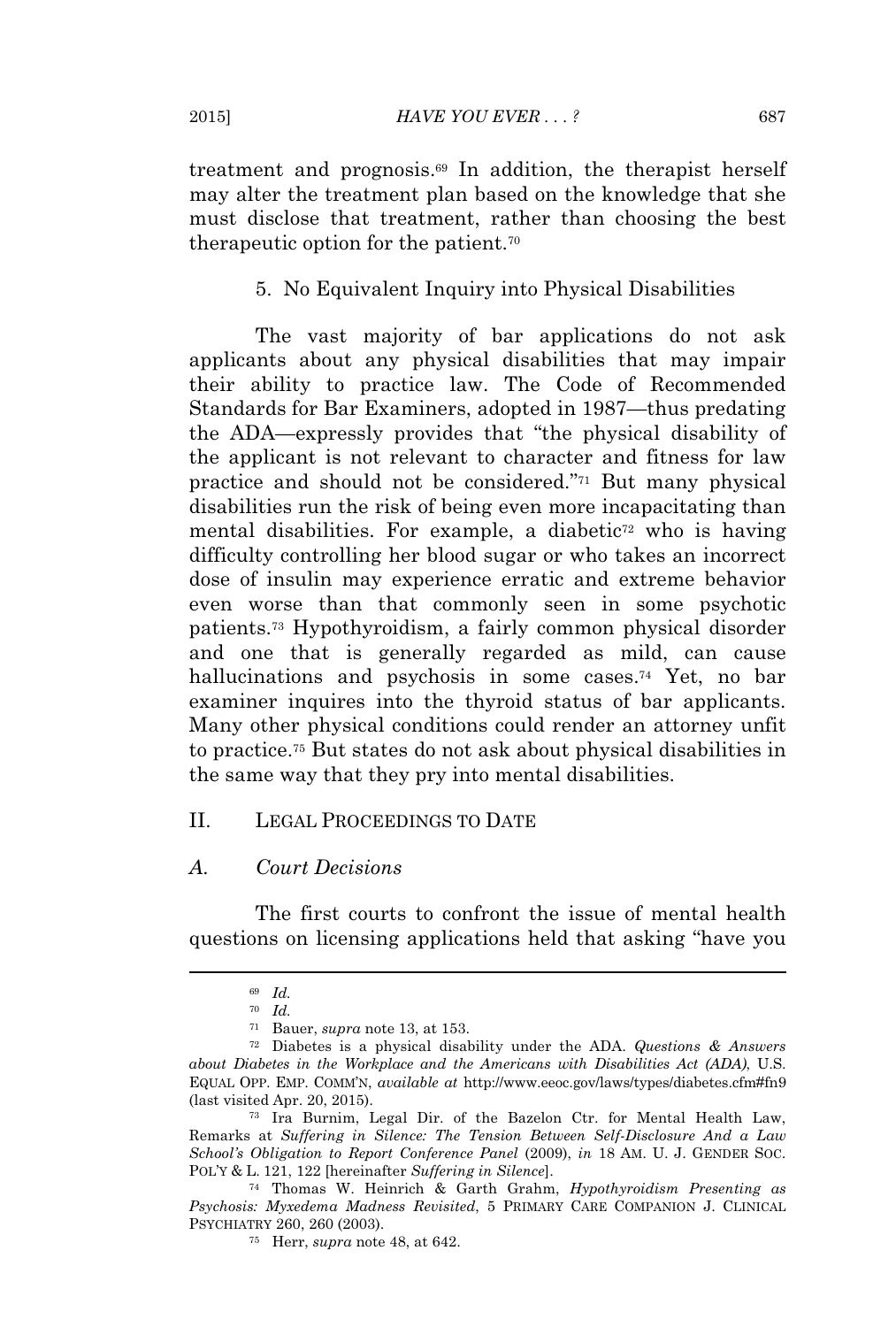treatment and prognosis.[69] In addition, the therapist herself may alter the treatment plan based on the knowledge that she must disclose that treatment, rather than choosing the best therapeutic option for the patient.[70]

#### 5. No Equivalent Inquiry into Physical Disabilities

The vast majority of bar applications do not ask applicants about any physical disabilities that may impair their ability to practice law. The Code of Recommended Standards for Bar Examiners, adopted in 1987—thus predating the ADA—expressly provides that "the physical disability of the applicant is not relevant to character and fitness for law practice and should not be considered."[71] But many physical disabilities run the risk of being even more incapacitating than mental disabilities. For example, a diabetic[72] who is having difficulty controlling her blood sugar or who takes an incorrect dose of insulin may experience erratic and extreme behavior even worse than that commonly seen in some psychotic patients.[73] Hypothyroidism, a fairly common physical disorder and one that is generally regarded as mild, can cause hallucinations and psychosis in some cases.[74] Yet, no bar examiner inquires into the thyroid status of bar applicants. Many other physical conditions could render an attorney unfit to practice.[75] But states do not ask about physical disabilities in the same way that they pry into mental disabilities.

## II. LEGAL PROCEEDINGS TO DATE

### *A. Court Decisions*

The first courts to confront the issue of mental health questions on licensing applications held that asking "have you

---

[69] *Id.*

[70] *Id.*

[71] Bauer, *supra* note 13, at 153.

[72] Diabetes is a physical disability under the ADA. *Questions & Answers about Diabetes in the Workplace and the Americans with Disabilities Act (ADA)*, U.S. EQUAL OPP. EMP. COMM'N, *available at* http://www.eeoc.gov/laws/types/diabetes.cfm#fn9 (last visited Apr. 20, 2015).

[73] Ira Burnim, Legal Dir. of the Bazelon Ctr. for Mental Health Law, Remarks at *Suffering in Silence: The Tension Between Self-Disclosure And a Law School's Obligation to Report Conference Panel* (2009), *in* 18 AM. U. J. GENDER SOC. POL'Y & L. 121, 122 [hereinafter *Suffering in Silence*].

[74] Thomas W. Heinrich & Garth Grahm, *Hypothyroidism Presenting as Psychosis: Myxedema Madness Revisited*, 5 PRIMARY CARE COMPANION J. CLINICAL PSYCHIATRY 260, 260 (2003).

[75] Herr, *supra* note 48, at 642.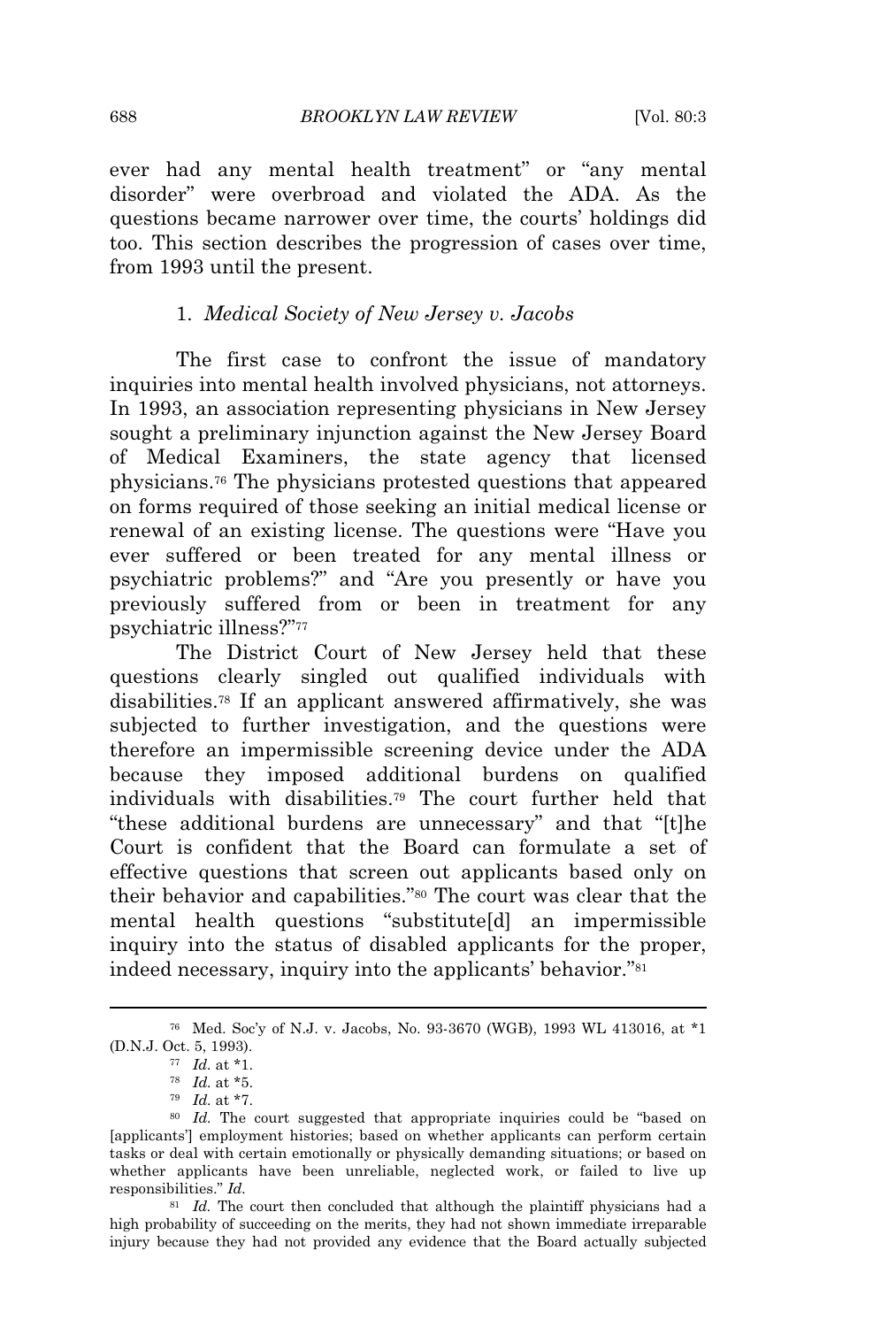ever had any mental health treatment" or "any mental disorder" were overbroad and violated the ADA. As the questions became narrower over time, the courts' holdings did too. This section describes the progression of cases over time, from 1993 until the present.

### 1. *Medical Society of New Jersey v. Jacobs*

The first case to confront the issue of mandatory inquiries into mental health involved physicians, not attorneys. In 1993, an association representing physicians in New Jersey sought a preliminary injunction against the New Jersey Board of Medical Examiners, the state agency that licensed physicians.[76] The physicians protested questions that appeared on forms required of those seeking an initial medical license or renewal of an existing license. The questions were "Have you ever suffered or been treated for any mental illness or psychiatric problems?" and "Are you presently or have you previously suffered from or been in treatment for any psychiatric illness?"[77]

The District Court of New Jersey held that these questions clearly singled out qualified individuals with disabilities.[78] If an applicant answered affirmatively, she was subjected to further investigation, and the questions were therefore an impermissible screening device under the ADA because they imposed additional burdens on qualified individuals with disabilities.[79] The court further held that "these additional burdens are unnecessary" and that "[t]he Court is confident that the Board can formulate a set of effective questions that screen out applicants based only on their behavior and capabilities."[80] The court was clear that the mental health questions "substitute[d] an impermissible inquiry into the status of disabled applicants for the proper, indeed necessary, inquiry into the applicants' behavior."[81]

---

[76] Med. Soc'y of N.J. v. Jacobs, No. 93-3670 (WGB), 1993 WL 413016, at *1 (D.N.J. Oct. 5, 1993).

[77] *Id.* at *1.

[78] *Id.* at *5.

[79] *Id.* at *7.

[80] *Id.* The court suggested that appropriate inquiries could be "based on [applicants'] employment histories; based on whether applicants can perform certain tasks or deal with certain emotionally or physically demanding situations; or based on whether applicants have been unreliable, neglected work, or failed to live up responsibilities." *Id.*

[81] *Id.* The court then concluded that although the plaintiff physicians had a high probability of succeeding on the merits, they had not shown immediate irreparable injury because they had not provided any evidence that the Board actually subjected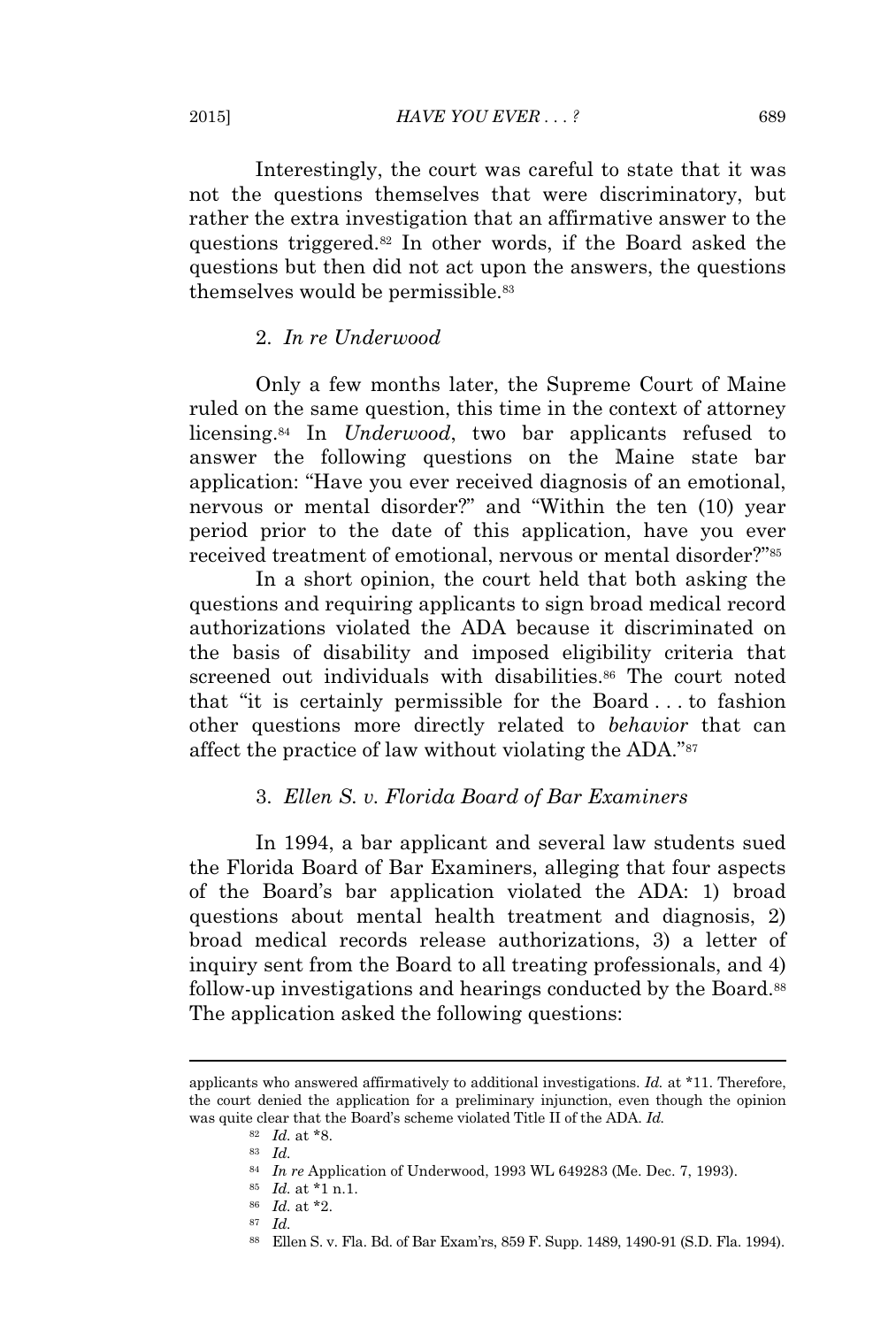Interestingly, the court was careful to state that it was not the questions themselves that were discriminatory, but rather the extra investigation that an affirmative answer to the questions triggered.[82] In other words, if the Board asked the questions but then did not act upon the answers, the questions themselves would be permissible.[83]

### 2. *In re Underwood*

Only a few months later, the Supreme Court of Maine ruled on the same question, this time in the context of attorney licensing.[84] In *Underwood*, two bar applicants refused to answer the following questions on the Maine state bar application: "Have you ever received diagnosis of an emotional, nervous or mental disorder?" and "Within the ten (10) year period prior to the date of this application, have you ever received treatment of emotional, nervous or mental disorder?"[85]

In a short opinion, the court held that both asking the questions and requiring applicants to sign broad medical record authorizations violated the ADA because it discriminated on the basis of disability and imposed eligibility criteria that screened out individuals with disabilities.[86] The court noted that "it is certainly permissible for the Board . . . to fashion other questions more directly related to *behavior* that can affect the practice of law without violating the ADA."[87]

### 3. *Ellen S. v. Florida Board of Bar Examiners*

In 1994, a bar applicant and several law students sued the Florida Board of Bar Examiners, alleging that four aspects of the Board's bar application violated the ADA: 1) broad questions about mental health treatment and diagnosis, 2) broad medical records release authorizations, 3) a letter of inquiry sent from the Board to all treating professionals, and 4) follow-up investigations and hearings conducted by the Board.[88] The application asked the following questions:

---

applicants who answered affirmatively to additional investigations. *Id.* at *11. Therefore, the court denied the application for a preliminary injunction, even though the opinion was quite clear that the Board's scheme violated Title II of the ADA. *Id.*

[82] *Id.* at *8.

[83] *Id.*

[84] *In re* Application of Underwood, 1993 WL 649283 (Me. Dec. 7, 1993).

[85] *Id.* at *1 n.1.

[86] *Id.* at *2.

[87] *Id.*

[88] Ellen S. v. Fla. Bd. of Bar Exam'rs, 859 F. Supp. 1489, 1490-91 (S.D. Fla. 1994).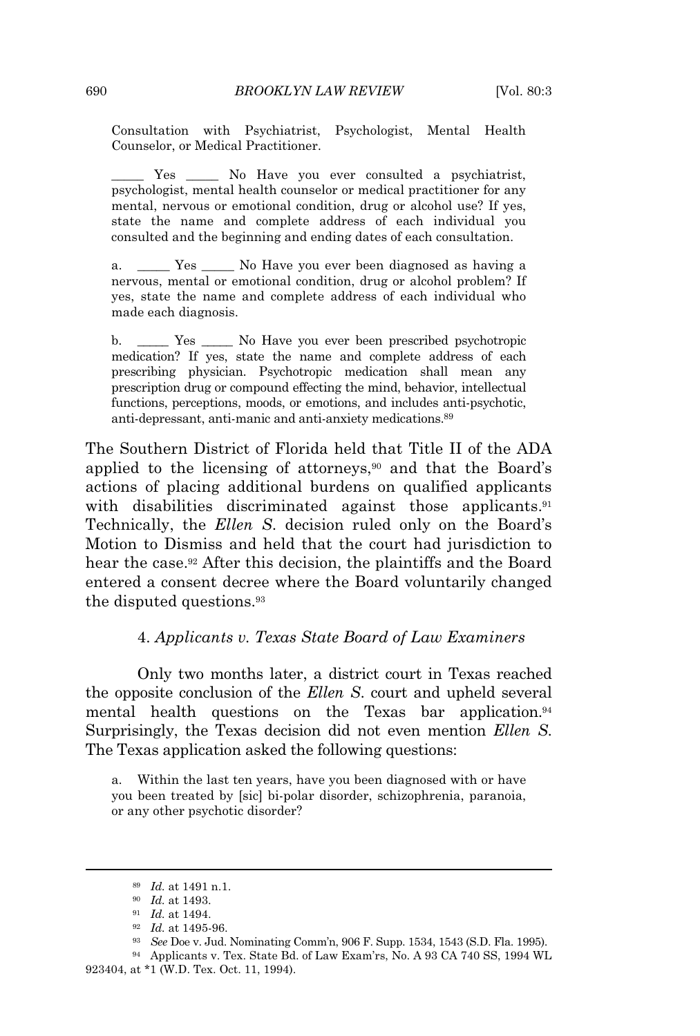Consultation with Psychiatrist, Psychologist, Mental Health Counselor, or Medical Practitioner.

_____ Yes _____ No Have you ever consulted a psychiatrist, psychologist, mental health counselor or medical practitioner for any mental, nervous or emotional condition, drug or alcohol use? If yes, state the name and complete address of each individual you consulted and the beginning and ending dates of each consultation.

a. _____ Yes _____ No Have you ever been diagnosed as having a nervous, mental or emotional condition, drug or alcohol problem? If yes, state the name and complete address of each individual who made each diagnosis.

b. _____ Yes _____ No Have you ever been prescribed psychotropic medication? If yes, state the name and complete address of each prescribing physician. Psychotropic medication shall mean any prescription drug or compound effecting the mind, behavior, intellectual functions, perceptions, moods, or emotions, and includes anti-psychotic, anti-depressant, anti-manic and anti-anxiety medications.[89]

The Southern District of Florida held that Title II of the ADA applied to the licensing of attorneys,[90] and that the Board's actions of placing additional burdens on qualified applicants with disabilities discriminated against those applicants.[91] Technically, the *Ellen S.* decision ruled only on the Board's Motion to Dismiss and held that the court had jurisdiction to hear the case.[92] After this decision, the plaintiffs and the Board entered a consent decree where the Board voluntarily changed the disputed questions.[93]

#### 4. *Applicants v. Texas State Board of Law Examiners*

Only two months later, a district court in Texas reached the opposite conclusion of the *Ellen S.* court and upheld several mental health questions on the Texas bar application.[94] Surprisingly, the Texas decision did not even mention *Ellen S.* The Texas application asked the following questions:

a. Within the last ten years, have you been diagnosed with or have you been treated by [sic] bi-polar disorder, schizophrenia, paranoia, or any other psychotic disorder?

---

[89] *Id.* at 1491 n.1.

[90] *Id.* at 1493.

[91] *Id.* at 1494.

[92] *Id.* at 1495-96.

[93] *See* Doe v. Jud. Nominating Comm'n, 906 F. Supp. 1534, 1543 (S.D. Fla. 1995).

[94] Applicants v. Tex. State Bd. of Law Exam'rs, No. A 93 CA 740 SS, 1994 WL 923404, at *1 (W.D. Tex. Oct. 11, 1994).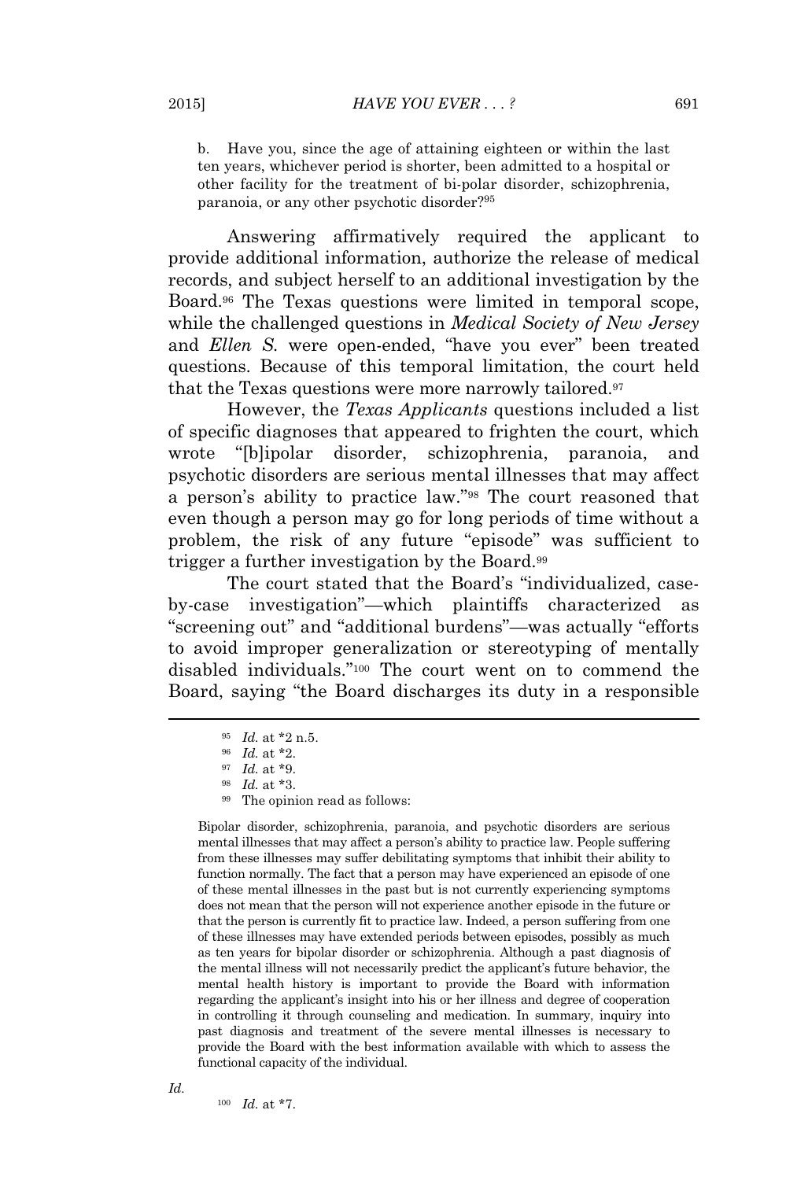b. Have you, since the age of attaining eighteen or within the last ten years, whichever period is shorter, been admitted to a hospital or other facility for the treatment of bi-polar disorder, schizophrenia, paranoia, or any other psychotic disorder?[95]

Answering affirmatively required the applicant to provide additional information, authorize the release of medical records, and subject herself to an additional investigation by the Board.[96] The Texas questions were limited in temporal scope, while the challenged questions in *Medical Society of New Jersey* and *Ellen S.* were open-ended, "have you ever" been treated questions. Because of this temporal limitation, the court held that the Texas questions were more narrowly tailored.[97]

However, the *Texas Applicants* questions included a list of specific diagnoses that appeared to frighten the court, which wrote "[b]ipolar disorder, schizophrenia, paranoia, and psychotic disorders are serious mental illnesses that may affect a person's ability to practice law."[98] The court reasoned that even though a person may go for long periods of time without a problem, the risk of any future "episode" was sufficient to trigger a further investigation by the Board.[99]

The court stated that the Board's "individualized, case-by-case investigation"—which plaintiffs characterized as "screening out" and "additional burdens"—was actually "efforts to avoid improper generalization or stereotyping of mentally disabled individuals."[100] The court went on to commend the Board, saying "the Board discharges its duty in a responsible

---

[95] *Id.* at *2 n.5.

[96] *Id.* at *2.

[97] *Id.* at *9.

[98] *Id.* at *3.

[99] The opinion read as follows:

> Bipolar disorder, schizophrenia, paranoia, and psychotic disorders are serious mental illnesses that may affect a person's ability to practice law. People suffering from these illnesses may suffer debilitating symptoms that inhibit their ability to function normally. The fact that a person may have experienced an episode of one of these mental illnesses in the past but is not currently experiencing symptoms does not mean that the person will not experience another episode in the future or that the person is currently fit to practice law. Indeed, a person suffering from one of these illnesses may have extended periods between episodes, possibly as much as ten years for bipolar disorder or schizophrenia. Although a past diagnosis of the mental illness will not necessarily predict the applicant's future behavior, the mental health history is important to provide the Board with information regarding the applicant's insight into his or her illness and degree of cooperation in controlling it through counseling and medication. In summary, inquiry into past diagnosis and treatment of the severe mental illnesses is necessary to provide the Board with the best information available with which to assess the functional capacity of the individual.

*Id.*

[100] *Id.* at *7.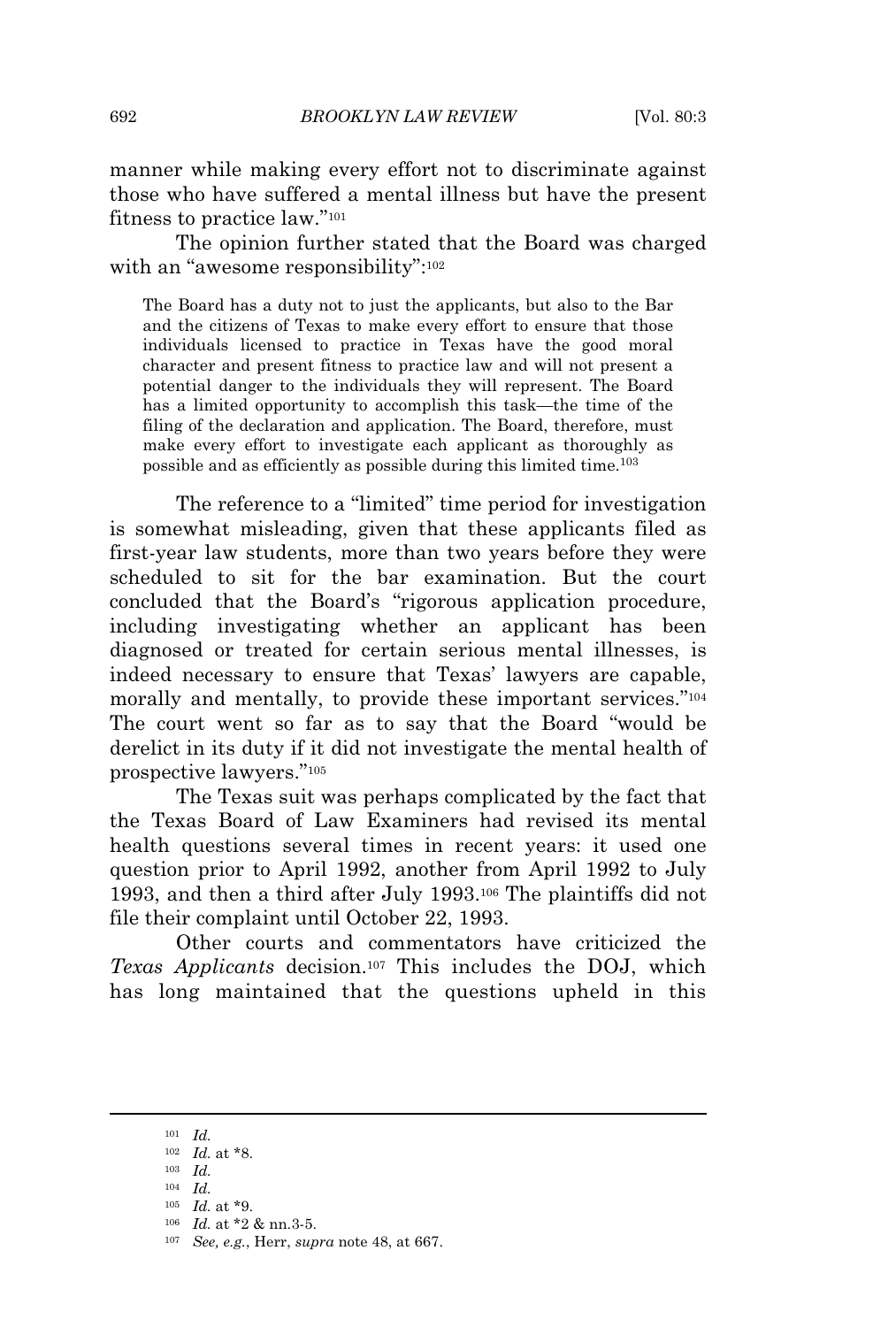manner while making every effort not to discriminate against those who have suffered a mental illness but have the present fitness to practice law."[101]

The opinion further stated that the Board was charged with an "awesome responsibility":[102]

> The Board has a duty not to just the applicants, but also to the Bar and the citizens of Texas to make every effort to ensure that those individuals licensed to practice in Texas have the good moral character and present fitness to practice law and will not present a potential danger to the individuals they will represent. The Board has a limited opportunity to accomplish this task—the time of the filing of the declaration and application. The Board, therefore, must make every effort to investigate each applicant as thoroughly as possible and as efficiently as possible during this limited time.[103]

The reference to a "limited" time period for investigation is somewhat misleading, given that these applicants filed as first-year law students, more than two years before they were scheduled to sit for the bar examination. But the court concluded that the Board's "rigorous application procedure, including investigating whether an applicant has been diagnosed or treated for certain serious mental illnesses, is indeed necessary to ensure that Texas' lawyers are capable, morally and mentally, to provide these important services."[104] The court went so far as to say that the Board "would be derelict in its duty if it did not investigate the mental health of prospective lawyers."[105]

The Texas suit was perhaps complicated by the fact that the Texas Board of Law Examiners had revised its mental health questions several times in recent years: it used one question prior to April 1992, another from April 1992 to July 1993, and then a third after July 1993.[106] The plaintiffs did not file their complaint until October 22, 1993.

Other courts and commentators have criticized the *Texas Applicants* decision.[107] This includes the DOJ, which has long maintained that the questions upheld in this

---

[101] *Id.*

[102] *Id.* at \*8.

[103] *Id.*

[104] *Id.*

[105] *Id.* at \*9.

[106] *Id.* at \*2 & nn.3-5.

[107] *See, e.g.*, Herr, *supra* note 48, at 667.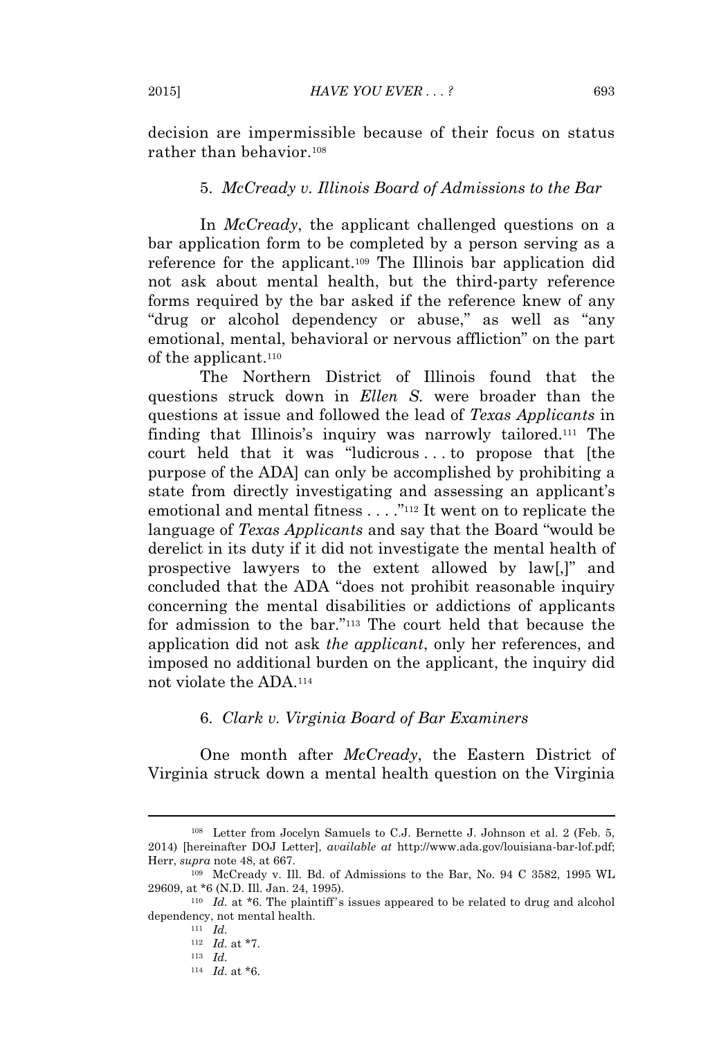decision are impermissible because of their focus on status rather than behavior.[108]

### 5. *McCready v. Illinois Board of Admissions to the Bar*

In *McCready*, the applicant challenged questions on a bar application form to be completed by a person serving as a reference for the applicant.[109] The Illinois bar application did not ask about mental health, but the third-party reference forms required by the bar asked if the reference knew of any "drug or alcohol dependency or abuse," as well as "any emotional, mental, behavioral or nervous affliction" on the part of the applicant.[110]

The Northern District of Illinois found that the questions struck down in *Ellen S.* were broader than the questions at issue and followed the lead of *Texas Applicants* in finding that Illinois's inquiry was narrowly tailored.[111] The court held that it was "ludicrous . . . to propose that [the purpose of the ADA] can only be accomplished by prohibiting a state from directly investigating and assessing an applicant's emotional and mental fitness . . . ."[112] It went on to replicate the language of *Texas Applicants* and say that the Board "would be derelict in its duty if it did not investigate the mental health of prospective lawyers to the extent allowed by law[,]" and concluded that the ADA "does not prohibit reasonable inquiry concerning the mental disabilities or addictions of applicants for admission to the bar."[113] The court held that because the application did not ask *the applicant*, only her references, and imposed no additional burden on the applicant, the inquiry did not violate the ADA.[114]

### 6. *Clark v. Virginia Board of Bar Examiners*

One month after *McCready*, the Eastern District of Virginia struck down a mental health question on the Virginia

---

[108] Letter from Jocelyn Samuels to C.J. Bernette J. Johnson et al. 2 (Feb. 5, 2014) [hereinafter DOJ Letter], *available at* http://www.ada.gov/louisiana-bar-lof.pdf; Herr, *supra* note 48, at 667.

[109] McCready v. Ill. Bd. of Admissions to the Bar, No. 94 C 3582, 1995 WL 29609, at *6 (N.D. Ill. Jan. 24, 1995).

[110] *Id.* at *6. The plaintiff's issues appeared to be related to drug and alcohol dependency, not mental health.

[111] *Id.*

[112] *Id.* at *7.

[113] *Id.*

[114] *Id.* at *6.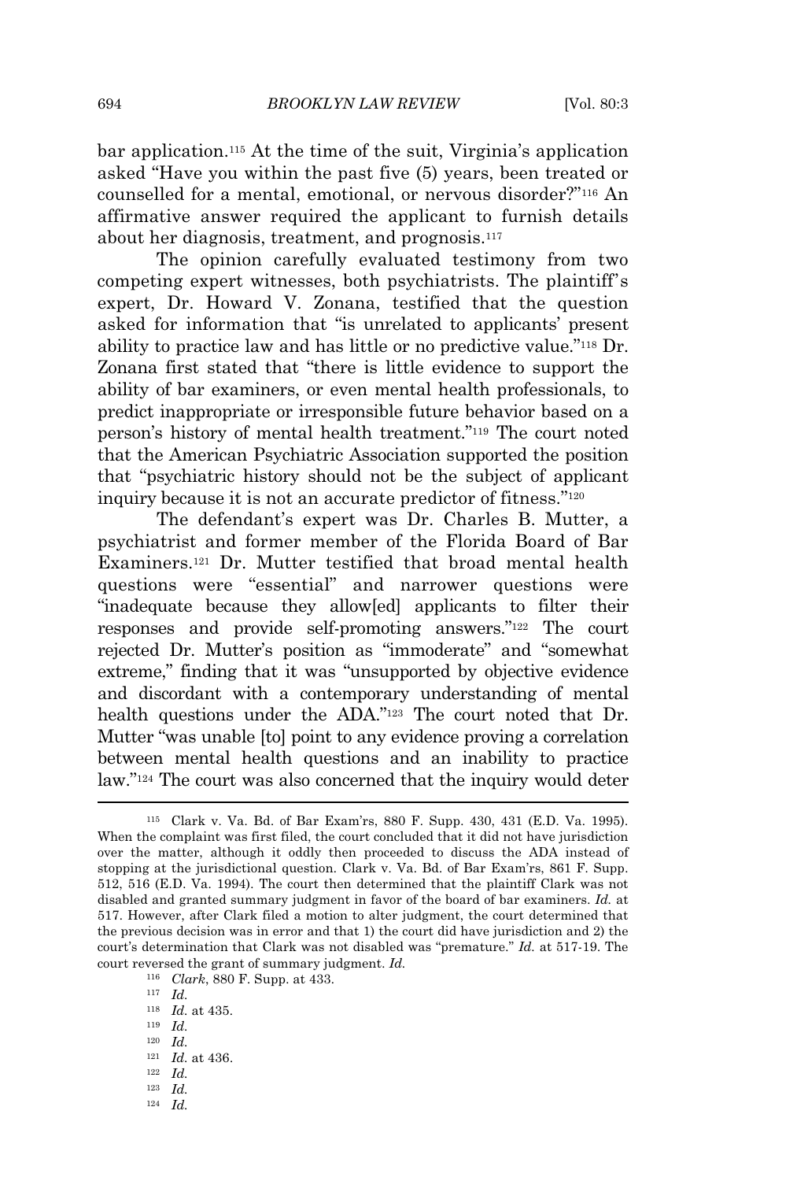bar application.[115] At the time of the suit, Virginia's application asked "Have you within the past five (5) years, been treated or counselled for a mental, emotional, or nervous disorder?"[116] An affirmative answer required the applicant to furnish details about her diagnosis, treatment, and prognosis.[117]

The opinion carefully evaluated testimony from two competing expert witnesses, both psychiatrists. The plaintiff's expert, Dr. Howard V. Zonana, testified that the question asked for information that "is unrelated to applicants' present ability to practice law and has little or no predictive value."[118] Dr. Zonana first stated that "there is little evidence to support the ability of bar examiners, or even mental health professionals, to predict inappropriate or irresponsible future behavior based on a person's history of mental health treatment."[119] The court noted that the American Psychiatric Association supported the position that "psychiatric history should not be the subject of applicant inquiry because it is not an accurate predictor of fitness."[120]

The defendant's expert was Dr. Charles B. Mutter, a psychiatrist and former member of the Florida Board of Bar Examiners.[121] Dr. Mutter testified that broad mental health questions were "essential" and narrower questions were "inadequate because they allow[ed] applicants to filter their responses and provide self-promoting answers."[122] The court rejected Dr. Mutter's position as "immoderate" and "somewhat extreme," finding that it was "unsupported by objective evidence and discordant with a contemporary understanding of mental health questions under the ADA."[123] The court noted that Dr. Mutter "was unable [to] point to any evidence proving a correlation between mental health questions and an inability to practice law."[124] The court was also concerned that the inquiry would deter

---

[115] Clark v. Va. Bd. of Bar Exam'rs, 880 F. Supp. 430, 431 (E.D. Va. 1995). When the complaint was first filed, the court concluded that it did not have jurisdiction over the matter, although it oddly then proceeded to discuss the ADA instead of stopping at the jurisdictional question. Clark v. Va. Bd. of Bar Exam'rs, 861 F. Supp. 512, 516 (E.D. Va. 1994). The court then determined that the plaintiff Clark was not disabled and granted summary judgment in favor of the board of bar examiners. *Id.* at 517. However, after Clark filed a motion to alter judgment, the court determined that the previous decision was in error and that 1) the court did have jurisdiction and 2) the court's determination that Clark was not disabled was "premature." *Id.* at 517-19. The court reversed the grant of summary judgment. *Id.*

[116] *Clark*, 880 F. Supp. at 433.

[117] *Id.*

[118] *Id.* at 435.

[119] *Id.*

[120] *Id.*

[121] *Id.* at 436.

[122] *Id.*

[123] *Id.*

[124] *Id.*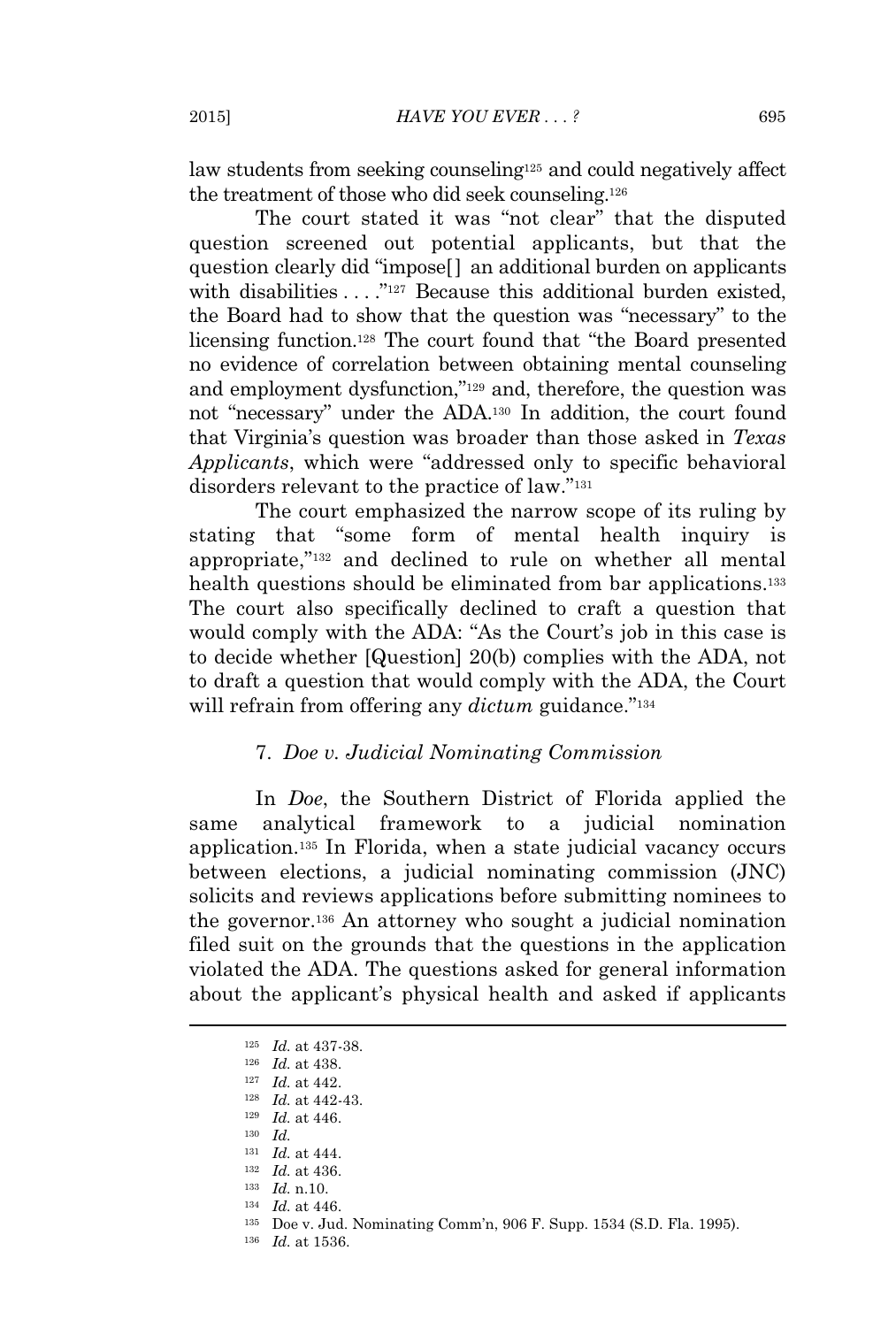law students from seeking counseling[125] and could negatively affect the treatment of those who did seek counseling.[126]

The court stated it was "not clear" that the disputed question screened out potential applicants, but that the question clearly did "impose[] an additional burden on applicants with disabilities . . . ."[127] Because this additional burden existed, the Board had to show that the question was "necessary" to the licensing function.[128] The court found that "the Board presented no evidence of correlation between obtaining mental counseling and employment dysfunction,"[129] and, therefore, the question was not "necessary" under the ADA.[130] In addition, the court found that Virginia's question was broader than those asked in *Texas Applicants*, which were "addressed only to specific behavioral disorders relevant to the practice of law."[131]

The court emphasized the narrow scope of its ruling by stating that "some form of mental health inquiry is appropriate,"[132] and declined to rule on whether all mental health questions should be eliminated from bar applications.[133] The court also specifically declined to craft a question that would comply with the ADA: "As the Court's job in this case is to decide whether [Question] 20(b) complies with the ADA, not to draft a question that would comply with the ADA, the Court will refrain from offering any *dictum* guidance."[134]

#### 7. *Doe v. Judicial Nominating Commission*

In *Doe*, the Southern District of Florida applied the same analytical framework to a judicial nomination application.[135] In Florida, when a state judicial vacancy occurs between elections, a judicial nominating commission (JNC) solicits and reviews applications before submitting nominees to the governor.[136] An attorney who sought a judicial nomination filed suit on the grounds that the questions in the application violated the ADA. The questions asked for general information about the applicant's physical health and asked if applicants

---

[125] *Id.* at 437-38.

[126] *Id.* at 438.

[127] *Id.* at 442.

[128] *Id.* at 442-43.

[129] *Id.* at 446.

[130] *Id.*

[131] *Id.* at 444.

[132] *Id.* at 436.

[133] *Id.* n.10.

[134] *Id.* at 446.

[135] Doe v. Jud. Nominating Comm'n, 906 F. Supp. 1534 (S.D. Fla. 1995).

[136] *Id.* at 1536.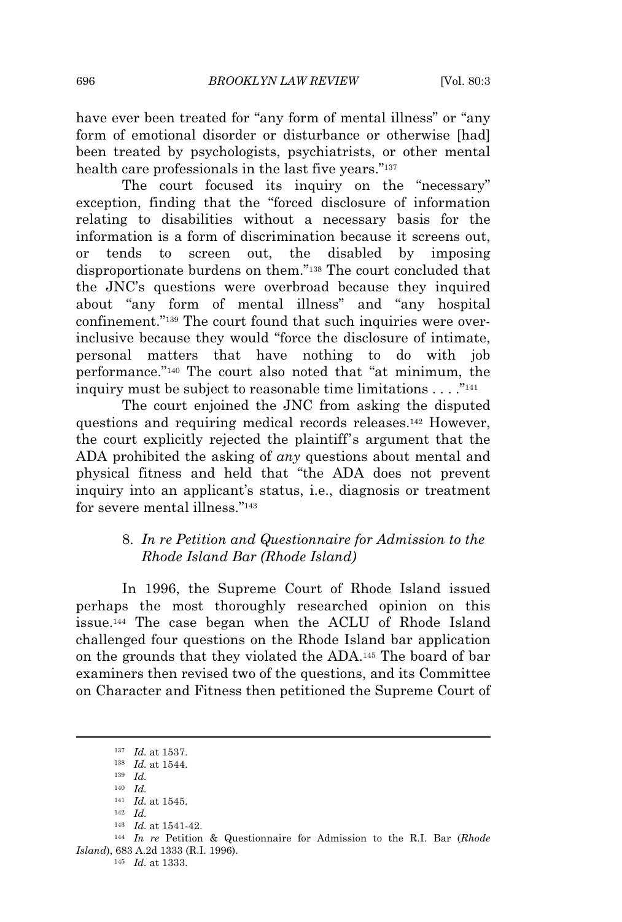have ever been treated for "any form of mental illness" or "any form of emotional disorder or disturbance or otherwise [had] been treated by psychologists, psychiatrists, or other mental health care professionals in the last five years."[137]

The court focused its inquiry on the "necessary" exception, finding that the "forced disclosure of information relating to disabilities without a necessary basis for the information is a form of discrimination because it screens out, or tends to screen out, the disabled by imposing disproportionate burdens on them."[138] The court concluded that the JNC's questions were overbroad because they inquired about "any form of mental illness" and "any hospital confinement."[139] The court found that such inquiries were over-inclusive because they would "force the disclosure of intimate, personal matters that have nothing to do with job performance."[140] The court also noted that "at minimum, the inquiry must be subject to reasonable time limitations . . . ."[141]

The court enjoined the JNC from asking the disputed questions and requiring medical records releases.[142] However, the court explicitly rejected the plaintiff's argument that the ADA prohibited the asking of *any* questions about mental and physical fitness and held that "the ADA does not prevent inquiry into an applicant's status, i.e., diagnosis or treatment for severe mental illness."[143]

### 8. *In re Petition and Questionnaire for Admission to the Rhode Island Bar (Rhode Island)*

In 1996, the Supreme Court of Rhode Island issued perhaps the most thoroughly researched opinion on this issue.[144] The case began when the ACLU of Rhode Island challenged four questions on the Rhode Island bar application on the grounds that they violated the ADA.[145] The board of bar examiners then revised two of the questions, and its Committee on Character and Fitness then petitioned the Supreme Court of

---

[137] *Id.* at 1537.

[138] *Id.* at 1544.

[139] *Id.*

[140] *Id.*

[141] *Id.* at 1545.

[142] *Id.*

[143] *Id.* at 1541-42.

[144] *In re* Petition & Questionnaire for Admission to the R.I. Bar (*Rhode Island*), 683 A.2d 1333 (R.I. 1996).

[145] *Id.* at 1333.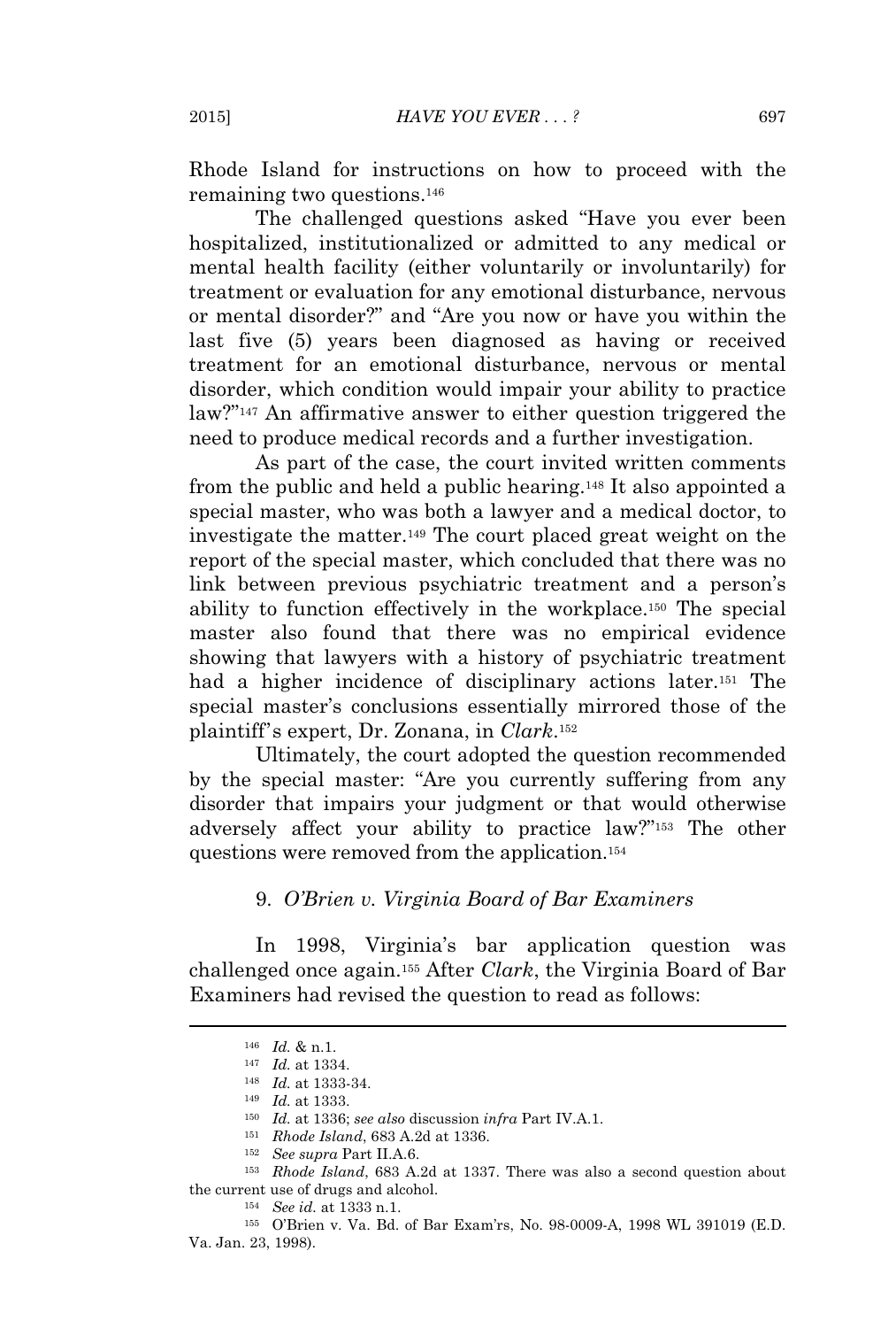Rhode Island for instructions on how to proceed with the remaining two questions.[146]

The challenged questions asked "Have you ever been hospitalized, institutionalized or admitted to any medical or mental health facility (either voluntarily or involuntarily) for treatment or evaluation for any emotional disturbance, nervous or mental disorder?" and "Are you now or have you within the last five (5) years been diagnosed as having or received treatment for an emotional disturbance, nervous or mental disorder, which condition would impair your ability to practice law?"[147] An affirmative answer to either question triggered the need to produce medical records and a further investigation.

As part of the case, the court invited written comments from the public and held a public hearing.[148] It also appointed a special master, who was both a lawyer and a medical doctor, to investigate the matter.[149] The court placed great weight on the report of the special master, which concluded that there was no link between previous psychiatric treatment and a person's ability to function effectively in the workplace.[150] The special master also found that there was no empirical evidence showing that lawyers with a history of psychiatric treatment had a higher incidence of disciplinary actions later.[151] The special master's conclusions essentially mirrored those of the plaintiff's expert, Dr. Zonana, in *Clark*.[152]

Ultimately, the court adopted the question recommended by the special master: "Are you currently suffering from any disorder that impairs your judgment or that would otherwise adversely affect your ability to practice law?"[153] The other questions were removed from the application.[154]

#### 9. *O'Brien v. Virginia Board of Bar Examiners*

In 1998, Virginia's bar application question was challenged once again.[155] After *Clark*, the Virginia Board of Bar Examiners had revised the question to read as follows:

---

[146] *Id.* & n.1.

[147] *Id.* at 1334.

[148] *Id.* at 1333-34.

[149] *Id.* at 1333.

[150] *Id.* at 1336; *see also* discussion *infra* Part IV.A.1.

[151] *Rhode Island*, 683 A.2d at 1336.

[152] *See supra* Part II.A.6.

[153] *Rhode Island*, 683 A.2d at 1337. There was also a second question about the current use of drugs and alcohol.

[154] *See id.* at 1333 n.1.

[155] O'Brien v. Va. Bd. of Bar Exam'rs, No. 98-0009-A, 1998 WL 391019 (E.D. Va. Jan. 23, 1998).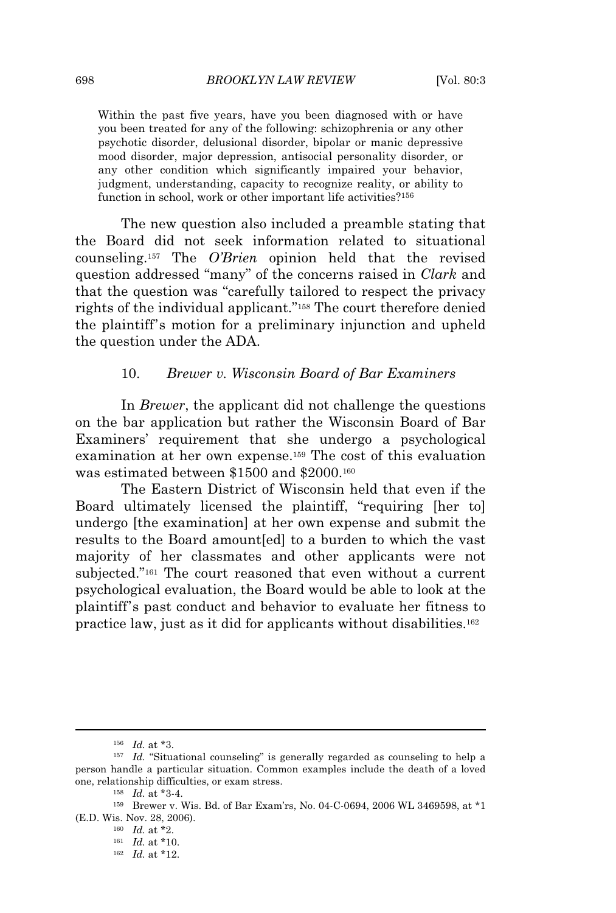> Within the past five years, have you been diagnosed with or have you been treated for any of the following: schizophrenia or any other psychotic disorder, delusional disorder, bipolar or manic depressive mood disorder, major depression, antisocial personality disorder, or any other condition which significantly impaired your behavior, judgment, understanding, capacity to recognize reality, or ability to function in school, work or other important life activities?[156]

The new question also included a preamble stating that the Board did not seek information related to situational counseling.[157] The *O'Brien* opinion held that the revised question addressed "many" of the concerns raised in *Clark* and that the question was "carefully tailored to respect the privacy rights of the individual applicant."[158] The court therefore denied the plaintiff's motion for a preliminary injunction and upheld the question under the ADA.

### 10. *Brewer v. Wisconsin Board of Bar Examiners*

In *Brewer*, the applicant did not challenge the questions on the bar application but rather the Wisconsin Board of Bar Examiners' requirement that she undergo a psychological examination at her own expense.[159] The cost of this evaluation was estimated between $1500 and $2000.[160]

The Eastern District of Wisconsin held that even if the Board ultimately licensed the plaintiff, "requiring [her to] undergo [the examination] at her own expense and submit the results to the Board amount[ed] to a burden to which the vast majority of her classmates and other applicants were not subjected."[161] The court reasoned that even without a current psychological evaluation, the Board would be able to look at the plaintiff's past conduct and behavior to evaluate her fitness to practice law, just as it did for applicants without disabilities.[162]

---

[156] *Id.* at *3.

[157] *Id.* "Situational counseling" is generally regarded as counseling to help a person handle a particular situation. Common examples include the death of a loved one, relationship difficulties, or exam stress.

[158] *Id.* at *3-4.

[159] Brewer v. Wis. Bd. of Bar Exam'rs, No. 04-C-0694, 2006 WL 3469598, at *1 (E.D. Wis. Nov. 28, 2006).

[160] *Id.* at *2.

[161] *Id.* at *10.

[162] *Id.* at *12.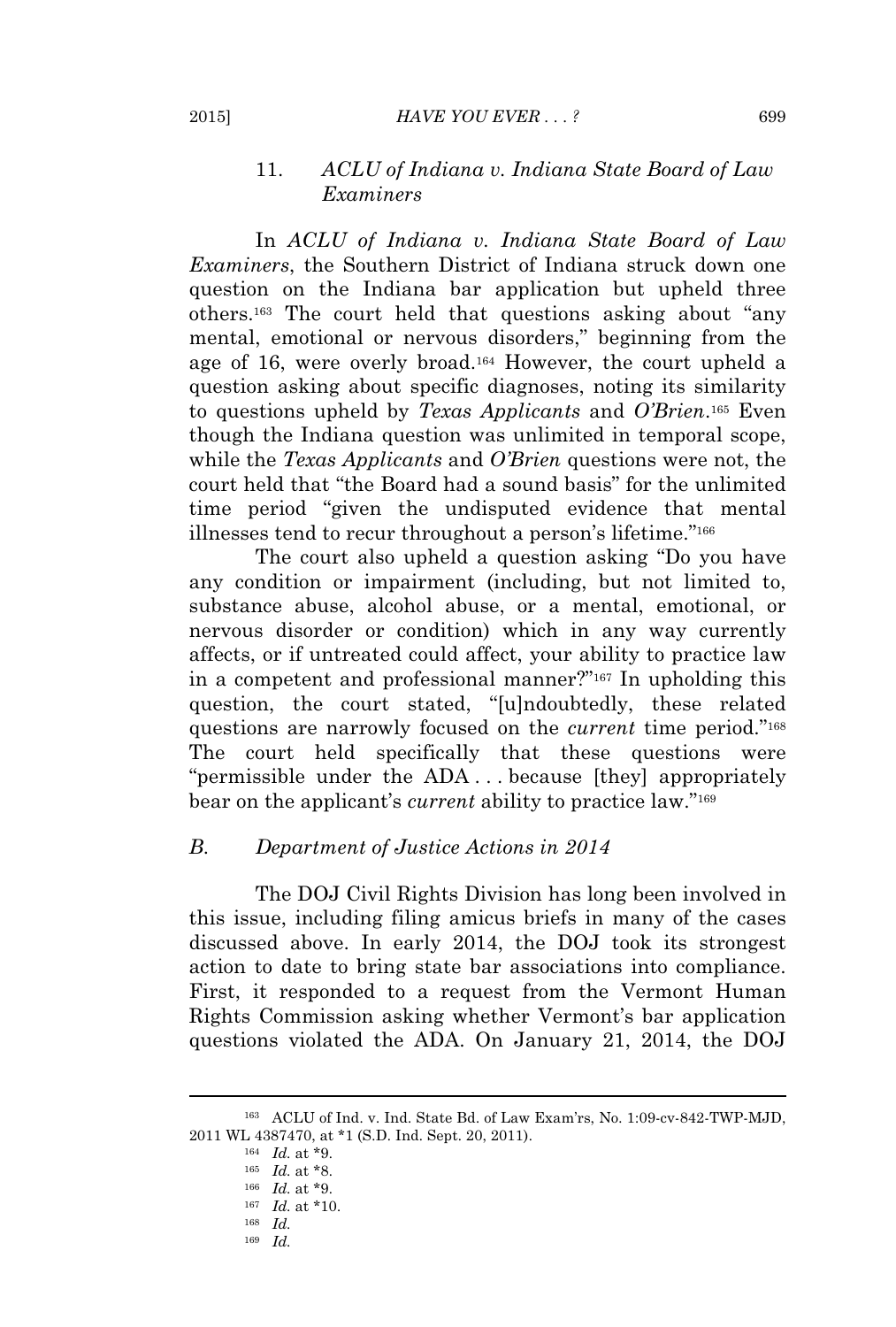### 11. *ACLU of Indiana v. Indiana State Board of Law Examiners*

In *ACLU of Indiana v. Indiana State Board of Law Examiners*, the Southern District of Indiana struck down one question on the Indiana bar application but upheld three others.[163] The court held that questions asking about "any mental, emotional or nervous disorders," beginning from the age of 16, were overly broad.[164] However, the court upheld a question asking about specific diagnoses, noting its similarity to questions upheld by *Texas Applicants* and *O'Brien*.[165] Even though the Indiana question was unlimited in temporal scope, while the *Texas Applicants* and *O'Brien* questions were not, the court held that "the Board had a sound basis" for the unlimited time period "given the undisputed evidence that mental illnesses tend to recur throughout a person's lifetime."[166]

The court also upheld a question asking "Do you have any condition or impairment (including, but not limited to, substance abuse, alcohol abuse, or a mental, emotional, or nervous disorder or condition) which in any way currently affects, or if untreated could affect, your ability to practice law in a competent and professional manner?"[167] In upholding this question, the court stated, "[u]ndoubtedly, these related questions are narrowly focused on the *current* time period."[168] The court held specifically that these questions were "permissible under the ADA . . . because [they] appropriately bear on the applicant's *current* ability to practice law."[169]

## *B. Department of Justice Actions in 2014*

The DOJ Civil Rights Division has long been involved in this issue, including filing amicus briefs in many of the cases discussed above. In early 2014, the DOJ took its strongest action to date to bring state bar associations into compliance. First, it responded to a request from the Vermont Human Rights Commission asking whether Vermont's bar application questions violated the ADA. On January 21, 2014, the DOJ

---

[163] ACLU of Ind. v. Ind. State Bd. of Law Exam'rs, No. 1:09-cv-842-TWP-MJD, 2011 WL 4387470, at *1 (S.D. Ind. Sept. 20, 2011).

[164] *Id.* at *9.

[165] *Id.* at *8.

[166] *Id.* at *9.

[167] *Id.* at *10.

[168] *Id.*

[169] *Id.*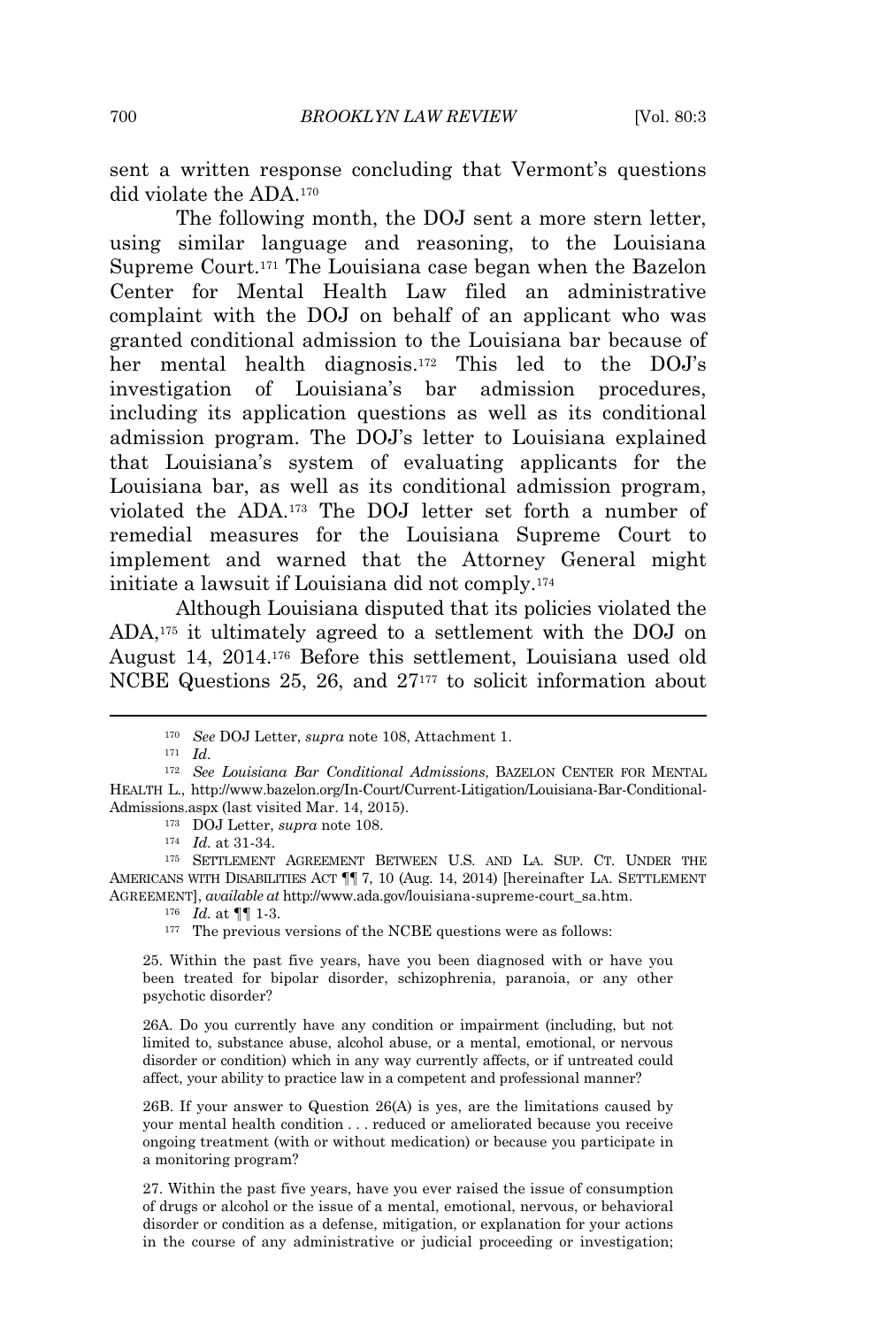sent a written response concluding that Vermont's questions did violate the ADA.[170]

The following month, the DOJ sent a more stern letter, using similar language and reasoning, to the Louisiana Supreme Court.[171] The Louisiana case began when the Bazelon Center for Mental Health Law filed an administrative complaint with the DOJ on behalf of an applicant who was granted conditional admission to the Louisiana bar because of her mental health diagnosis.[172] This led to the DOJ's investigation of Louisiana's bar admission procedures, including its application questions as well as its conditional admission program. The DOJ's letter to Louisiana explained that Louisiana's system of evaluating applicants for the Louisiana bar, as well as its conditional admission program, violated the ADA.[173] The DOJ letter set forth a number of remedial measures for the Louisiana Supreme Court to implement and warned that the Attorney General might initiate a lawsuit if Louisiana did not comply.[174]

Although Louisiana disputed that its policies violated the ADA,[175] it ultimately agreed to a settlement with the DOJ on August 14, 2014.[176] Before this settlement, Louisiana used old NCBE Questions 25, 26, and 27[177] to solicit information about

---

[170] *See* DOJ Letter, *supra* note 108, Attachment 1.

[171] *Id.*

[172] *See Louisiana Bar Conditional Admissions*, BAZELON CENTER FOR MENTAL HEALTH L., http://www.bazelon.org/In-Court/Current-Litigation/Louisiana-Bar-Conditional-Admissions.aspx (last visited Mar. 14, 2015).

[173] DOJ Letter, *supra* note 108.

[174] *Id.* at 31-34.

[175] SETTLEMENT AGREEMENT BETWEEN U.S. AND LA. SUP. CT. UNDER THE AMERICANS WITH DISABILITIES ACT ¶¶ 7, 10 (Aug. 14, 2014) [hereinafter LA. SETTLEMENT AGREEMENT], *available at* http://www.ada.gov/louisiana-supreme-court_sa.htm.

[176] *Id.* at ¶¶ 1-3.

[177] The previous versions of the NCBE questions were as follows:

> 25. Within the past five years, have you been diagnosed with or have you been treated for bipolar disorder, schizophrenia, paranoia, or any other psychotic disorder?
>
> 26A. Do you currently have any condition or impairment (including, but not limited to, substance abuse, alcohol abuse, or a mental, emotional, or nervous disorder or condition) which in any way currently affects, or if untreated could affect, your ability to practice law in a competent and professional manner?
>
> 26B. If your answer to Question 26(A) is yes, are the limitations caused by your mental health condition . . . reduced or ameliorated because you receive ongoing treatment (with or without medication) or because you participate in a monitoring program?
>
> 27. Within the past five years, have you ever raised the issue of consumption of drugs or alcohol or the issue of a mental, emotional, nervous, or behavioral disorder or condition as a defense, mitigation, or explanation for your actions in the course of any administrative or judicial proceeding or investigation;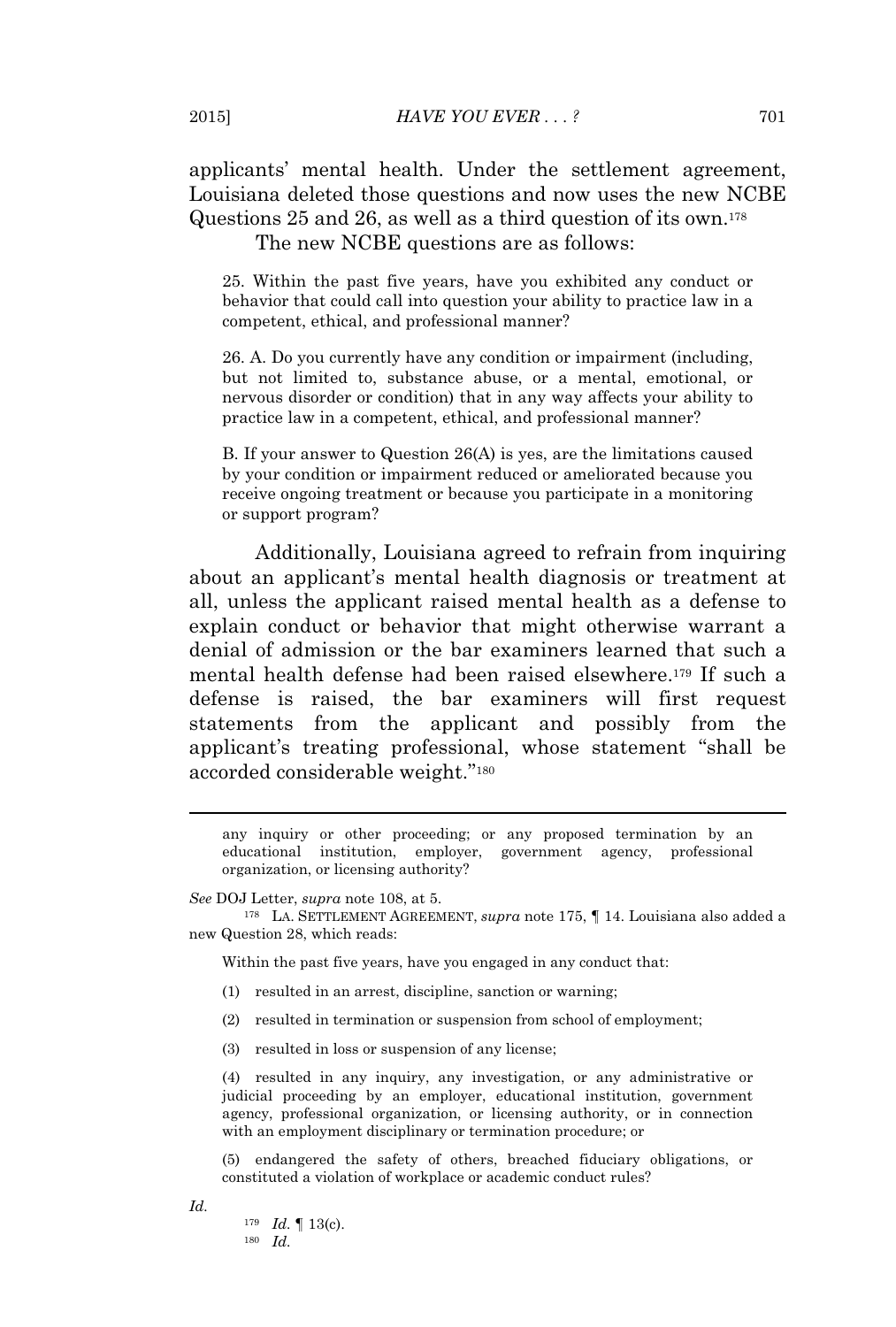applicants' mental health. Under the settlement agreement, Louisiana deleted those questions and now uses the new NCBE Questions 25 and 26, as well as a third question of its own.[178]

The new NCBE questions are as follows:

> 25. Within the past five years, have you exhibited any conduct or behavior that could call into question your ability to practice law in a competent, ethical, and professional manner?
>
> 26. A. Do you currently have any condition or impairment (including, but not limited to, substance abuse, or a mental, emotional, or nervous disorder or condition) that in any way affects your ability to practice law in a competent, ethical, and professional manner?
>
> B. If your answer to Question 26(A) is yes, are the limitations caused by your condition or impairment reduced or ameliorated because you receive ongoing treatment or because you participate in a monitoring or support program?

Additionally, Louisiana agreed to refrain from inquiring about an applicant's mental health diagnosis or treatment at all, unless the applicant raised mental health as a defense to explain conduct or behavior that might otherwise warrant a denial of admission or the bar examiners learned that such a mental health defense had been raised elsewhere.[179] If such a defense is raised, the bar examiners will first request statements from the applicant and possibly from the applicant's treating professional, whose statement "shall be accorded considerable weight."[180]

---

> any inquiry or other proceeding; or any proposed termination by an educational institution, employer, government agency, professional organization, or licensing authority?

*See* DOJ Letter, *supra* note 108, at 5.

[178] LA. SETTLEMENT AGREEMENT, *supra* note 175, ¶ 14. Louisiana also added a new Question 28, which reads:

> Within the past five years, have you engaged in any conduct that:
>
> (1) resulted in an arrest, discipline, sanction or warning;
>
> (2) resulted in termination or suspension from school of employment;
>
> (3) resulted in loss or suspension of any license;
>
> (4) resulted in any inquiry, any investigation, or any administrative or judicial proceeding by an employer, educational institution, government agency, professional organization, or licensing authority, or in connection with an employment disciplinary or termination procedure; or
>
> (5) endangered the safety of others, breached fiduciary obligations, or constituted a violation of workplace or academic conduct rules?

*Id.*

[179] *Id.* ¶ 13(c).

[180] *Id.*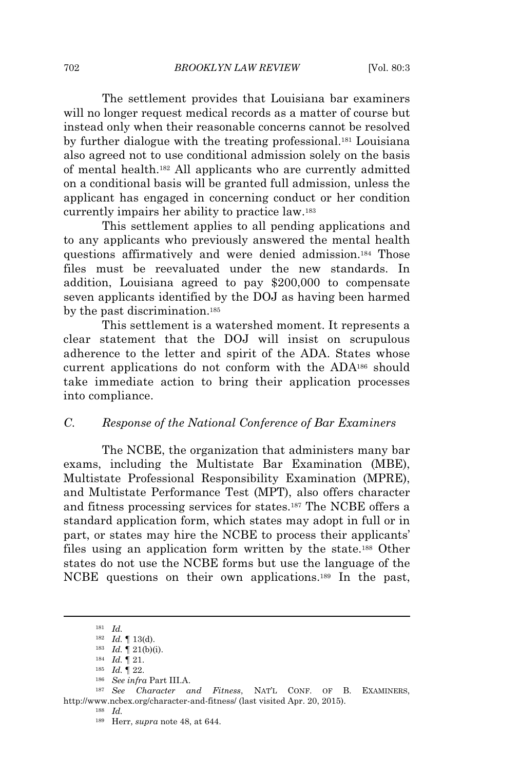The settlement provides that Louisiana bar examiners will no longer request medical records as a matter of course but instead only when their reasonable concerns cannot be resolved by further dialogue with the treating professional.[181] Louisiana also agreed not to use conditional admission solely on the basis of mental health.[182] All applicants who are currently admitted on a conditional basis will be granted full admission, unless the applicant has engaged in concerning conduct or her condition currently impairs her ability to practice law.[183]

This settlement applies to all pending applications and to any applicants who previously answered the mental health questions affirmatively and were denied admission.[184] Those files must be reevaluated under the new standards. In addition, Louisiana agreed to pay $200,000 to compensate seven applicants identified by the DOJ as having been harmed by the past discrimination.[185]

This settlement is a watershed moment. It represents a clear statement that the DOJ will insist on scrupulous adherence to the letter and spirit of the ADA. States whose current applications do not conform with the ADA[186] should take immediate action to bring their application processes into compliance.

### C. *Response of the National Conference of Bar Examiners*

The NCBE, the organization that administers many bar exams, including the Multistate Bar Examination (MBE), Multistate Professional Responsibility Examination (MPRE), and Multistate Performance Test (MPT), also offers character and fitness processing services for states.[187] The NCBE offers a standard application form, which states may adopt in full or in part, or states may hire the NCBE to process their applicants' files using an application form written by the state.[188] Other states do not use the NCBE forms but use the language of the NCBE questions on their own applications.[189] In the past,

---

[181] *Id.*

[182] *Id.* ¶ 13(d).

[183] *Id.* ¶ 21(b)(i).

[184] *Id.* ¶ 21.

[185] *Id.* ¶ 22.

[186] *See infra* Part III.A.

[187] *See Character and Fitness*, NAT'L CONF. OF B. EXAMINERS, http://www.ncbex.org/character-and-fitness/ (last visited Apr. 20, 2015).

[188] *Id.*

[189] Herr, *supra* note 48, at 644.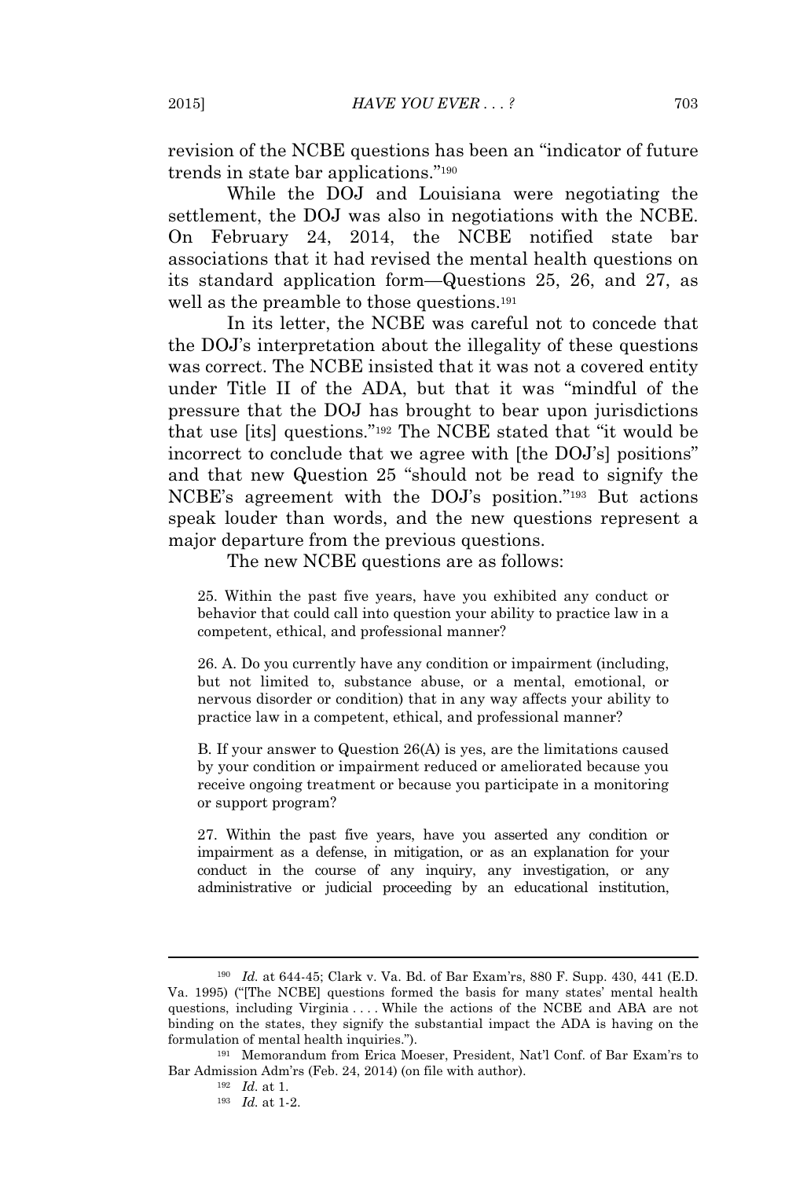revision of the NCBE questions has been an "indicator of future trends in state bar applications."[190]

While the DOJ and Louisiana were negotiating the settlement, the DOJ was also in negotiations with the NCBE. On February 24, 2014, the NCBE notified state bar associations that it had revised the mental health questions on its standard application form—Questions 25, 26, and 27, as well as the preamble to those questions.[191]

In its letter, the NCBE was careful not to concede that the DOJ's interpretation about the illegality of these questions was correct. The NCBE insisted that it was not a covered entity under Title II of the ADA, but that it was "mindful of the pressure that the DOJ has brought to bear upon jurisdictions that use [its] questions."[192] The NCBE stated that "it would be incorrect to conclude that we agree with [the DOJ's] positions" and that new Question 25 "should not be read to signify the NCBE's agreement with the DOJ's position."[193] But actions speak louder than words, and the new questions represent a major departure from the previous questions.

The new NCBE questions are as follows:

> 25. Within the past five years, have you exhibited any conduct or behavior that could call into question your ability to practice law in a competent, ethical, and professional manner?
>
> 26. A. Do you currently have any condition or impairment (including, but not limited to, substance abuse, or a mental, emotional, or nervous disorder or condition) that in any way affects your ability to practice law in a competent, ethical, and professional manner?
>
> B. If your answer to Question 26(A) is yes, are the limitations caused by your condition or impairment reduced or ameliorated because you receive ongoing treatment or because you participate in a monitoring or support program?
>
> 27. Within the past five years, have you asserted any condition or impairment as a defense, in mitigation, or as an explanation for your conduct in the course of any inquiry, any investigation, or any administrative or judicial proceeding by an educational institution,

---

[190] *Id.* at 644-45; Clark v. Va. Bd. of Bar Exam'rs, 880 F. Supp. 430, 441 (E.D. Va. 1995) ("[The NCBE] questions formed the basis for many states' mental health questions, including Virginia . . . . While the actions of the NCBE and ABA are not binding on the states, they signify the substantial impact the ADA is having on the formulation of mental health inquiries.").

[191] Memorandum from Erica Moeser, President, Nat'l Conf. of Bar Exam'rs to Bar Admission Adm'rs (Feb. 24, 2014) (on file with author).

[192] *Id.* at 1.

[193] *Id.* at 1-2.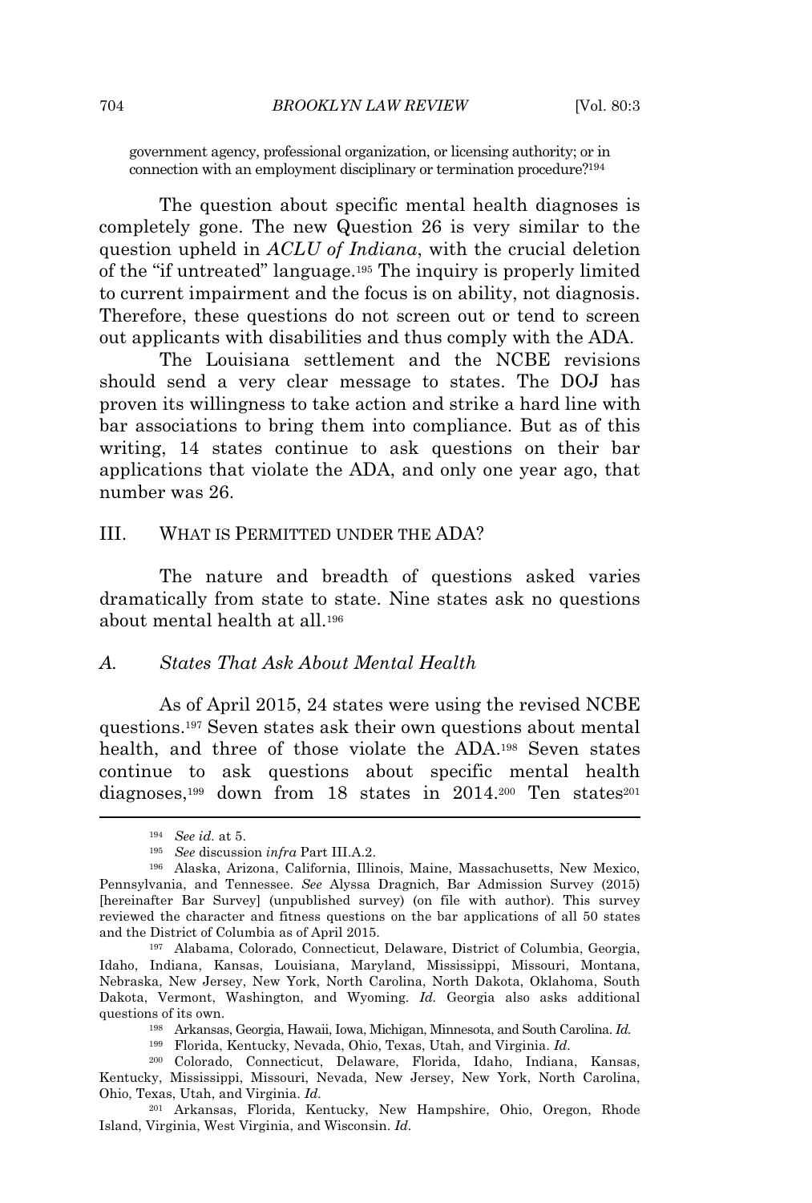government agency, professional organization, or licensing authority; or in connection with an employment disciplinary or termination procedure?[194]

The question about specific mental health diagnoses is completely gone. The new Question 26 is very similar to the question upheld in *ACLU of Indiana*, with the crucial deletion of the "if untreated" language.[195] The inquiry is properly limited to current impairment and the focus is on ability, not diagnosis. Therefore, these questions do not screen out or tend to screen out applicants with disabilities and thus comply with the ADA.

The Louisiana settlement and the NCBE revisions should send a very clear message to states. The DOJ has proven its willingness to take action and strike a hard line with bar associations to bring them into compliance. But as of this writing, 14 states continue to ask questions on their bar applications that violate the ADA, and only one year ago, that number was 26.

## III. What Is Permitted Under the ADA?

The nature and breadth of questions asked varies dramatically from state to state. Nine states ask no questions about mental health at all.[196]

### *A. States That Ask About Mental Health*

As of April 2015, 24 states were using the revised NCBE questions.[197] Seven states ask their own questions about mental health, and three of those violate the ADA.[198] Seven states continue to ask questions about specific mental health diagnoses,[199] down from 18 states in 2014.[200] Ten states[201]

---

[194] *See id.* at 5.

[195] *See* discussion *infra* Part III.A.2.

[196] Alaska, Arizona, California, Illinois, Maine, Massachusetts, New Mexico, Pennsylvania, and Tennessee. *See* Alyssa Dragnich, Bar Admission Survey (2015) [hereinafter Bar Survey] (unpublished survey) (on file with author). This survey reviewed the character and fitness questions on the bar applications of all 50 states and the District of Columbia as of April 2015.

[197] Alabama, Colorado, Connecticut, Delaware, District of Columbia, Georgia, Idaho, Indiana, Kansas, Louisiana, Maryland, Mississippi, Missouri, Montana, Nebraska, New Jersey, New York, North Carolina, North Dakota, Oklahoma, South Dakota, Vermont, Washington, and Wyoming. *Id.* Georgia also asks additional questions of its own.

[198] Arkansas, Georgia, Hawaii, Iowa, Michigan, Minnesota, and South Carolina. *Id.*

[199] Florida, Kentucky, Nevada, Ohio, Texas, Utah, and Virginia. *Id.*

[200] Colorado, Connecticut, Delaware, Florida, Idaho, Indiana, Kansas, Kentucky, Mississippi, Missouri, Nevada, New Jersey, New York, North Carolina, Ohio, Texas, Utah, and Virginia. *Id.*

[201] Arkansas, Florida, Kentucky, New Hampshire, Ohio, Oregon, Rhode Island, Virginia, West Virginia, and Wisconsin. *Id.*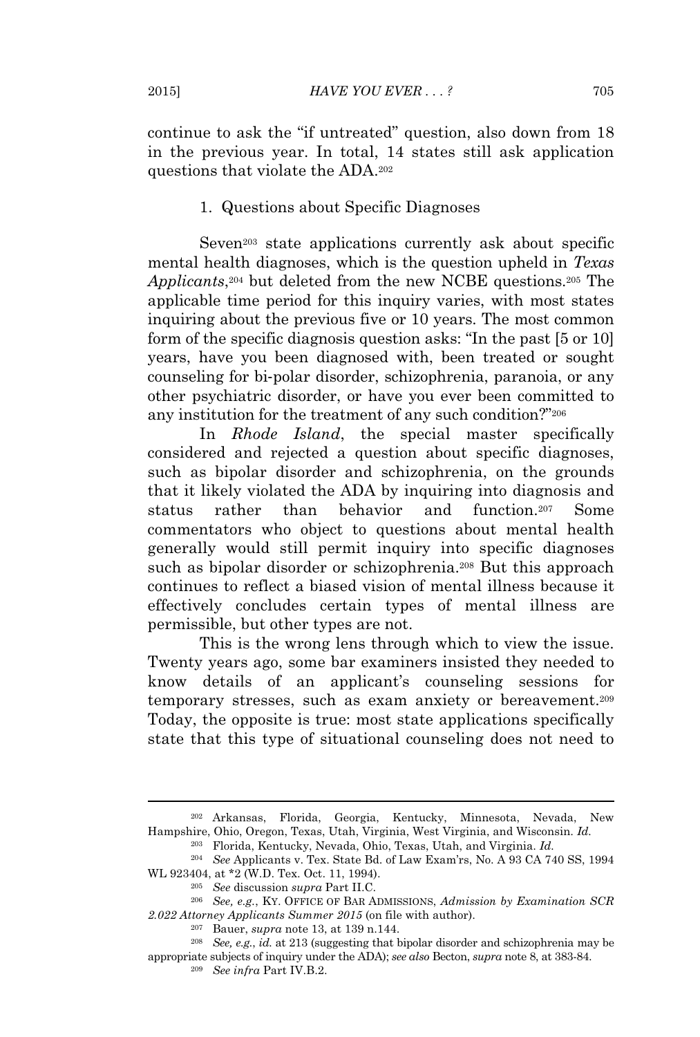continue to ask the "if untreated" question, also down from 18 in the previous year. In total, 14 states still ask application questions that violate the ADA.[202]

### 1. Questions about Specific Diagnoses

Seven[203] state applications currently ask about specific mental health diagnoses, which is the question upheld in *Texas Applicants*,[204] but deleted from the new NCBE questions.[205] The applicable time period for this inquiry varies, with most states inquiring about the previous five or 10 years. The most common form of the specific diagnosis question asks: "In the past [5 or 10] years, have you been diagnosed with, been treated or sought counseling for bi-polar disorder, schizophrenia, paranoia, or any other psychiatric disorder, or have you ever been committed to any institution for the treatment of any such condition?"[206]

In *Rhode Island*, the special master specifically considered and rejected a question about specific diagnoses, such as bipolar disorder and schizophrenia, on the grounds that it likely violated the ADA by inquiring into diagnosis and status rather than behavior and function.[207] Some commentators who object to questions about mental health generally would still permit inquiry into specific diagnoses such as bipolar disorder or schizophrenia.[208] But this approach continues to reflect a biased vision of mental illness because it effectively concludes certain types of mental illness are permissible, but other types are not.

This is the wrong lens through which to view the issue. Twenty years ago, some bar examiners insisted they needed to know details of an applicant's counseling sessions for temporary stresses, such as exam anxiety or bereavement.[209] Today, the opposite is true: most state applications specifically state that this type of situational counseling does not need to

---

[202] Arkansas, Florida, Georgia, Kentucky, Minnesota, Nevada, New Hampshire, Ohio, Oregon, Texas, Utah, Virginia, West Virginia, and Wisconsin. *Id.*

[203] Florida, Kentucky, Nevada, Ohio, Texas, Utah, and Virginia. *Id.*

[204] *See* Applicants v. Tex. State Bd. of Law Exam'rs, No. A 93 CA 740 SS, 1994 WL 923404, at *2 (W.D. Tex. Oct. 11, 1994).

[205] *See* discussion *supra* Part II.C.

[206] *See, e.g.*, KY. OFFICE OF BAR ADMISSIONS, *Admission by Examination SCR 2.022 Attorney Applicants Summer 2015* (on file with author).

[207] Bauer, *supra* note 13, at 139 n.144.

[208] *See, e.g.*, *id.* at 213 (suggesting that bipolar disorder and schizophrenia may be appropriate subjects of inquiry under the ADA); *see also* Becton, *supra* note 8, at 383-84.

[209] *See infra* Part IV.B.2.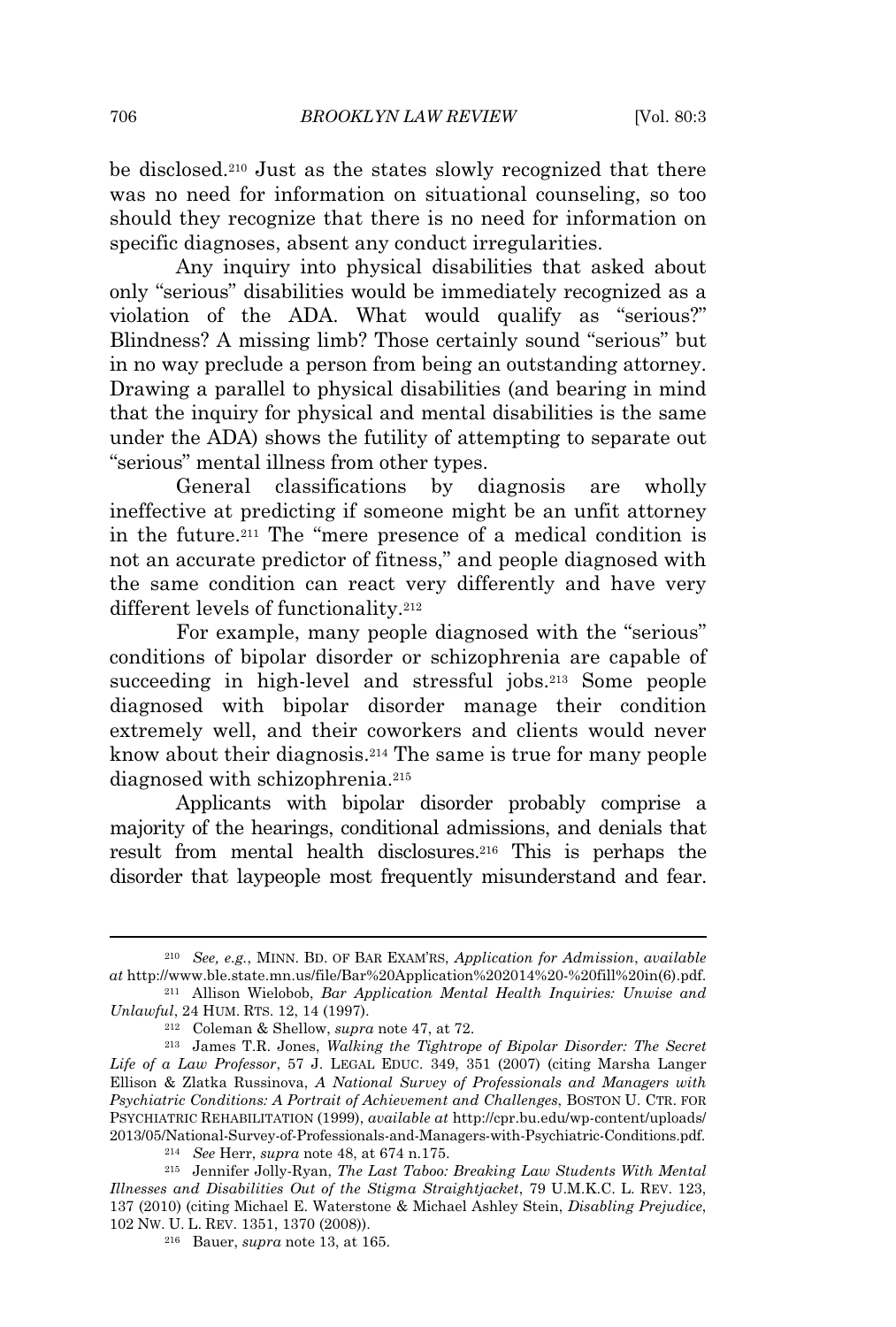be disclosed.[210] Just as the states slowly recognized that there was no need for information on situational counseling, so too should they recognize that there is no need for information on specific diagnoses, absent any conduct irregularities.

Any inquiry into physical disabilities that asked about only "serious" disabilities would be immediately recognized as a violation of the ADA. What would qualify as "serious?" Blindness? A missing limb? Those certainly sound "serious" but in no way preclude a person from being an outstanding attorney. Drawing a parallel to physical disabilities (and bearing in mind that the inquiry for physical and mental disabilities is the same under the ADA) shows the futility of attempting to separate out "serious" mental illness from other types.

General classifications by diagnosis are wholly ineffective at predicting if someone might be an unfit attorney in the future.[211] The "mere presence of a medical condition is not an accurate predictor of fitness," and people diagnosed with the same condition can react very differently and have very different levels of functionality.[212]

For example, many people diagnosed with the "serious" conditions of bipolar disorder or schizophrenia are capable of succeeding in high-level and stressful jobs.[213] Some people diagnosed with bipolar disorder manage their condition extremely well, and their coworkers and clients would never know about their diagnosis.[214] The same is true for many people diagnosed with schizophrenia.[215]

Applicants with bipolar disorder probably comprise a majority of the hearings, conditional admissions, and denials that result from mental health disclosures.[216] This is perhaps the disorder that laypeople most frequently misunderstand and fear.

---

[210] *See, e.g.*, MINN. BD. OF BAR EXAM'RS, *Application for Admission*, *available at* http://www.ble.state.mn.us/file/Bar%20Application%202014%20-%20fill%20in(6).pdf.

[211] Allison Wielobob, *Bar Application Mental Health Inquiries: Unwise and Unlawful*, 24 HUM. RTS. 12, 14 (1997).

[212] Coleman & Shellow, *supra* note 47, at 72.

[213] James T.R. Jones, *Walking the Tightrope of Bipolar Disorder: The Secret Life of a Law Professor*, 57 J. LEGAL EDUC. 349, 351 (2007) (citing Marsha Langer Ellison & Zlatka Russinova, *A National Survey of Professionals and Managers with Psychiatric Conditions: A Portrait of Achievement and Challenges*, BOSTON U. CTR. FOR PSYCHIATRIC REHABILITATION (1999), *available at* http://cpr.bu.edu/wp-content/uploads/2013/05/National-Survey-of-Professionals-and-Managers-with-Psychiatric-Conditions.pdf.

[214] *See* Herr, *supra* note 48, at 674 n.175.

[215] Jennifer Jolly-Ryan, *The Last Taboo: Breaking Law Students With Mental Illnesses and Disabilities Out of the Stigma Straightjacket*, 79 U.M.K.C. L. REV. 123, 137 (2010) (citing Michael E. Waterstone & Michael Ashley Stein, *Disabling Prejudice*, 102 NW. U. L. REV. 1351, 1370 (2008)).

[216] Bauer, *supra* note 13, at 165.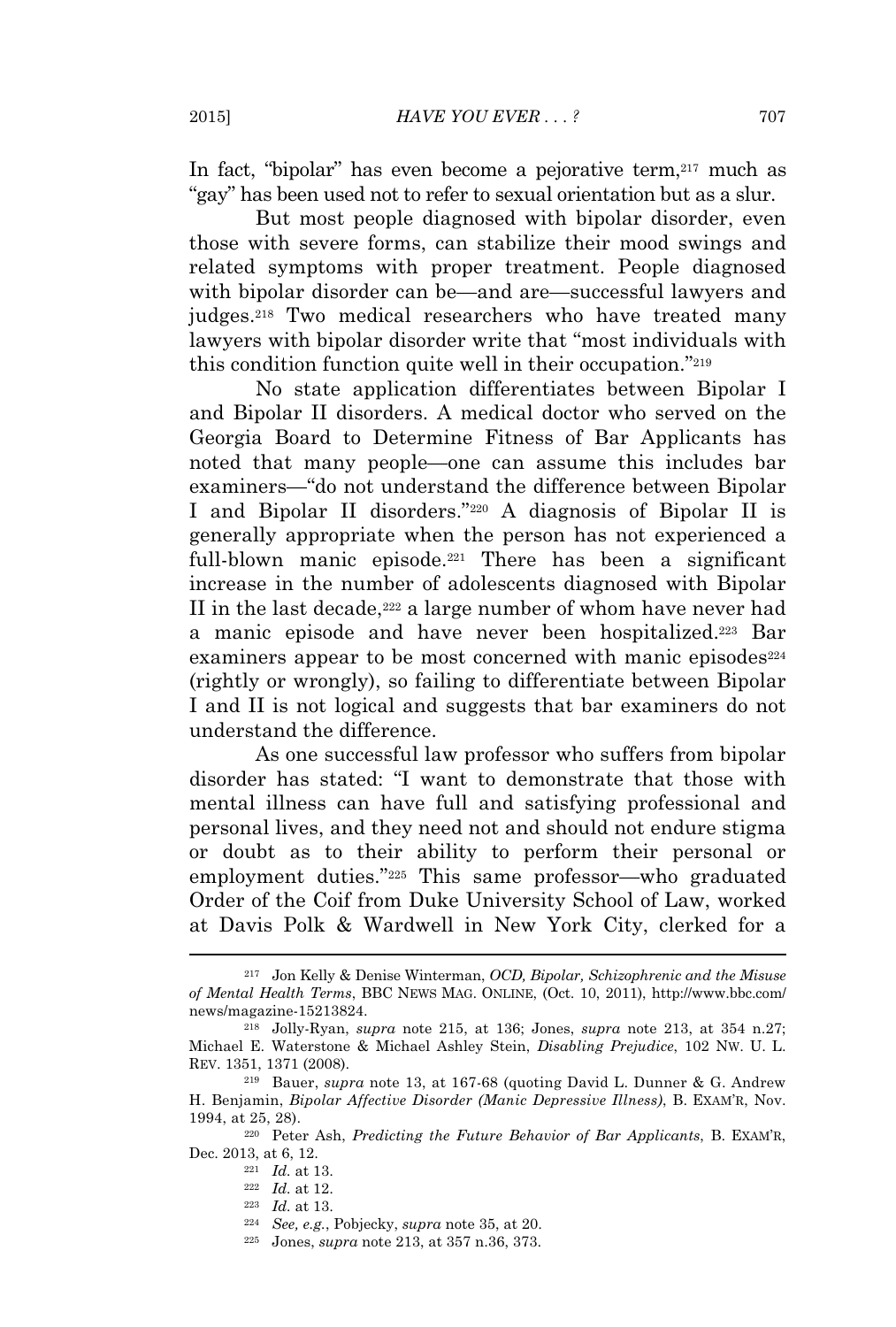In fact, "bipolar" has even become a pejorative term,[217] much as "gay" has been used not to refer to sexual orientation but as a slur.

But most people diagnosed with bipolar disorder, even those with severe forms, can stabilize their mood swings and related symptoms with proper treatment. People diagnosed with bipolar disorder can be—and are—successful lawyers and judges.[218] Two medical researchers who have treated many lawyers with bipolar disorder write that "most individuals with this condition function quite well in their occupation."[219]

No state application differentiates between Bipolar I and Bipolar II disorders. A medical doctor who served on the Georgia Board to Determine Fitness of Bar Applicants has noted that many people—one can assume this includes bar examiners—"do not understand the difference between Bipolar I and Bipolar II disorders."[220] A diagnosis of Bipolar II is generally appropriate when the person has not experienced a full-blown manic episode.[221] There has been a significant increase in the number of adolescents diagnosed with Bipolar II in the last decade,[222] a large number of whom have never had a manic episode and have never been hospitalized.[223] Bar examiners appear to be most concerned with manic episodes[224] (rightly or wrongly), so failing to differentiate between Bipolar I and II is not logical and suggests that bar examiners do not understand the difference.

As one successful law professor who suffers from bipolar disorder has stated: "I want to demonstrate that those with mental illness can have full and satisfying professional and personal lives, and they need not and should not endure stigma or doubt as to their ability to perform their personal or employment duties."[225] This same professor—who graduated Order of the Coif from Duke University School of Law, worked at Davis Polk & Wardwell in New York City, clerked for a

---

[217] Jon Kelly & Denise Winterman, *OCD, Bipolar, Schizophrenic and the Misuse of Mental Health Terms*, BBC NEWS MAG. ONLINE, (Oct. 10, 2011), http://www.bbc.com/news/magazine-15213824.

[218] Jolly-Ryan, *supra* note 215, at 136; Jones, *supra* note 213, at 354 n.27; Michael E. Waterstone & Michael Ashley Stein, *Disabling Prejudice*, 102 NW. U. L. REV. 1351, 1371 (2008).

[219] Bauer, *supra* note 13, at 167-68 (quoting David L. Dunner & G. Andrew H. Benjamin, *Bipolar Affective Disorder (Manic Depressive Illness)*, B. EXAM'R, Nov. 1994, at 25, 28).

[220] Peter Ash, *Predicting the Future Behavior of Bar Applicants*, B. EXAM'R, Dec. 2013, at 6, 12.

[221] *Id.* at 13.

[222] *Id.* at 12.

[223] *Id.* at 13.

[224] *See, e.g.*, Pobjecky, *supra* note 35, at 20.

[225] Jones, *supra* note 213, at 357 n.36, 373.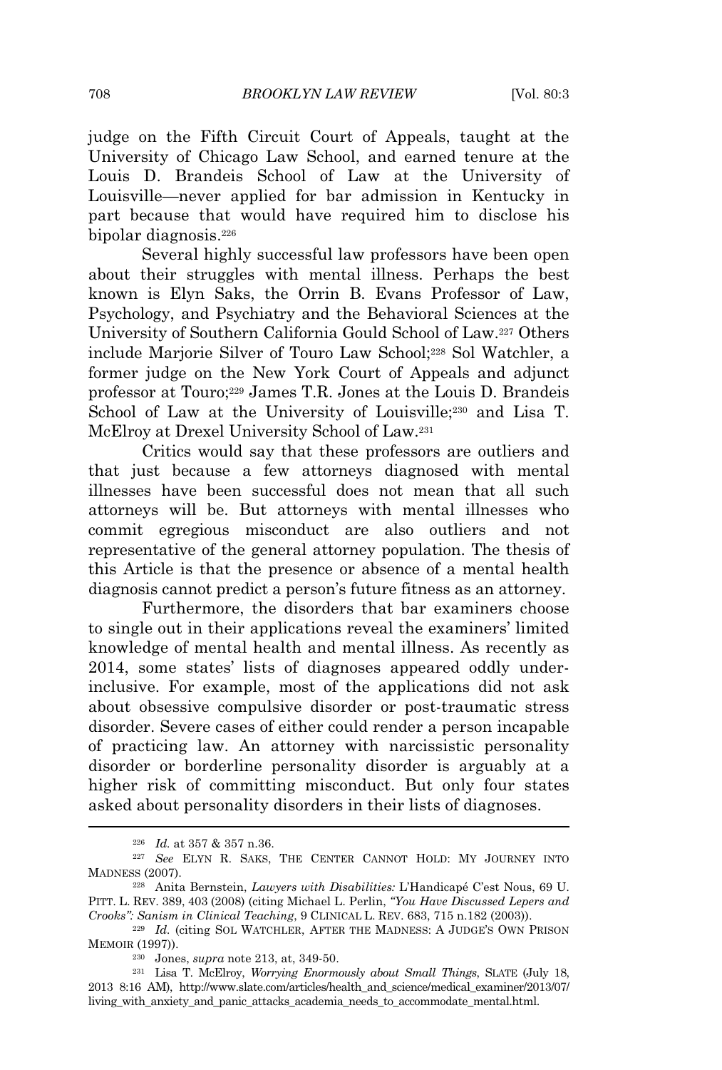judge on the Fifth Circuit Court of Appeals, taught at the University of Chicago Law School, and earned tenure at the Louis D. Brandeis School of Law at the University of Louisville—never applied for bar admission in Kentucky in part because that would have required him to disclose his bipolar diagnosis.[226]

Several highly successful law professors have been open about their struggles with mental illness. Perhaps the best known is Elyn Saks, the Orrin B. Evans Professor of Law, Psychology, and Psychiatry and the Behavioral Sciences at the University of Southern California Gould School of Law.[227] Others include Marjorie Silver of Touro Law School;[228] Sol Watchler, a former judge on the New York Court of Appeals and adjunct professor at Touro;[229] James T.R. Jones at the Louis D. Brandeis School of Law at the University of Louisville;[230] and Lisa T. McElroy at Drexel University School of Law.[231]

Critics would say that these professors are outliers and that just because a few attorneys diagnosed with mental illnesses have been successful does not mean that all such attorneys will be. But attorneys with mental illnesses who commit egregious misconduct are also outliers and not representative of the general attorney population. The thesis of this Article is that the presence or absence of a mental health diagnosis cannot predict a person's future fitness as an attorney.

Furthermore, the disorders that bar examiners choose to single out in their applications reveal the examiners' limited knowledge of mental health and mental illness. As recently as 2014, some states' lists of diagnoses appeared oddly under-inclusive. For example, most of the applications did not ask about obsessive compulsive disorder or post-traumatic stress disorder. Severe cases of either could render a person incapable of practicing law. An attorney with narcissistic personality disorder or borderline personality disorder is arguably at a higher risk of committing misconduct. But only four states asked about personality disorders in their lists of diagnoses.

---

[226] *Id.* at 357 & 357 n.36.

[227] *See* ELYN R. SAKS, THE CENTER CANNOT HOLD: MY JOURNEY INTO MADNESS (2007).

[228] Anita Bernstein, *Lawyers with Disabilities:* L'Handicapé C'est Nous, 69 U. PITT. L. REV. 389, 403 (2008) (citing Michael L. Perlin, *"You Have Discussed Lepers and Crooks": Sanism in Clinical Teaching*, 9 CLINICAL L. REV. 683, 715 n.182 (2003)).

[229] *Id.* (citing SOL WATCHLER, AFTER THE MADNESS: A JUDGE'S OWN PRISON MEMOIR (1997)).

[230] Jones, *supra* note 213, at, 349-50.

[231] Lisa T. McElroy, *Worrying Enormously about Small Things*, SLATE (July 18, 2013 8:16 AM), http://www.slate.com/articles/health_and_science/medical_examiner/2013/07/living_with_anxiety_and_panic_attacks_academia_needs_to_accommodate_mental.html.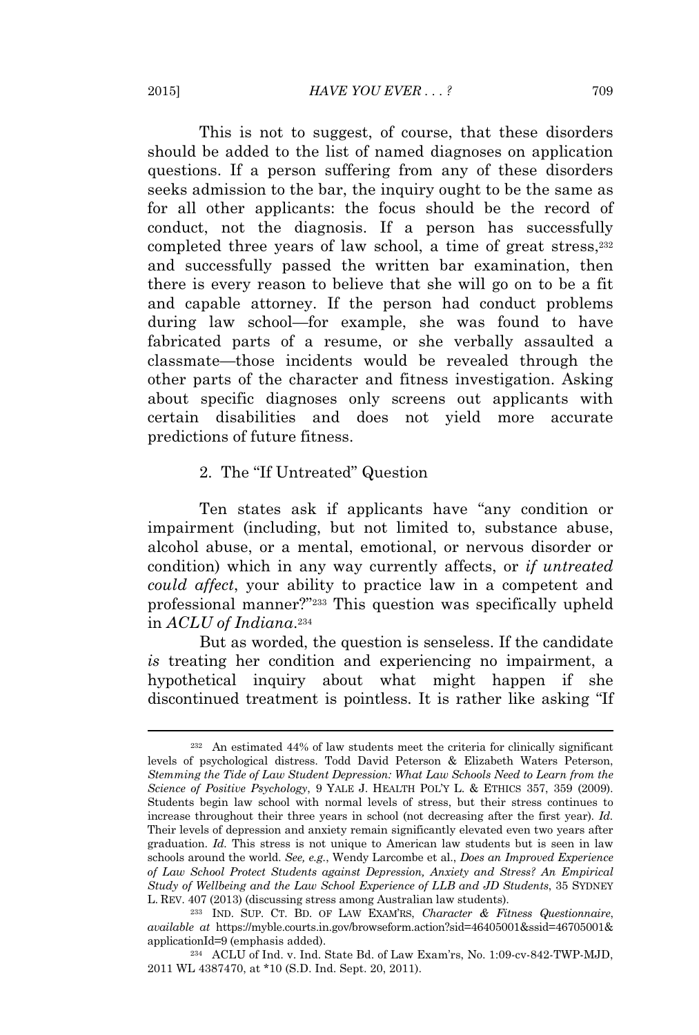This is not to suggest, of course, that these disorders should be added to the list of named diagnoses on application questions. If a person suffering from any of these disorders seeks admission to the bar, the inquiry ought to be the same as for all other applicants: the focus should be the record of conduct, not the diagnosis. If a person has successfully completed three years of law school, a time of great stress,[232] and successfully passed the written bar examination, then there is every reason to believe that she will go on to be a fit and capable attorney. If the person had conduct problems during law school—for example, she was found to have fabricated parts of a resume, or she verbally assaulted a classmate—those incidents would be revealed through the other parts of the character and fitness investigation. Asking about specific diagnoses only screens out applicants with certain disabilities and does not yield more accurate predictions of future fitness.

### 2. The "If Untreated" Question

Ten states ask if applicants have "any condition or impairment (including, but not limited to, substance abuse, alcohol abuse, or a mental, emotional, or nervous disorder or condition) which in any way currently affects, or *if untreated could affect*, your ability to practice law in a competent and professional manner?"[233] This question was specifically upheld in *ACLU of Indiana*.[234]

But as worded, the question is senseless. If the candidate *is* treating her condition and experiencing no impairment, a hypothetical inquiry about what might happen if she discontinued treatment is pointless. It is rather like asking "If

---

[232] An estimated 44% of law students meet the criteria for clinically significant levels of psychological distress. Todd David Peterson & Elizabeth Waters Peterson, *Stemming the Tide of Law Student Depression: What Law Schools Need to Learn from the Science of Positive Psychology*, 9 YALE J. HEALTH POL'Y L. & ETHICS 357, 359 (2009). Students begin law school with normal levels of stress, but their stress continues to increase throughout their three years in school (not decreasing after the first year). *Id.* Their levels of depression and anxiety remain significantly elevated even two years after graduation. *Id.* This stress is not unique to American law students but is seen in law schools around the world. *See, e.g.*, Wendy Larcombe et al., *Does an Improved Experience of Law School Protect Students against Depression, Anxiety and Stress? An Empirical Study of Wellbeing and the Law School Experience of LLB and JD Students*, 35 SYDNEY L. REV. 407 (2013) (discussing stress among Australian law students).

[233] IND. SUP. CT. BD. OF LAW EXAM'RS, *Character & Fitness Questionnaire*, *available at* https://myble.courts.in.gov/browseform.action?sid=46405001&ssid=46705001&applicationId=9 (emphasis added).

[234] ACLU of Ind. v. Ind. State Bd. of Law Exam'rs, No. 1:09-cv-842-TWP-MJD, 2011 WL 4387470, at *10 (S.D. Ind. Sept. 20, 2011).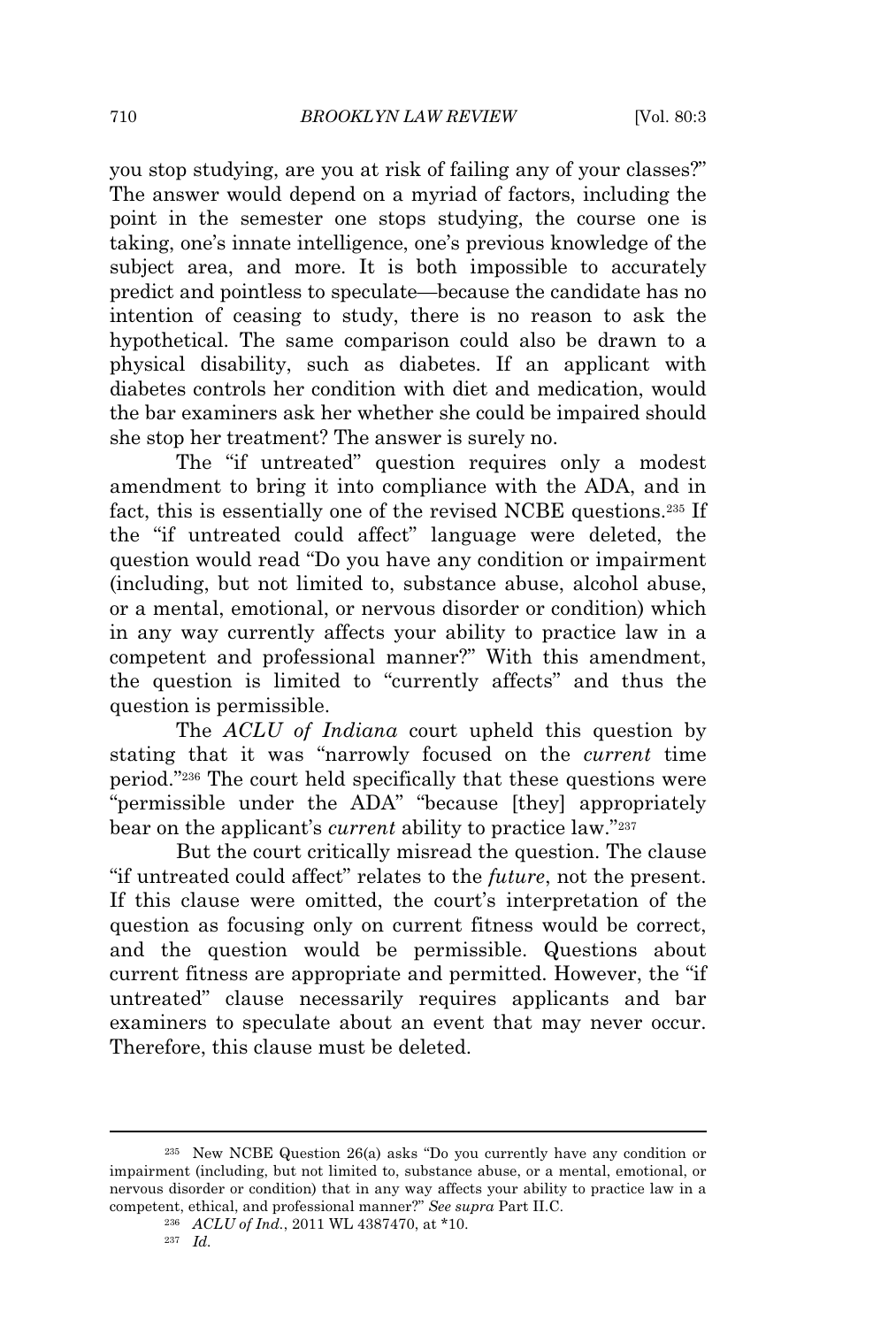you stop studying, are you at risk of failing any of your classes?" The answer would depend on a myriad of factors, including the point in the semester one stops studying, the course one is taking, one's innate intelligence, one's previous knowledge of the subject area, and more. It is both impossible to accurately predict and pointless to speculate—because the candidate has no intention of ceasing to study, there is no reason to ask the hypothetical. The same comparison could also be drawn to a physical disability, such as diabetes. If an applicant with diabetes controls her condition with diet and medication, would the bar examiners ask her whether she could be impaired should she stop her treatment? The answer is surely no.

The "if untreated" question requires only a modest amendment to bring it into compliance with the ADA, and in fact, this is essentially one of the revised NCBE questions.[235] If the "if untreated could affect" language were deleted, the question would read "Do you have any condition or impairment (including, but not limited to, substance abuse, alcohol abuse, or a mental, emotional, or nervous disorder or condition) which in any way currently affects your ability to practice law in a competent and professional manner?" With this amendment, the question is limited to "currently affects" and thus the question is permissible.

The *ACLU of Indiana* court upheld this question by stating that it was "narrowly focused on the *current* time period."[236] The court held specifically that these questions were "permissible under the ADA" "because [they] appropriately bear on the applicant's *current* ability to practice law."[237]

But the court critically misread the question. The clause "if untreated could affect" relates to the *future*, not the present. If this clause were omitted, the court's interpretation of the question as focusing only on current fitness would be correct, and the question would be permissible. Questions about current fitness are appropriate and permitted. However, the "if untreated" clause necessarily requires applicants and bar examiners to speculate about an event that may never occur. Therefore, this clause must be deleted.

---

[235] New NCBE Question 26(a) asks "Do you currently have any condition or impairment (including, but not limited to, substance abuse, or a mental, emotional, or nervous disorder or condition) that in any way affects your ability to practice law in a competent, ethical, and professional manner?" *See supra* Part II.C.

[236] *ACLU of Ind.*, 2011 WL 4387470, at *10.

[237] *Id.*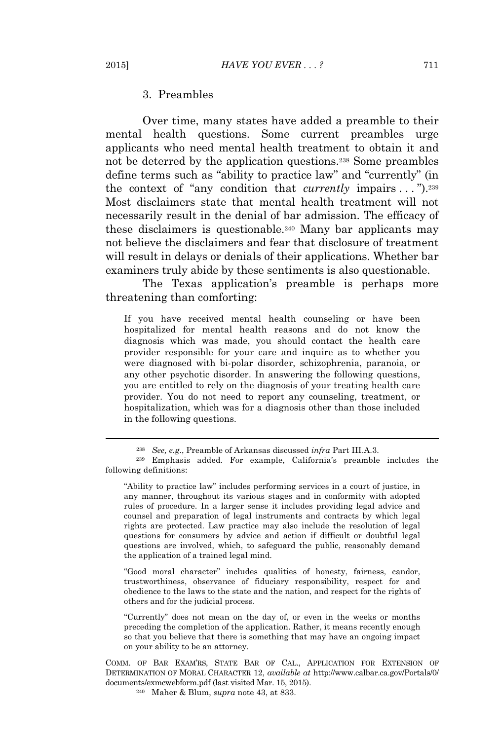### 3. Preambles

Over time, many states have added a preamble to their mental health questions. Some current preambles urge applicants who need mental health treatment to obtain it and not be deterred by the application questions.[238] Some preambles define terms such as "ability to practice law" and "currently" (in the context of "any condition that *currently* impairs . . . ").[239] Most disclaimers state that mental health treatment will not necessarily result in the denial of bar admission. The efficacy of these disclaimers is questionable.[240] Many bar applicants may not believe the disclaimers and fear that disclosure of treatment will result in delays or denials of their applications. Whether bar examiners truly abide by these sentiments is also questionable.

The Texas application's preamble is perhaps more threatening than comforting:

> If you have received mental health counseling or have been hospitalized for mental health reasons and do not know the diagnosis which was made, you should contact the health care provider responsible for your care and inquire as to whether you were diagnosed with bi-polar disorder, schizophrenia, paranoia, or any other psychotic disorder. In answering the following questions, you are entitled to rely on the diagnosis of your treating health care provider. You do not need to report any counseling, treatment, or hospitalization, which was for a diagnosis other than those included in the following questions.

---

[238] *See, e.g*., Preamble of Arkansas discussed *infra* Part III.A.3.

[239] Emphasis added. For example, California's preamble includes the following definitions:

> "Ability to practice law" includes performing services in a court of justice, in any manner, throughout its various stages and in conformity with adopted rules of procedure. In a larger sense it includes providing legal advice and counsel and preparation of legal instruments and contracts by which legal rights are protected. Law practice may also include the resolution of legal questions for consumers by advice and action if difficult or doubtful legal questions are involved, which, to safeguard the public, reasonably demand the application of a trained legal mind.
>
> "Good moral character" includes qualities of honesty, fairness, candor, trustworthiness, observance of fiduciary responsibility, respect for and obedience to the laws to the state and the nation, and respect for the rights of others and for the judicial process.
>
> "Currently" does not mean on the day of, or even in the weeks or months preceding the completion of the application. Rather, it means recently enough so that you believe that there is something that may have an ongoing impact on your ability to be an attorney.

COMM. OF BAR EXAM'RS, STATE BAR OF CAL., APPLICATION FOR EXTENSION OF DETERMINATION OF MORAL CHARACTER 12, *available at* http://www.calbar.ca.gov/Portals/0/documents/exmcwebform.pdf (last visited Mar. 15, 2015).

[240] Maher & Blum, *supra* note 43, at 833.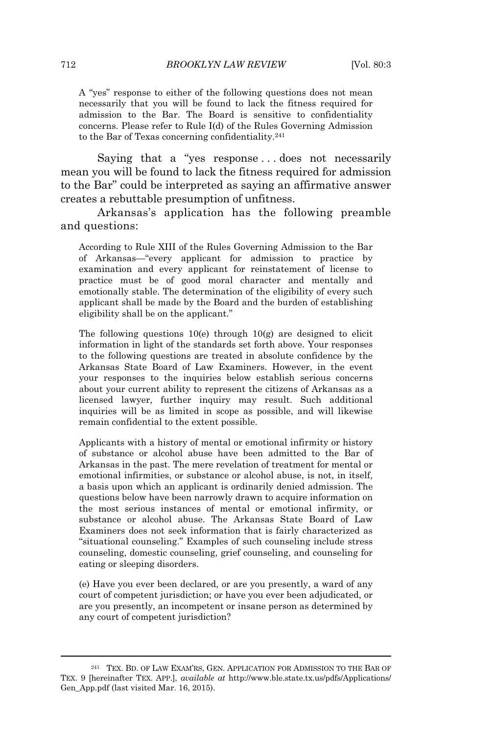> A "yes" response to either of the following questions does not mean necessarily that you will be found to lack the fitness required for admission to the Bar. The Board is sensitive to confidentiality concerns. Please refer to Rule I(d) of the Rules Governing Admission to the Bar of Texas concerning confidentiality.[241]

Saying that a "yes response . . . does not necessarily mean you will be found to lack the fitness required for admission to the Bar" could be interpreted as saying an affirmative answer creates a rebuttable presumption of unfitness.

Arkansas's application has the following preamble and questions:

> According to Rule XIII of the Rules Governing Admission to the Bar of Arkansas—"every applicant for admission to practice by examination and every applicant for reinstatement of license to practice must be of good moral character and mentally and emotionally stable. The determination of the eligibility of every such applicant shall be made by the Board and the burden of establishing eligibility shall be on the applicant."
>
> The following questions 10(e) through 10(g) are designed to elicit information in light of the standards set forth above. Your responses to the following questions are treated in absolute confidence by the Arkansas State Board of Law Examiners. However, in the event your responses to the inquiries below establish serious concerns about your current ability to represent the citizens of Arkansas as a licensed lawyer, further inquiry may result. Such additional inquiries will be as limited in scope as possible, and will likewise remain confidential to the extent possible.
>
> Applicants with a history of mental or emotional infirmity or history of substance or alcohol abuse have been admitted to the Bar of Arkansas in the past. The mere revelation of treatment for mental or emotional infirmities, or substance or alcohol abuse, is not, in itself, a basis upon which an applicant is ordinarily denied admission. The questions below have been narrowly drawn to acquire information on the most serious instances of mental or emotional infirmity, or substance or alcohol abuse. The Arkansas State Board of Law Examiners does not seek information that is fairly characterized as "situational counseling." Examples of such counseling include stress counseling, domestic counseling, grief counseling, and counseling for eating or sleeping disorders.
>
> (e) Have you ever been declared, or are you presently, a ward of any court of competent jurisdiction; or have you ever been adjudicated, or are you presently, an incompetent or insane person as determined by any court of competent jurisdiction?

---

[241] TEX. BD. OF LAW EXAM'RS, GEN. APPLICATION FOR ADMISSION TO THE BAR OF TEX. 9 [hereinafter TEX. APP.], *available at* http://www.ble.state.tx.us/pdfs/Applications/Gen_App.pdf (last visited Mar. 16, 2015).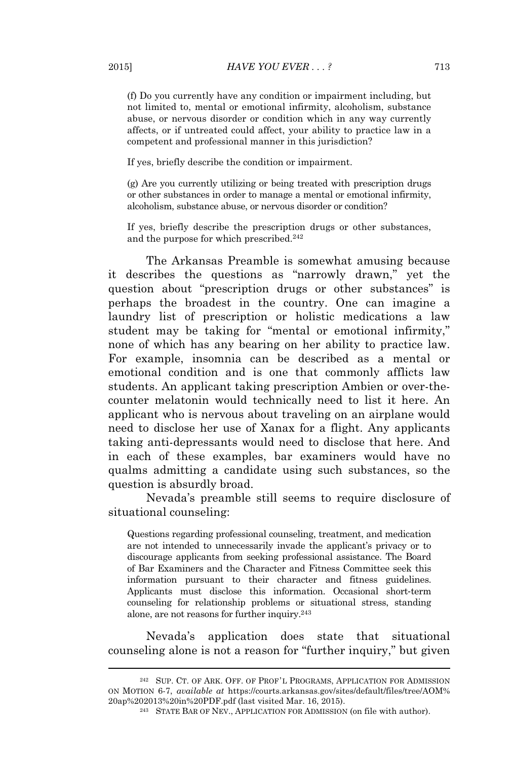> (f) Do you currently have any condition or impairment including, but not limited to, mental or emotional infirmity, alcoholism, substance abuse, or nervous disorder or condition which in any way currently affects, or if untreated could affect, your ability to practice law in a competent and professional manner in this jurisdiction?
>
> If yes, briefly describe the condition or impairment.
>
> (g) Are you currently utilizing or being treated with prescription drugs or other substances in order to manage a mental or emotional infirmity, alcoholism, substance abuse, or nervous disorder or condition?
>
> If yes, briefly describe the prescription drugs or other substances, and the purpose for which prescribed.[242]

The Arkansas Preamble is somewhat amusing because it describes the questions as "narrowly drawn," yet the question about "prescription drugs or other substances" is perhaps the broadest in the country. One can imagine a laundry list of prescription or holistic medications a law student may be taking for "mental or emotional infirmity," none of which has any bearing on her ability to practice law. For example, insomnia can be described as a mental or emotional condition and is one that commonly afflicts law students. An applicant taking prescription Ambien or over-the-counter melatonin would technically need to list it here. An applicant who is nervous about traveling on an airplane would need to disclose her use of Xanax for a flight. Any applicants taking anti-depressants would need to disclose that here. And in each of these examples, bar examiners would have no qualms admitting a candidate using such substances, so the question is absurdly broad.

Nevada's preamble still seems to require disclosure of situational counseling:

> Questions regarding professional counseling, treatment, and medication are not intended to unnecessarily invade the applicant's privacy or to discourage applicants from seeking professional assistance. The Board of Bar Examiners and the Character and Fitness Committee seek this information pursuant to their character and fitness guidelines. Applicants must disclose this information. Occasional short-term counseling for relationship problems or situational stress, standing alone, are not reasons for further inquiry.[243]

Nevada's application does state that situational counseling alone is not a reason for "further inquiry," but given

---

[242] SUP. CT. OF ARK. OFF. OF PROF'L PROGRAMS, APPLICATION FOR ADMISSION ON MOTION 6-7, *available at* https://courts.arkansas.gov/sites/default/files/tree/AOM%20ap%202013%20in%20PDF.pdf (last visited Mar. 16, 2015).

[243] STATE BAR OF NEV., APPLICATION FOR ADMISSION (on file with author).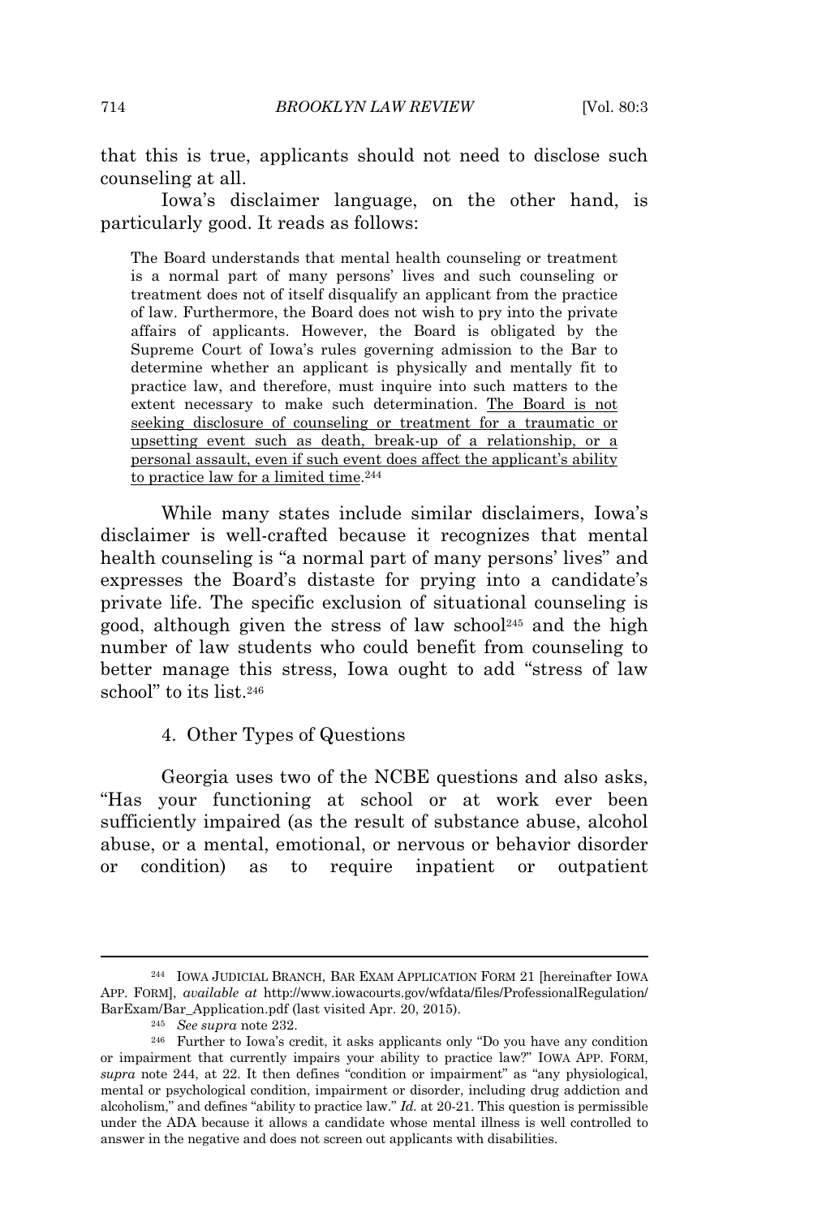that this is true, applicants should not need to disclose such counseling at all.

Iowa's disclaimer language, on the other hand, is particularly good. It reads as follows:

> The Board understands that mental health counseling or treatment is a normal part of many persons' lives and such counseling or treatment does not of itself disqualify an applicant from the practice of law. Furthermore, the Board does not wish to pry into the private affairs of applicants. However, the Board is obligated by the Supreme Court of Iowa's rules governing admission to the Bar to determine whether an applicant is physically and mentally fit to practice law, and therefore, must inquire into such matters to the extent necessary to make such determination. <u>The Board is not seeking disclosure of counseling or treatment for a traumatic or upsetting event such as death, break-up of a relationship, or a personal assault, even if such event does affect the applicant's ability to practice law for a limited time</u>.[244]

While many states include similar disclaimers, Iowa's disclaimer is well-crafted because it recognizes that mental health counseling is "a normal part of many persons' lives" and expresses the Board's distaste for prying into a candidate's private life. The specific exclusion of situational counseling is good, although given the stress of law school[245] and the high number of law students who could benefit from counseling to better manage this stress, Iowa ought to add "stress of law school" to its list.[246]

#### 4. Other Types of Questions

Georgia uses two of the NCBE questions and also asks, "Has your functioning at school or at work ever been sufficiently impaired (as the result of substance abuse, alcohol abuse, or a mental, emotional, or nervous or behavior disorder or condition) as to require inpatient or outpatient

---

[244] IOWA JUDICIAL BRANCH, BAR EXAM APPLICATION FORM 21 [hereinafter IOWA APP. FORM], *available at* http://www.iowacourts.gov/wfdata/files/ProfessionalRegulation/BarExam/Bar_Application.pdf (last visited Apr. 20, 2015).

[245] *See supra* note 232.

[246] Further to Iowa's credit, it asks applicants only "Do you have any condition or impairment that currently impairs your ability to practice law?" IOWA APP. FORM, *supra* note 244, at 22. It then defines "condition or impairment" as "any physiological, mental or psychological condition, impairment or disorder, including drug addiction and alcoholism," and defines "ability to practice law." *Id.* at 20-21. This question is permissible under the ADA because it allows a candidate whose mental illness is well controlled to answer in the negative and does not screen out applicants with disabilities.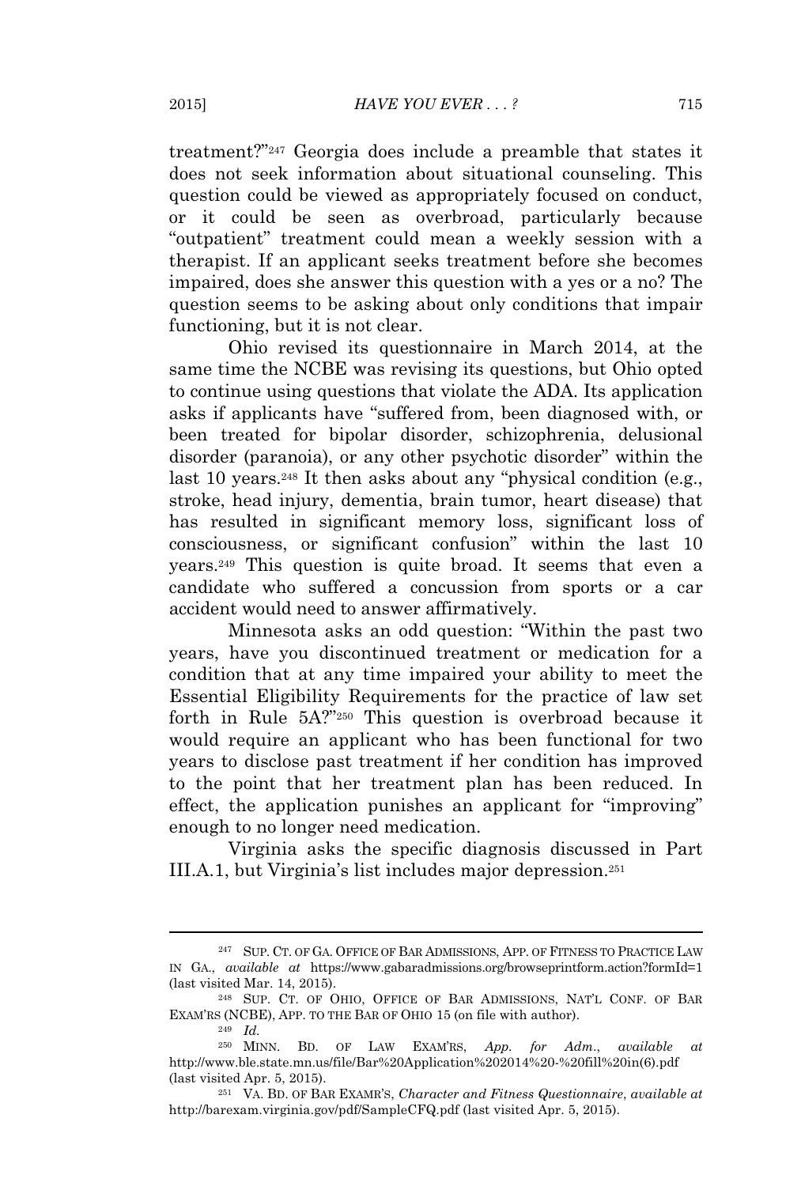treatment?"[247] Georgia does include a preamble that states it does not seek information about situational counseling. This question could be viewed as appropriately focused on conduct, or it could be seen as overbroad, particularly because "outpatient" treatment could mean a weekly session with a therapist. If an applicant seeks treatment before she becomes impaired, does she answer this question with a yes or a no? The question seems to be asking about only conditions that impair functioning, but it is not clear.

Ohio revised its questionnaire in March 2014, at the same time the NCBE was revising its questions, but Ohio opted to continue using questions that violate the ADA. Its application asks if applicants have "suffered from, been diagnosed with, or been treated for bipolar disorder, schizophrenia, delusional disorder (paranoia), or any other psychotic disorder" within the last 10 years.[248] It then asks about any "physical condition (e.g., stroke, head injury, dementia, brain tumor, heart disease) that has resulted in significant memory loss, significant loss of consciousness, or significant confusion" within the last 10 years.[249] This question is quite broad. It seems that even a candidate who suffered a concussion from sports or a car accident would need to answer affirmatively.

Minnesota asks an odd question: "Within the past two years, have you discontinued treatment or medication for a condition that at any time impaired your ability to meet the Essential Eligibility Requirements for the practice of law set forth in Rule 5A?"[250] This question is overbroad because it would require an applicant who has been functional for two years to disclose past treatment if her condition has improved to the point that her treatment plan has been reduced. In effect, the application punishes an applicant for "improving" enough to no longer need medication.

Virginia asks the specific diagnosis discussed in Part III.A.1, but Virginia's list includes major depression.[251]

---

[247] SUP. CT. OF GA. OFFICE OF BAR ADMISSIONS, APP. OF FITNESS TO PRACTICE LAW IN GA., *available at* https://www.gabaradmissions.org/browseprintform.action?formId=1 (last visited Mar. 14, 2015).

[248] SUP. CT. OF OHIO, OFFICE OF BAR ADMISSIONS, NAT'L CONF. OF BAR EXAM'RS (NCBE), APP. TO THE BAR OF OHIO 15 (on file with author).

[249] *Id.*

[250] MINN. BD. OF LAW EXAM'RS, *App. for Adm.*, *available at* http://www.ble.state.mn.us/file/Bar%20Application%202014%20-%20fill%20in(6).pdf (last visited Apr. 5, 2015).

[251] VA. BD. OF BAR EXAMR'S, *Character and Fitness Questionnaire*, *available at* http://barexam.virginia.gov/pdf/SampleCFQ.pdf (last visited Apr. 5, 2015).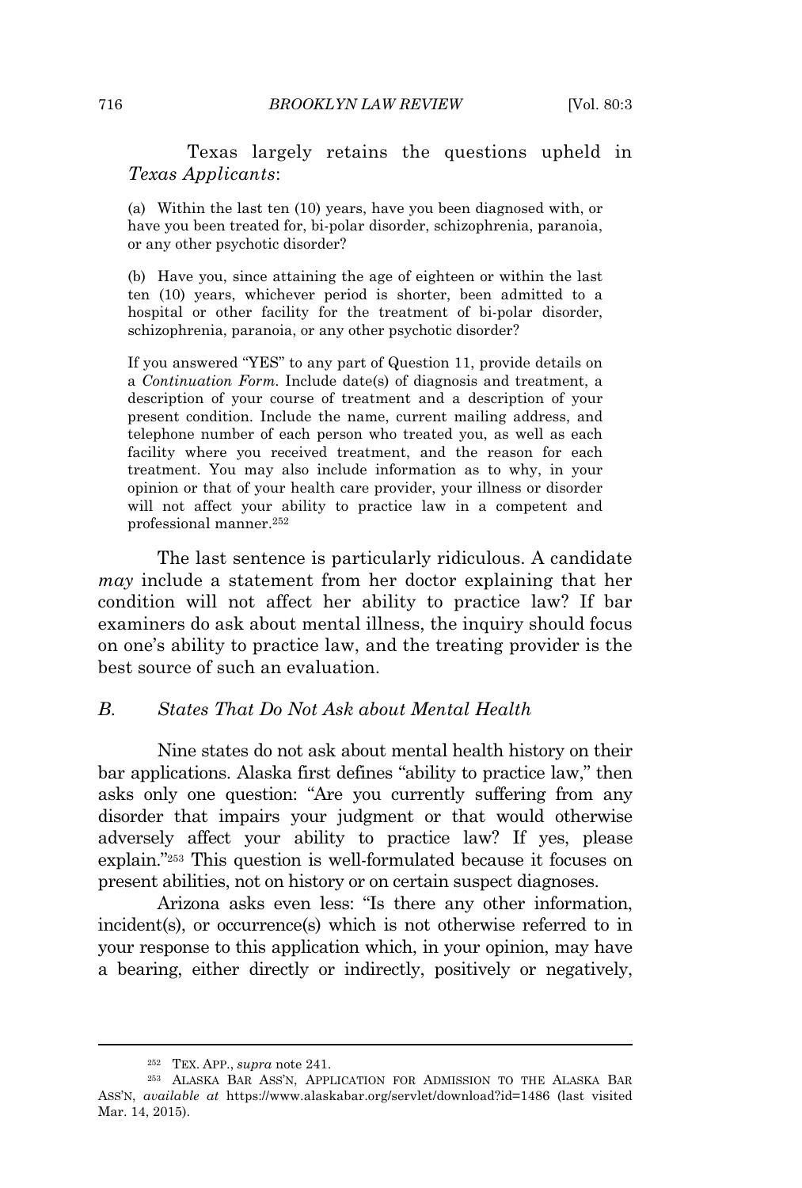Texas largely retains the questions upheld in *Texas Applicants*:

> (a) Within the last ten (10) years, have you been diagnosed with, or have you been treated for, bi-polar disorder, schizophrenia, paranoia, or any other psychotic disorder?
>
> (b) Have you, since attaining the age of eighteen or within the last ten (10) years, whichever period is shorter, been admitted to a hospital or other facility for the treatment of bi-polar disorder, schizophrenia, paranoia, or any other psychotic disorder?
>
> If you answered "YES" to any part of Question 11, provide details on a *Continuation Form*. Include date(s) of diagnosis and treatment, a description of your course of treatment and a description of your present condition. Include the name, current mailing address, and telephone number of each person who treated you, as well as each facility where you received treatment, and the reason for each treatment. You may also include information as to why, in your opinion or that of your health care provider, your illness or disorder will not affect your ability to practice law in a competent and professional manner.[252]

The last sentence is particularly ridiculous. A candidate *may* include a statement from her doctor explaining that her condition will not affect her ability to practice law? If bar examiners do ask about mental illness, the inquiry should focus on one's ability to practice law, and the treating provider is the best source of such an evaluation.

### B. *States That Do Not Ask about Mental Health*

Nine states do not ask about mental health history on their bar applications. Alaska first defines "ability to practice law," then asks only one question: "Are you currently suffering from any disorder that impairs your judgment or that would otherwise adversely affect your ability to practice law? If yes, please explain."[253] This question is well-formulated because it focuses on present abilities, not on history or on certain suspect diagnoses.

Arizona asks even less: "Is there any other information, incident(s), or occurrence(s) which is not otherwise referred to in your response to this application which, in your opinion, may have a bearing, either directly or indirectly, positively or negatively,

---

[252] TEX. APP., *supra* note 241.

[253] ALASKA BAR ASS'N, APPLICATION FOR ADMISSION TO THE ALASKA BAR ASS'N, *available at* https://www.alaskabar.org/servlet/download?id=1486 (last visited Mar. 14, 2015).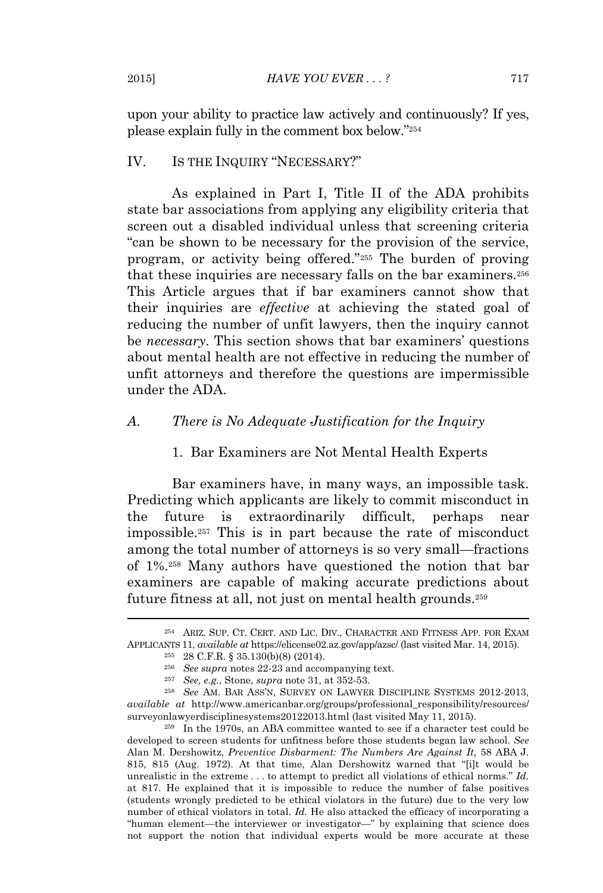upon your ability to practice law actively and continuously? If yes, please explain fully in the comment box below."[254]

## IV. IS THE INQUIRY "NECESSARY?"

As explained in Part I, Title II of the ADA prohibits state bar associations from applying any eligibility criteria that screen out a disabled individual unless that screening criteria "can be shown to be necessary for the provision of the service, program, or activity being offered."[255] The burden of proving that these inquiries are necessary falls on the bar examiners.[256] This Article argues that if bar examiners cannot show that their inquiries are *effective* at achieving the stated goal of reducing the number of unfit lawyers, then the inquiry cannot be *necessary*. This section shows that bar examiners' questions about mental health are not effective in reducing the number of unfit attorneys and therefore the questions are impermissible under the ADA.

### *A. There is No Adequate Justification for the Inquiry*

#### 1. Bar Examiners are Not Mental Health Experts

Bar examiners have, in many ways, an impossible task. Predicting which applicants are likely to commit misconduct in the future is extraordinarily difficult, perhaps near impossible.[257] This is in part because the rate of misconduct among the total number of attorneys is so very small—fractions of 1%.[258] Many authors have questioned the notion that bar examiners are capable of making accurate predictions about future fitness at all, not just on mental health grounds.[259]

---

[254] ARIZ. SUP. CT. CERT. AND LIC. DIV., CHARACTER AND FITNESS APP. FOR EXAM APPLICANTS 11, *available at* https://elicense02.az.gov/app/azsc/ (last visited Mar. 14, 2015).

[255] 28 C.F.R. § 35.130(b)(8) (2014).

[256] *See supra* notes 22-23 and accompanying text.

[257] *See, e.g.*, Stone, *supra* note 31, at 352-53.

[258] *See* AM. BAR ASS'N, SURVEY ON LAWYER DISCIPLINE SYSTEMS 2012-2013, *available at* http://www.americanbar.org/groups/professional_responsibility/resources/surveyonlawyerdisciplinesystems20122013.html (last visited May 11, 2015).

[259] In the 1970s, an ABA committee wanted to see if a character test could be developed to screen students for unfitness before those students began law school. *See* Alan M. Dershowitz, *Preventive Disbarment: The Numbers Are Against It*, 58 ABA J. 815, 815 (Aug. 1972). At that time, Alan Dershowitz warned that "[i]t would be unrealistic in the extreme . . . to attempt to predict all violations of ethical norms." *Id.* at 817. He explained that it is impossible to reduce the number of false positives (students wrongly predicted to be ethical violators in the future) due to the very low number of ethical violators in total. *Id.* He also attacked the efficacy of incorporating a "human element—the interviewer or investigator—" by explaining that science does not support the notion that individual experts would be more accurate at these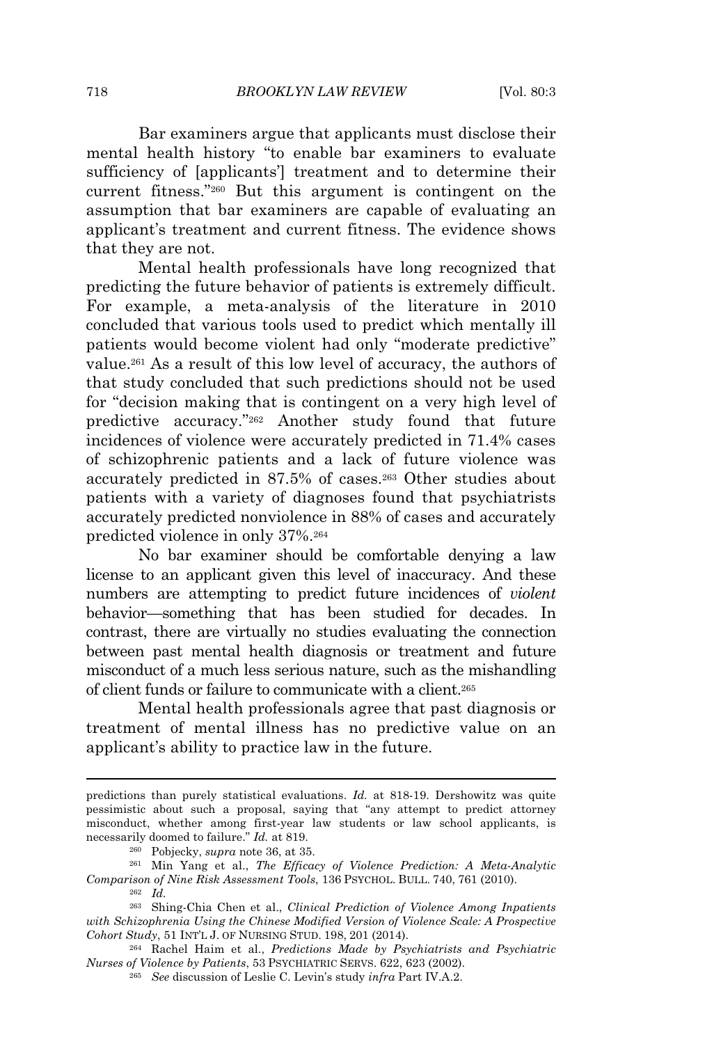Bar examiners argue that applicants must disclose their mental health history "to enable bar examiners to evaluate sufficiency of [applicants'] treatment and to determine their current fitness."[260] But this argument is contingent on the assumption that bar examiners are capable of evaluating an applicant's treatment and current fitness. The evidence shows that they are not.

Mental health professionals have long recognized that predicting the future behavior of patients is extremely difficult. For example, a meta-analysis of the literature in 2010 concluded that various tools used to predict which mentally ill patients would become violent had only "moderate predictive" value.[261] As a result of this low level of accuracy, the authors of that study concluded that such predictions should not be used for "decision making that is contingent on a very high level of predictive accuracy."[262] Another study found that future incidences of violence were accurately predicted in 71.4% cases of schizophrenic patients and a lack of future violence was accurately predicted in 87.5% of cases.[263] Other studies about patients with a variety of diagnoses found that psychiatrists accurately predicted nonviolence in 88% of cases and accurately predicted violence in only 37%.[264]

No bar examiner should be comfortable denying a law license to an applicant given this level of inaccuracy. And these numbers are attempting to predict future incidences of *violent* behavior—something that has been studied for decades. In contrast, there are virtually no studies evaluating the connection between past mental health diagnosis or treatment and future misconduct of a much less serious nature, such as the mishandling of client funds or failure to communicate with a client.[265]

Mental health professionals agree that past diagnosis or treatment of mental illness has no predictive value on an applicant's ability to practice law in the future.

---

predictions than purely statistical evaluations. *Id.* at 818-19. Dershowitz was quite pessimistic about such a proposal, saying that "any attempt to predict attorney misconduct, whether among first-year law students or law school applicants, is necessarily doomed to failure." *Id.* at 819.

[260] Pobjecky, *supra* note 36, at 35.

[261] Min Yang et al., *The Efficacy of Violence Prediction: A Meta-Analytic Comparison of Nine Risk Assessment Tools*, 136 PSYCHOL. BULL. 740, 761 (2010).

[262] *Id.*

[263] Shing-Chia Chen et al., *Clinical Prediction of Violence Among Inpatients with Schizophrenia Using the Chinese Modified Version of Violence Scale: A Prospective Cohort Study*, 51 INT'L J. OF NURSING STUD. 198, 201 (2014).

[264] Rachel Haim et al., *Predictions Made by Psychiatrists and Psychiatric Nurses of Violence by Patients*, 53 PSYCHIATRIC SERVS. 622, 623 (2002).

[265] *See* discussion of Leslie C. Levin's study *infra* Part IV.A.2.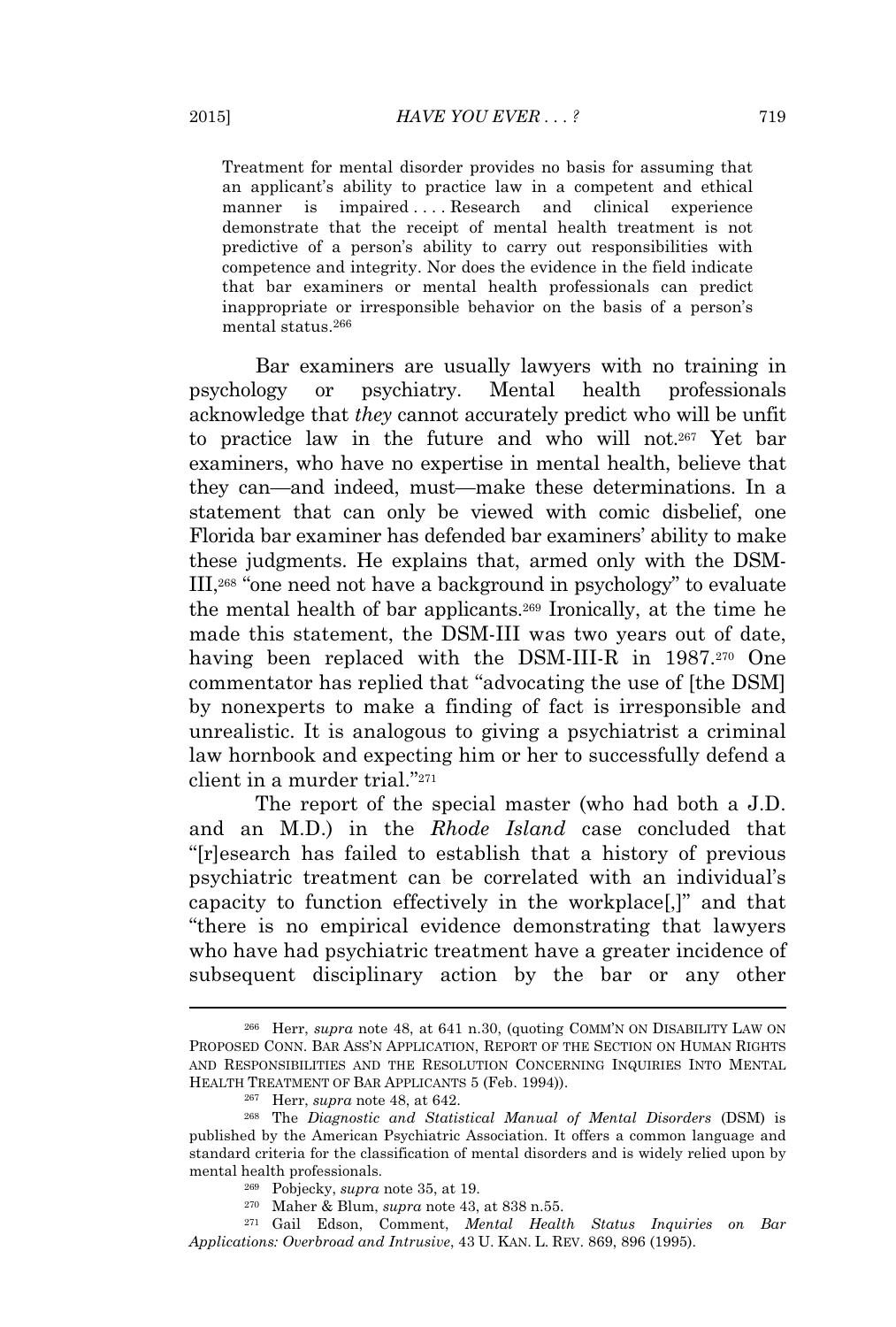> Treatment for mental disorder provides no basis for assuming that an applicant's ability to practice law in a competent and ethical manner is impaired . . . . Research and clinical experience demonstrate that the receipt of mental health treatment is not predictive of a person's ability to carry out responsibilities with competence and integrity. Nor does the evidence in the field indicate that bar examiners or mental health professionals can predict inappropriate or irresponsible behavior on the basis of a person's mental status.[266]

Bar examiners are usually lawyers with no training in psychology or psychiatry. Mental health professionals acknowledge that *they* cannot accurately predict who will be unfit to practice law in the future and who will not.[267] Yet bar examiners, who have no expertise in mental health, believe that they can—and indeed, must—make these determinations. In a statement that can only be viewed with comic disbelief, one Florida bar examiner has defended bar examiners' ability to make these judgments. He explains that, armed only with the DSM-III,[268] "one need not have a background in psychology" to evaluate the mental health of bar applicants.[269] Ironically, at the time he made this statement, the DSM-III was two years out of date, having been replaced with the DSM-III-R in 1987.[270] One commentator has replied that "advocating the use of [the DSM] by nonexperts to make a finding of fact is irresponsible and unrealistic. It is analogous to giving a psychiatrist a criminal law hornbook and expecting him or her to successfully defend a client in a murder trial."[271]

The report of the special master (who had both a J.D. and an M.D.) in the *Rhode Island* case concluded that "[r]esearch has failed to establish that a history of previous psychiatric treatment can be correlated with an individual's capacity to function effectively in the workplace[,]" and that "there is no empirical evidence demonstrating that lawyers who have had psychiatric treatment have a greater incidence of subsequent disciplinary action by the bar or any other

---

[266] Herr, *supra* note 48, at 641 n.30, (quoting COMM'N ON DISABILITY LAW ON PROPOSED CONN. BAR ASS'N APPLICATION, REPORT OF THE SECTION ON HUMAN RIGHTS AND RESPONSIBILITIES AND THE RESOLUTION CONCERNING INQUIRIES INTO MENTAL HEALTH TREATMENT OF BAR APPLICANTS 5 (Feb. 1994)).

[267] Herr, *supra* note 48, at 642.

[268] The *Diagnostic and Statistical Manual of Mental Disorders* (DSM) is published by the American Psychiatric Association. It offers a common language and standard criteria for the classification of mental disorders and is widely relied upon by mental health professionals.

[269] Pobjecky, *supra* note 35, at 19.

[270] Maher & Blum, *supra* note 43, at 838 n.55.

[271] Gail Edson, Comment, *Mental Health Status Inquiries on Bar Applications: Overbroad and Intrusive*, 43 U. KAN. L. REV. 869, 896 (1995).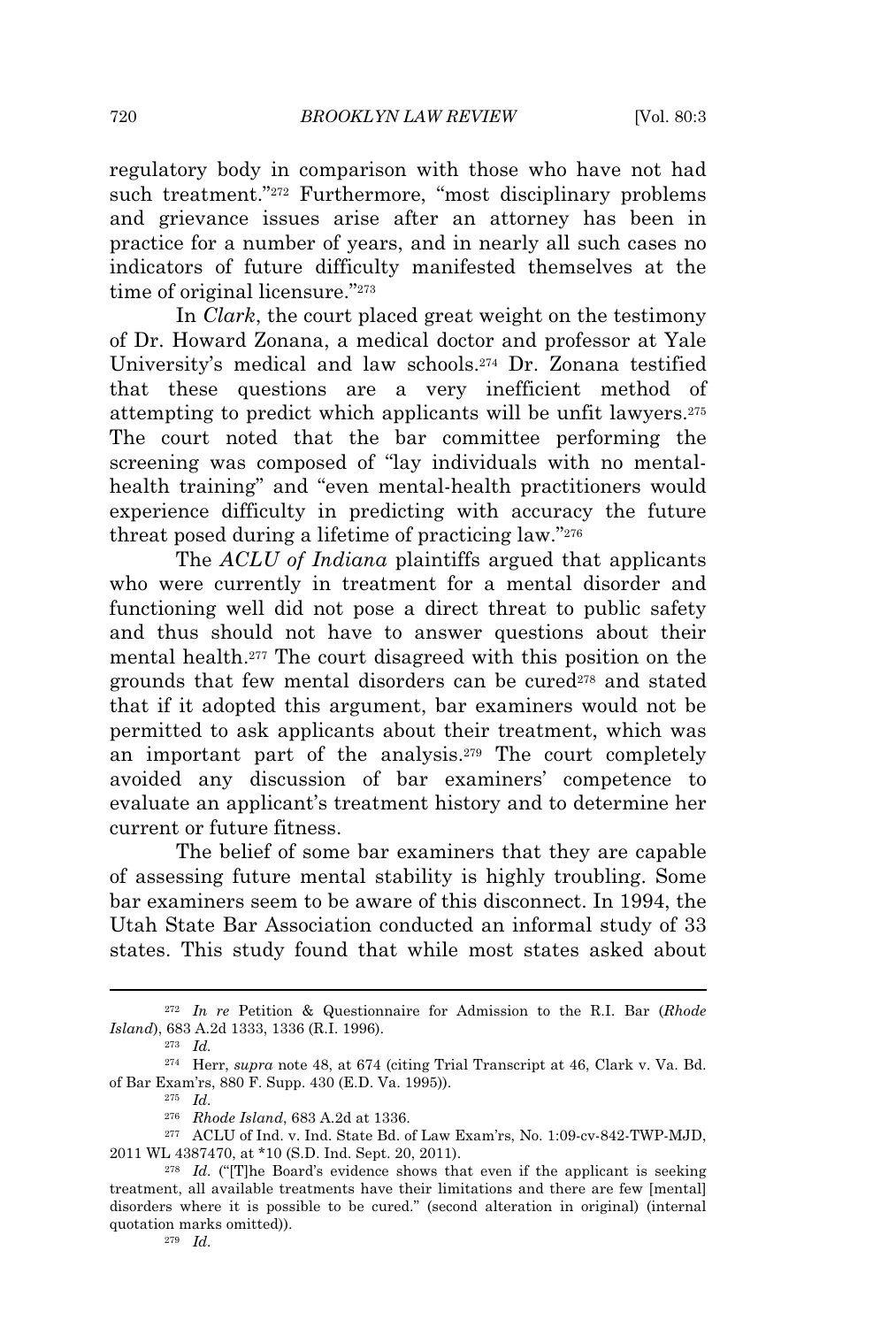regulatory body in comparison with those who have not had such treatment."[272] Furthermore, "most disciplinary problems and grievance issues arise after an attorney has been in practice for a number of years, and in nearly all such cases no indicators of future difficulty manifested themselves at the time of original licensure."[273]

In *Clark*, the court placed great weight on the testimony of Dr. Howard Zonana, a medical doctor and professor at Yale University's medical and law schools.[274] Dr. Zonana testified that these questions are a very inefficient method of attempting to predict which applicants will be unfit lawyers.[275] The court noted that the bar committee performing the screening was composed of "lay individuals with no mental-health training" and "even mental-health practitioners would experience difficulty in predicting with accuracy the future threat posed during a lifetime of practicing law."[276]

The *ACLU of Indiana* plaintiffs argued that applicants who were currently in treatment for a mental disorder and functioning well did not pose a direct threat to public safety and thus should not have to answer questions about their mental health.[277] The court disagreed with this position on the grounds that few mental disorders can be cured[278] and stated that if it adopted this argument, bar examiners would not be permitted to ask applicants about their treatment, which was an important part of the analysis.[279] The court completely avoided any discussion of bar examiners' competence to evaluate an applicant's treatment history and to determine her current or future fitness.

The belief of some bar examiners that they are capable of assessing future mental stability is highly troubling. Some bar examiners seem to be aware of this disconnect. In 1994, the Utah State Bar Association conducted an informal study of 33 states. This study found that while most states asked about

---

[272] *In re* Petition & Questionnaire for Admission to the R.I. Bar (*Rhode Island*), 683 A.2d 1333, 1336 (R.I. 1996).

[273] *Id.*

[274] Herr, *supra* note 48, at 674 (citing Trial Transcript at 46, Clark v. Va. Bd. of Bar Exam'rs, 880 F. Supp. 430 (E.D. Va. 1995)).

[275] *Id.*

[276] *Rhode Island*, 683 A.2d at 1336.

[277] ACLU of Ind. v. Ind. State Bd. of Law Exam'rs, No. 1:09-cv-842-TWP-MJD, 2011 WL 4387470, at *10 (S.D. Ind. Sept. 20, 2011).

[278] *Id.* ("[T]he Board's evidence shows that even if the applicant is seeking treatment, all available treatments have their limitations and there are few [mental] disorders where it is possible to be cured." (second alteration in original) (internal quotation marks omitted)).

[279] *Id.*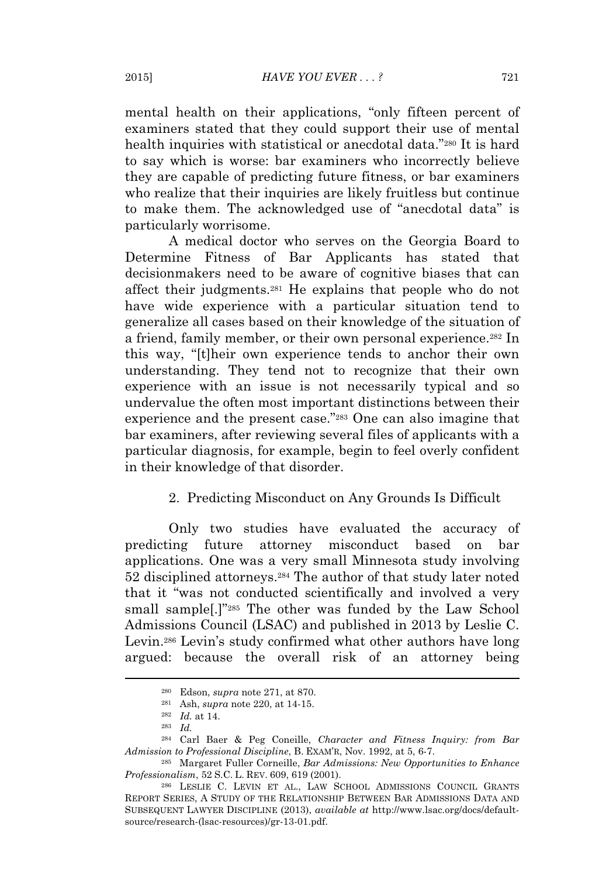mental health on their applications, "only fifteen percent of examiners stated that they could support their use of mental health inquiries with statistical or anecdotal data."[280] It is hard to say which is worse: bar examiners who incorrectly believe they are capable of predicting future fitness, or bar examiners who realize that their inquiries are likely fruitless but continue to make them. The acknowledged use of "anecdotal data" is particularly worrisome.

A medical doctor who serves on the Georgia Board to Determine Fitness of Bar Applicants has stated that decisionmakers need to be aware of cognitive biases that can affect their judgments.[281] He explains that people who do not have wide experience with a particular situation tend to generalize all cases based on their knowledge of the situation of a friend, family member, or their own personal experience.[282] In this way, "[t]heir own experience tends to anchor their own understanding. They tend not to recognize that their own experience with an issue is not necessarily typical and so undervalue the often most important distinctions between their experience and the present case."[283] One can also imagine that bar examiners, after reviewing several files of applicants with a particular diagnosis, for example, begin to feel overly confident in their knowledge of that disorder.

### 2. Predicting Misconduct on Any Grounds Is Difficult

Only two studies have evaluated the accuracy of predicting future attorney misconduct based on bar applications. One was a very small Minnesota study involving 52 disciplined attorneys.[284] The author of that study later noted that it "was not conducted scientifically and involved a very small sample[.]"[285] The other was funded by the Law School Admissions Council (LSAC) and published in 2013 by Leslie C. Levin.[286] Levin's study confirmed what other authors have long argued: because the overall risk of an attorney being

---

[280] Edson, *supra* note 271, at 870.

[281] Ash, *supra* note 220, at 14-15.

[282] *Id.* at 14.

[283] *Id.*

[284] Carl Baer & Peg Coneille, *Character and Fitness Inquiry: from Bar Admission to Professional Discipline*, B. EXAM'R, Nov. 1992, at 5, 6-7.

[285] Margaret Fuller Corneille, *Bar Admissions: New Opportunities to Enhance Professionalism*, 52 S.C. L. REV. 609, 619 (2001).

[286] LESLIE C. LEVIN ET AL., LAW SCHOOL ADMISSIONS COUNCIL GRANTS REPORT SERIES, A STUDY OF THE RELATIONSHIP BETWEEN BAR ADMISSIONS DATA AND SUBSEQUENT LAWYER DISCIPLINE (2013), *available at* http://www.lsac.org/docs/default-source/research-(lsac-resources)/gr-13-01.pdf.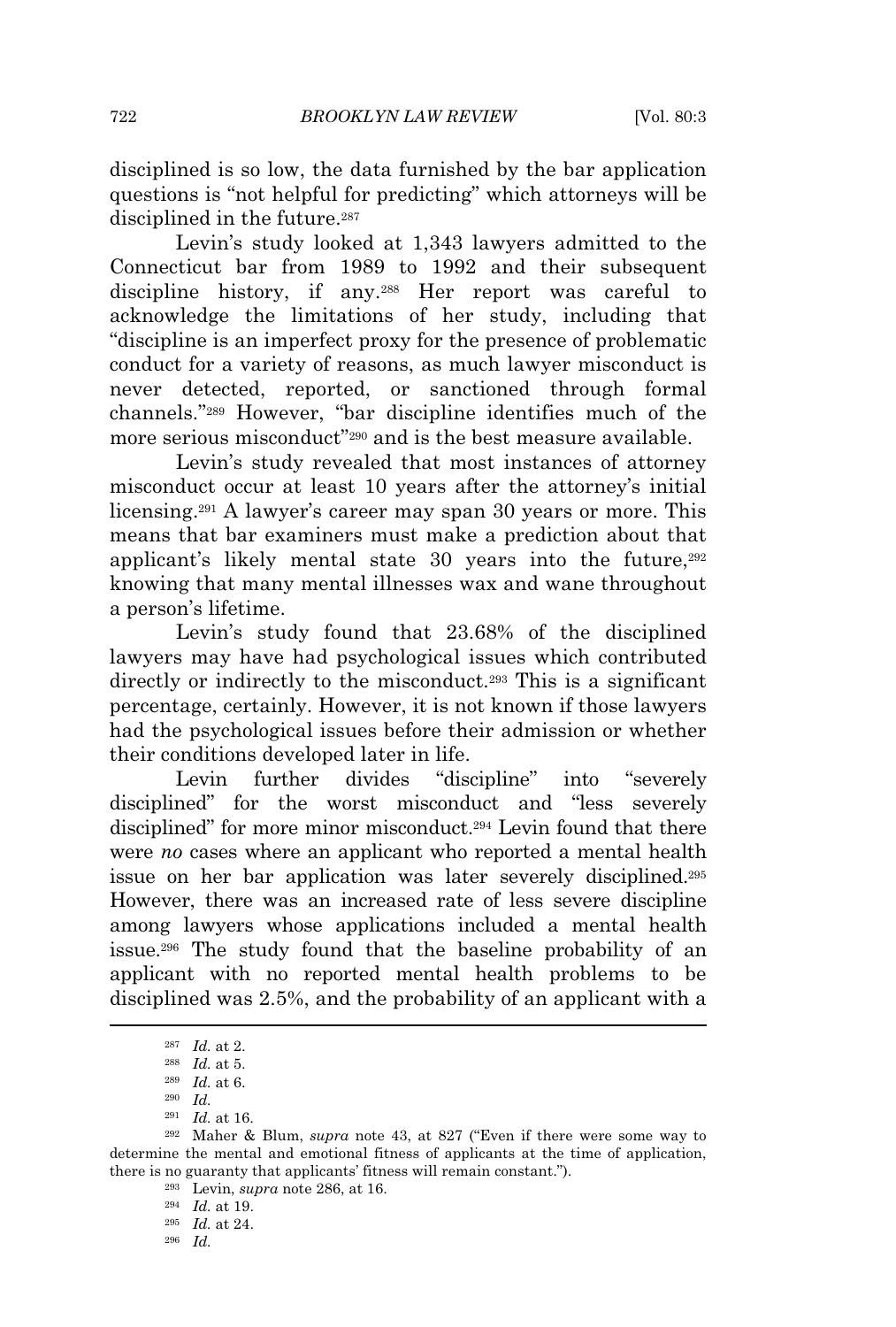disciplined is so low, the data furnished by the bar application questions is "not helpful for predicting" which attorneys will be disciplined in the future.[287]

Levin's study looked at 1,343 lawyers admitted to the Connecticut bar from 1989 to 1992 and their subsequent discipline history, if any.[288] Her report was careful to acknowledge the limitations of her study, including that "discipline is an imperfect proxy for the presence of problematic conduct for a variety of reasons, as much lawyer misconduct is never detected, reported, or sanctioned through formal channels."[289] However, "bar discipline identifies much of the more serious misconduct"[290] and is the best measure available.

Levin's study revealed that most instances of attorney misconduct occur at least 10 years after the attorney's initial licensing.[291] A lawyer's career may span 30 years or more. This means that bar examiners must make a prediction about that applicant's likely mental state 30 years into the future,[292] knowing that many mental illnesses wax and wane throughout a person's lifetime.

Levin's study found that 23.68% of the disciplined lawyers may have had psychological issues which contributed directly or indirectly to the misconduct.[293] This is a significant percentage, certainly. However, it is not known if those lawyers had the psychological issues before their admission or whether their conditions developed later in life.

Levin further divides "discipline" into "severely disciplined" for the worst misconduct and "less severely disciplined" for more minor misconduct.[294] Levin found that there were *no* cases where an applicant who reported a mental health issue on her bar application was later severely disciplined.[295] However, there was an increased rate of less severe discipline among lawyers whose applications included a mental health issue.[296] The study found that the baseline probability of an applicant with no reported mental health problems to be disciplined was 2.5%, and the probability of an applicant with a

---

[287] *Id.* at 2.

[288] *Id.* at 5.

[289] *Id.* at 6.

[290] *Id.*

[291] *Id.* at 16.

[292] Maher & Blum, *supra* note 43, at 827 ("Even if there were some way to determine the mental and emotional fitness of applicants at the time of application, there is no guaranty that applicants' fitness will remain constant.").

[293] Levin, *supra* note 286, at 16.

[294] *Id.* at 19.

[295] *Id.* at 24.

[296] *Id.*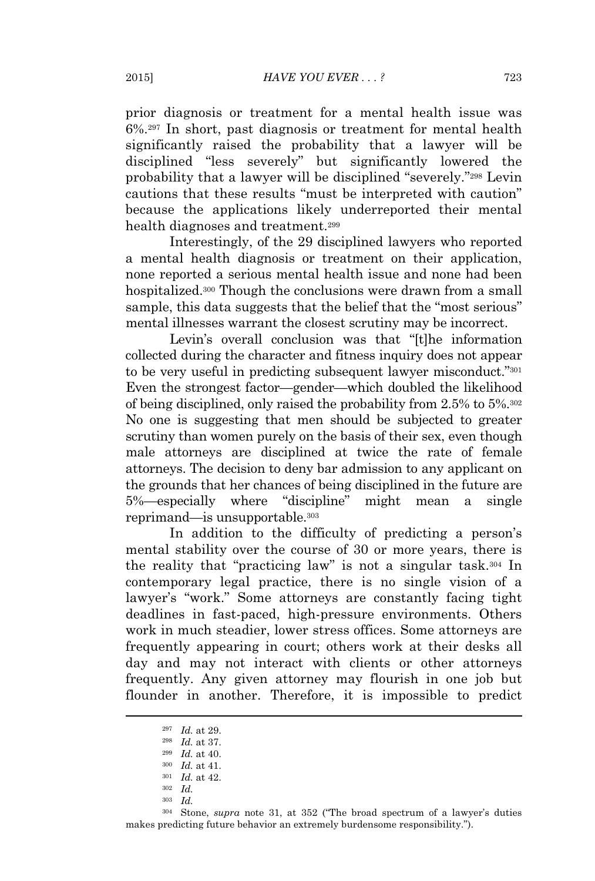prior diagnosis or treatment for a mental health issue was 6%.[297] In short, past diagnosis or treatment for mental health significantly raised the probability that a lawyer will be disciplined "less severely" but significantly lowered the probability that a lawyer will be disciplined "severely."[298] Levin cautions that these results "must be interpreted with caution" because the applications likely underreported their mental health diagnoses and treatment.[299]

Interestingly, of the 29 disciplined lawyers who reported a mental health diagnosis or treatment on their application, none reported a serious mental health issue and none had been hospitalized.[300] Though the conclusions were drawn from a small sample, this data suggests that the belief that the "most serious" mental illnesses warrant the closest scrutiny may be incorrect.

Levin's overall conclusion was that "[t]he information collected during the character and fitness inquiry does not appear to be very useful in predicting subsequent lawyer misconduct."[301] Even the strongest factor—gender—which doubled the likelihood of being disciplined, only raised the probability from 2.5% to 5%.[302] No one is suggesting that men should be subjected to greater scrutiny than women purely on the basis of their sex, even though male attorneys are disciplined at twice the rate of female attorneys. The decision to deny bar admission to any applicant on the grounds that her chances of being disciplined in the future are 5%—especially where "discipline" might mean a single reprimand—is unsupportable.[303]

In addition to the difficulty of predicting a person's mental stability over the course of 30 or more years, there is the reality that "practicing law" is not a singular task.[304] In contemporary legal practice, there is no single vision of a lawyer's "work." Some attorneys are constantly facing tight deadlines in fast-paced, high-pressure environments. Others work in much steadier, lower stress offices. Some attorneys are frequently appearing in court; others work at their desks all day and may not interact with clients or other attorneys frequently. Any given attorney may flourish in one job but flounder in another. Therefore, it is impossible to predict

---

[297] *Id.* at 29.

[298] *Id.* at 37.

[299] *Id.* at 40.

[300] *Id.* at 41.

[301] *Id.* at 42.

[302] *Id.*

[303] *Id.*

[304] Stone, *supra* note 31, at 352 ("The broad spectrum of a lawyer's duties makes predicting future behavior an extremely burdensome responsibility.").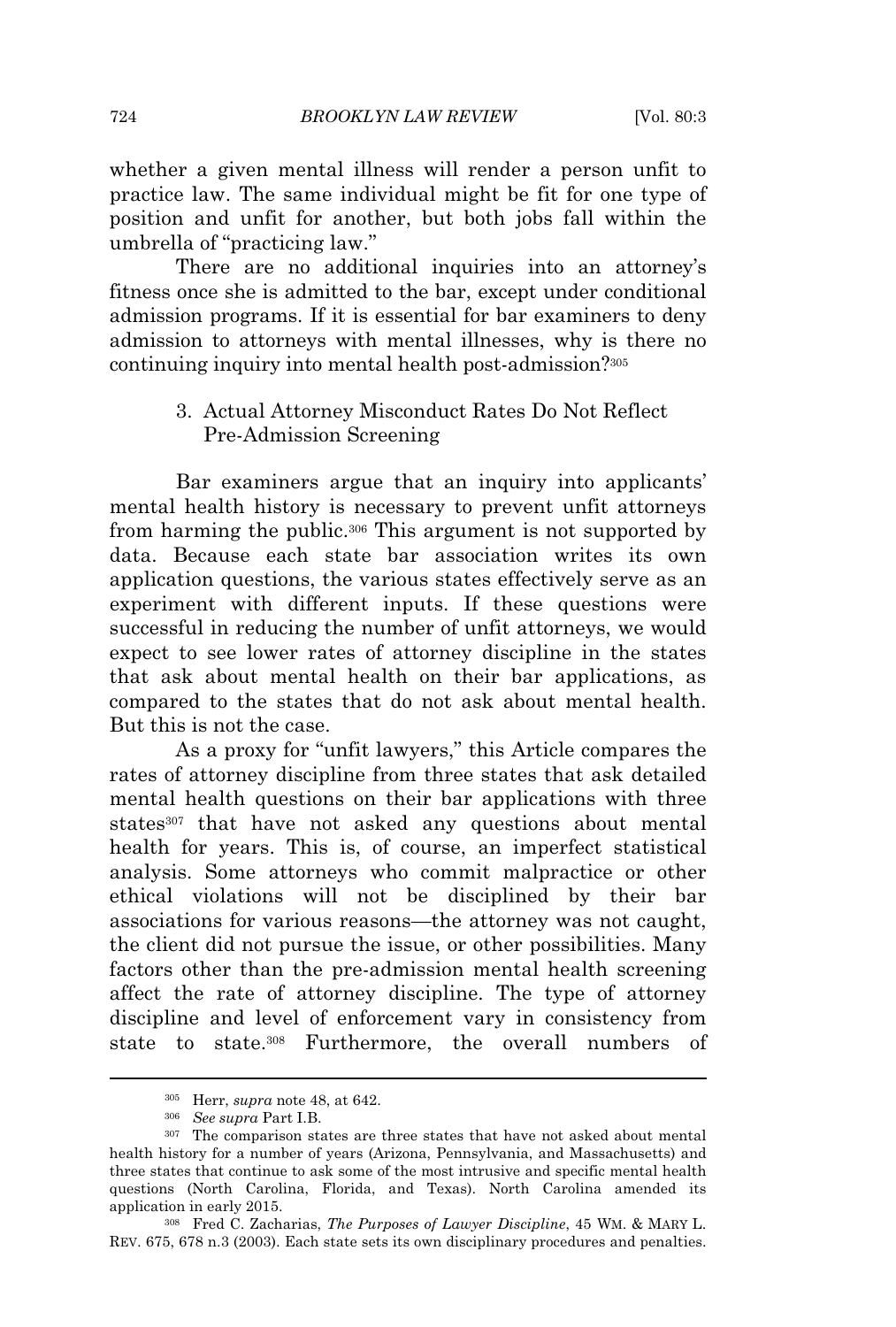whether a given mental illness will render a person unfit to practice law. The same individual might be fit for one type of position and unfit for another, but both jobs fall within the umbrella of "practicing law."

There are no additional inquiries into an attorney's fitness once she is admitted to the bar, except under conditional admission programs. If it is essential for bar examiners to deny admission to attorneys with mental illnesses, why is there no continuing inquiry into mental health post-admission?[305]

### 3. Actual Attorney Misconduct Rates Do Not Reflect Pre-Admission Screening

Bar examiners argue that an inquiry into applicants' mental health history is necessary to prevent unfit attorneys from harming the public.[306] This argument is not supported by data. Because each state bar association writes its own application questions, the various states effectively serve as an experiment with different inputs. If these questions were successful in reducing the number of unfit attorneys, we would expect to see lower rates of attorney discipline in the states that ask about mental health on their bar applications, as compared to the states that do not ask about mental health. But this is not the case.

As a proxy for "unfit lawyers," this Article compares the rates of attorney discipline from three states that ask detailed mental health questions on their bar applications with three states[307] that have not asked any questions about mental health for years. This is, of course, an imperfect statistical analysis. Some attorneys who commit malpractice or other ethical violations will not be disciplined by their bar associations for various reasons—the attorney was not caught, the client did not pursue the issue, or other possibilities. Many factors other than the pre-admission mental health screening affect the rate of attorney discipline. The type of attorney discipline and level of enforcement vary in consistency from state to state.[308] Furthermore, the overall numbers of

---

[305] Herr, *supra* note 48, at 642.

[306] *See supra* Part I.B.

[307] The comparison states are three states that have not asked about mental health history for a number of years (Arizona, Pennsylvania, and Massachusetts) and three states that continue to ask some of the most intrusive and specific mental health questions (North Carolina, Florida, and Texas). North Carolina amended its application in early 2015.

[308] Fred C. Zacharias, *The Purposes of Lawyer Discipline*, 45 WM. & MARY L. REV. 675, 678 n.3 (2003). Each state sets its own disciplinary procedures and penalties.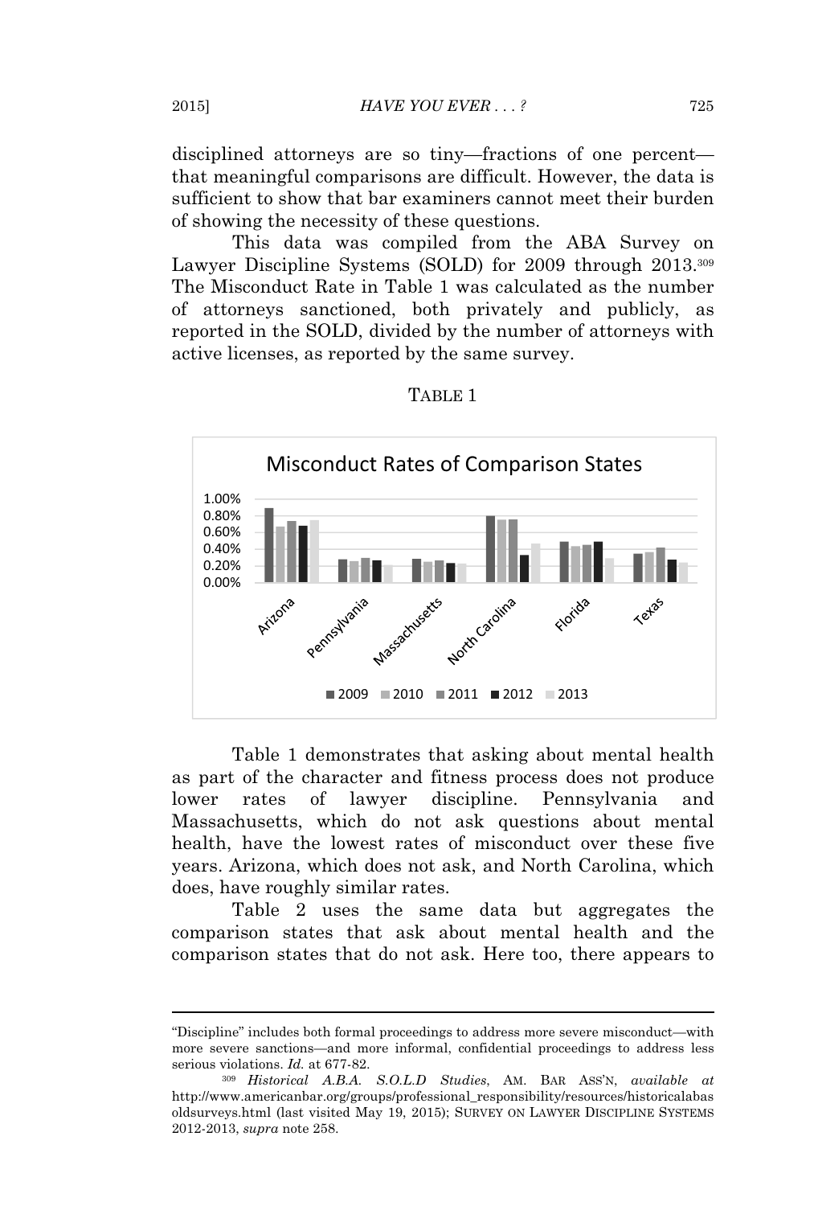disciplined attorneys are so tiny—fractions of one percent—that meaningful comparisons are difficult. However, the data is sufficient to show that bar examiners cannot meet their burden of showing the necessity of these questions.

This data was compiled from the ABA Survey on Lawyer Discipline Systems (SOLD) for 2009 through 2013.[309] The Misconduct Rate in Table 1 was calculated as the number of attorneys sanctioned, both privately and publicly, as reported in the SOLD, divided by the number of attorneys with active licenses, as reported by the same survey.

TABLE 1

Misconduct Rates of Comparison States

Table 1 demonstrates that asking about mental health as part of the character and fitness process does not produce lower rates of lawyer discipline. Pennsylvania and Massachusetts, which do not ask questions about mental health, have the lowest rates of misconduct over these five years. Arizona, which does not ask, and North Carolina, which does, have roughly similar rates.

Table 2 uses the same data but aggregates the comparison states that ask about mental health and the comparison states that do not ask. Here too, there appears to

---

"Discipline" includes both formal proceedings to address more severe misconduct—with more severe sanctions—and more informal, confidential proceedings to address less serious violations. *Id.* at 677-82.

[309] *Historical A.B.A. S.O.L.D Studies*, AM. BAR ASS'N, *available at* http://www.americanbar.org/groups/professional_responsibility/resources/historicalabasoldsurveys.html (last visited May 19, 2015); SURVEY ON LAWYER DISCIPLINE SYSTEMS 2012-2013, *supra* note 258.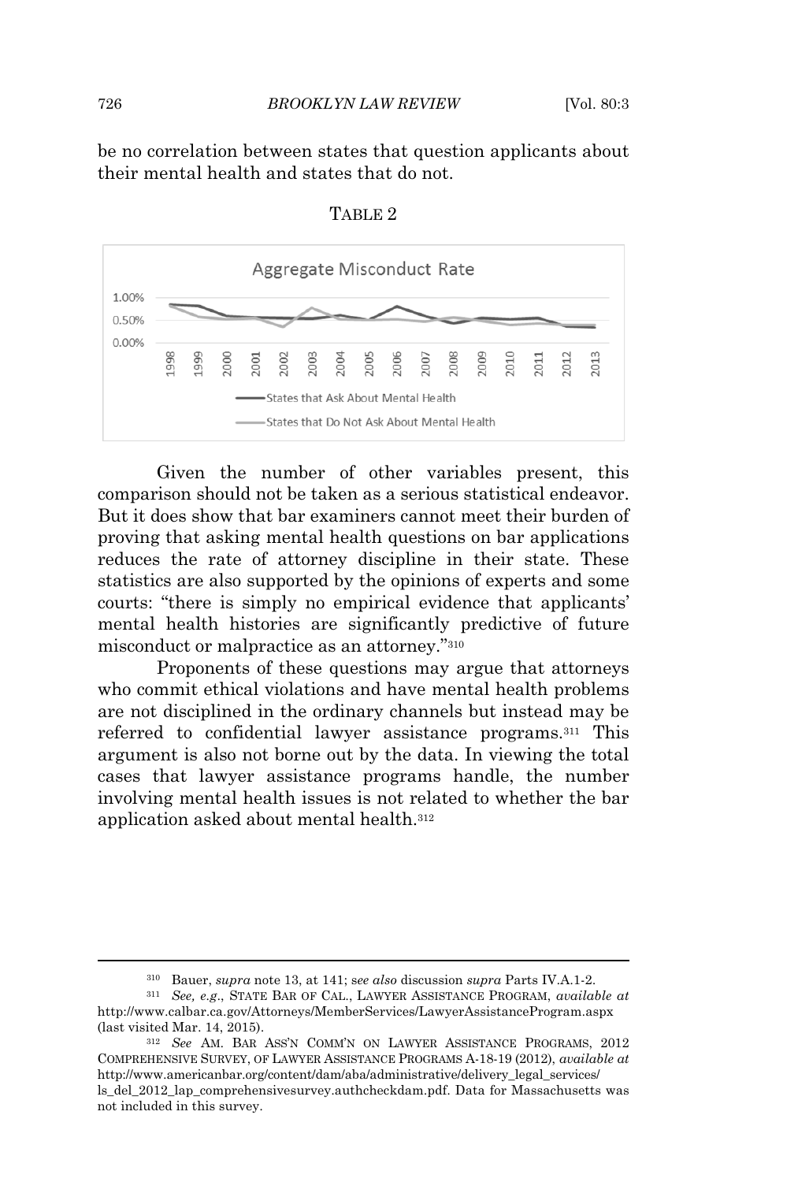be no correlation between states that question applicants about their mental health and states that do not.

TABLE 2

Given the number of other variables present, this comparison should not be taken as a serious statistical endeavor. But it does show that bar examiners cannot meet their burden of proving that asking mental health questions on bar applications reduces the rate of attorney discipline in their state. These statistics are also supported by the opinions of experts and some courts: "there is simply no empirical evidence that applicants' mental health histories are significantly predictive of future misconduct or malpractice as an attorney."[310]

Proponents of these questions may argue that attorneys who commit ethical violations and have mental health problems are not disciplined in the ordinary channels but instead may be referred to confidential lawyer assistance programs.[311] This argument is also not borne out by the data. In viewing the total cases that lawyer assistance programs handle, the number involving mental health issues is not related to whether the bar application asked about mental health.[312]

---

[310] Bauer, *supra* note 13, at 141; *see also* discussion *supra* Parts IV.A.1-2.

[311] *See, e.g.*, STATE BAR OF CAL., LAWYER ASSISTANCE PROGRAM, *available at* http://www.calbar.ca.gov/Attorneys/MemberServices/LawyerAssistanceProgram.aspx (last visited Mar. 14, 2015).

[312] *See* AM. BAR ASS'N COMM'N ON LAWYER ASSISTANCE PROGRAMS, 2012 COMPREHENSIVE SURVEY, OF LAWYER ASSISTANCE PROGRAMS A-18-19 (2012), *available at* http://www.americanbar.org/content/dam/aba/administrative/delivery_legal_services/ls_del_2012_lap_comprehensivesurvey.authcheckdam.pdf. Data for Massachusetts was not included in this survey.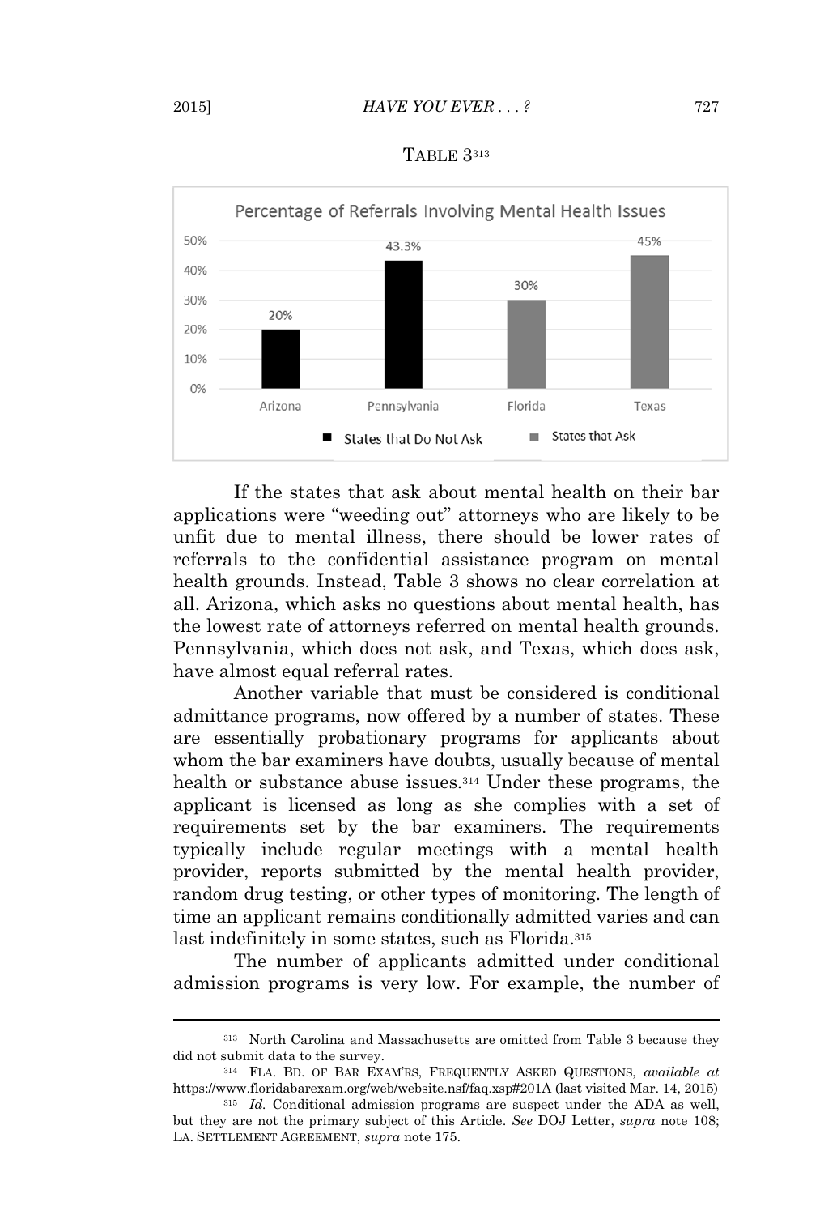TABLE 3[313]

**Percentage of Referrals Involving Mental Health Issues**

| State | Category | Percentage |
|---|---|---|
| Arizona | States that Do Not Ask | 20% |
| Pennsylvania | States that Do Not Ask | 43.3% |
| Florida | States that Ask | 30% |
| Texas | States that Ask | 45% |

If the states that ask about mental health on their bar applications were "weeding out" attorneys who are likely to be unfit due to mental illness, there should be lower rates of referrals to the confidential assistance program on mental health grounds. Instead, Table 3 shows no clear correlation at all. Arizona, which asks no questions about mental health, has the lowest rate of attorneys referred on mental health grounds. Pennsylvania, which does not ask, and Texas, which does ask, have almost equal referral rates.

Another variable that must be considered is conditional admittance programs, now offered by a number of states. These are essentially probationary programs for applicants about whom the bar examiners have doubts, usually because of mental health or substance abuse issues.[314] Under these programs, the applicant is licensed as long as she complies with a set of requirements set by the bar examiners. The requirements typically include regular meetings with a mental health provider, reports submitted by the mental health provider, random drug testing, or other types of monitoring. The length of time an applicant remains conditionally admitted varies and can last indefinitely in some states, such as Florida.[315]

The number of applicants admitted under conditional admission programs is very low. For example, the number of

---

[313] North Carolina and Massachusetts are omitted from Table 3 because they did not submit data to the survey.

[314] FLA. BD. OF BAR EXAM'RS, FREQUENTLY ASKED QUESTIONS, *available at* https://www.floridabarexam.org/web/website.nsf/faq.xsp#201A (last visited Mar. 14, 2015)

[315] *Id.* Conditional admission programs are suspect under the ADA as well, but they are not the primary subject of this Article. *See* DOJ Letter, *supra* note 108; LA. SETTLEMENT AGREEMENT, *supra* note 175.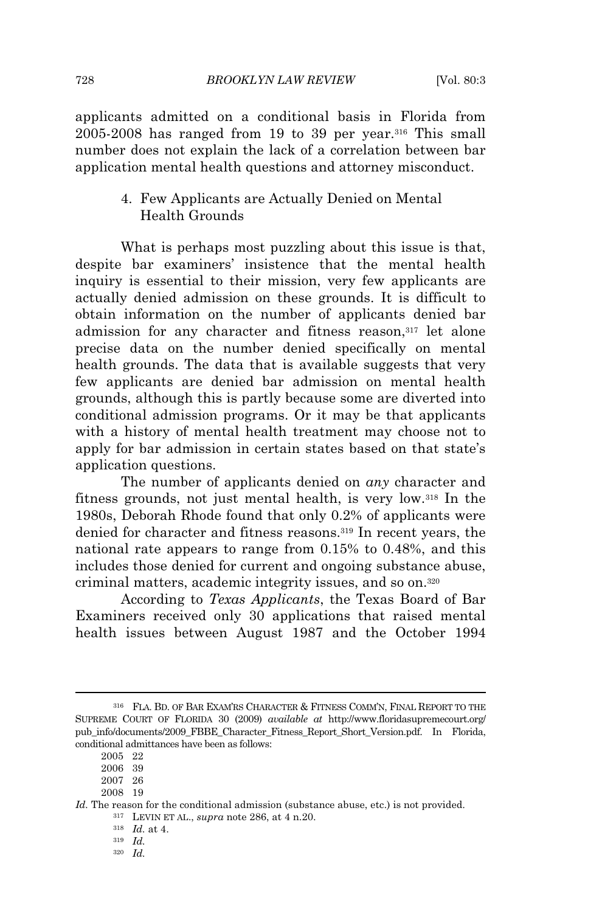applicants admitted on a conditional basis in Florida from 2005-2008 has ranged from 19 to 39 per year.[316] This small number does not explain the lack of a correlation between bar application mental health questions and attorney misconduct.

### 4. Few Applicants are Actually Denied on Mental Health Grounds

What is perhaps most puzzling about this issue is that, despite bar examiners' insistence that the mental health inquiry is essential to their mission, very few applicants are actually denied admission on these grounds. It is difficult to obtain information on the number of applicants denied bar admission for any character and fitness reason,[317] let alone precise data on the number denied specifically on mental health grounds. The data that is available suggests that very few applicants are denied bar admission on mental health grounds, although this is partly because some are diverted into conditional admission programs. Or it may be that applicants with a history of mental health treatment may choose not to apply for bar admission in certain states based on that state's application questions.

The number of applicants denied on *any* character and fitness grounds, not just mental health, is very low.[318] In the 1980s, Deborah Rhode found that only 0.2% of applicants were denied for character and fitness reasons.[319] In recent years, the national rate appears to range from 0.15% to 0.48%, and this includes those denied for current and ongoing substance abuse, criminal matters, academic integrity issues, and so on.[320]

According to *Texas Applicants*, the Texas Board of Bar Examiners received only 30 applications that raised mental health issues between August 1987 and the October 1994

---

[316] FLA. BD. OF BAR EXAM'RS CHARACTER & FITNESS COMM'N, FINAL REPORT TO THE SUPREME COURT OF FLORIDA 30 (2009) *available at* http://www.floridasupremecourt.org/pub_info/documents/2009_FBBE_Character_Fitness_Report_Short_Version.pdf. In Florida, conditional admittances have been as follows:

| | |
|---|---|
| 2005 | 22 |
| 2006 | 39 |
| 2007 | 26 |
| 2008 | 19 |

*Id.* The reason for the conditional admission (substance abuse, etc.) is not provided.

[317] LEVIN ET AL., *supra* note 286, at 4 n.20.

[318] *Id.* at 4.

[319] *Id.*

[320] *Id.*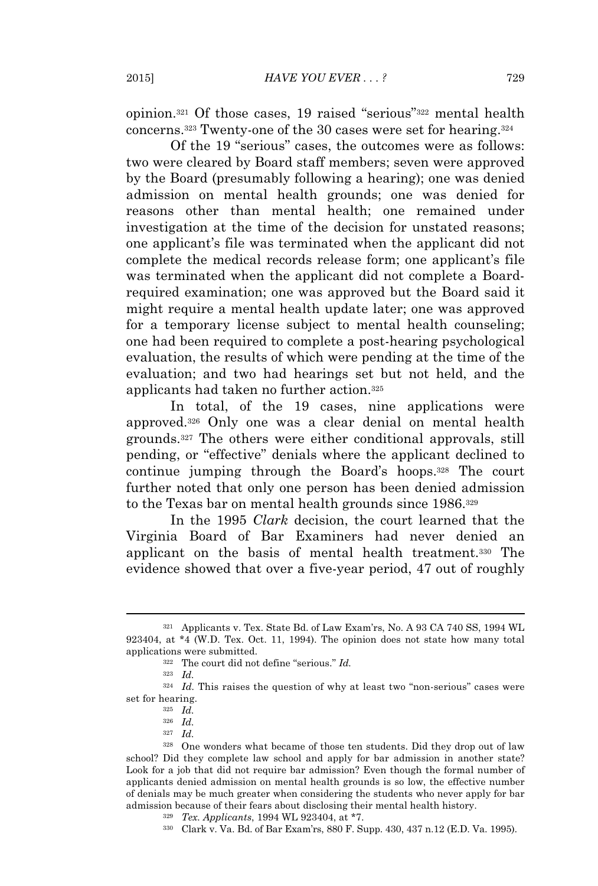opinion.[321] Of those cases, 19 raised "serious"[322] mental health concerns.[323] Twenty-one of the 30 cases were set for hearing.[324]

Of the 19 "serious" cases, the outcomes were as follows: two were cleared by Board staff members; seven were approved by the Board (presumably following a hearing); one was denied admission on mental health grounds; one was denied for reasons other than mental health; one remained under investigation at the time of the decision for unstated reasons; one applicant's file was terminated when the applicant did not complete the medical records release form; one applicant's file was terminated when the applicant did not complete a Board-required examination; one was approved but the Board said it might require a mental health update later; one was approved for a temporary license subject to mental health counseling; one had been required to complete a post-hearing psychological evaluation, the results of which were pending at the time of the evaluation; and two had hearings set but not held, and the applicants had taken no further action.[325]

In total, of the 19 cases, nine applications were approved.[326] Only one was a clear denial on mental health grounds.[327] The others were either conditional approvals, still pending, or "effective" denials where the applicant declined to continue jumping through the Board's hoops.[328] The court further noted that only one person has been denied admission to the Texas bar on mental health grounds since 1986.[329]

In the 1995 *Clark* decision, the court learned that the Virginia Board of Bar Examiners had never denied an applicant on the basis of mental health treatment.[330] The evidence showed that over a five-year period, 47 out of roughly

---

[321] Applicants v. Tex. State Bd. of Law Exam'rs, No. A 93 CA 740 SS, 1994 WL 923404, at *4 (W.D. Tex. Oct. 11, 1994). The opinion does not state how many total applications were submitted.

[322] The court did not define "serious." *Id.*

[323] *Id.*

[324] *Id.* This raises the question of why at least two "non-serious" cases were set for hearing.

[325] *Id.*

[326] *Id.*

[327] *Id.*

[328] One wonders what became of those ten students. Did they drop out of law school? Did they complete law school and apply for bar admission in another state? Look for a job that did not require bar admission? Even though the formal number of applicants denied admission on mental health grounds is so low, the effective number of denials may be much greater when considering the students who never apply for bar admission because of their fears about disclosing their mental health history.

[329] *Tex. Applicants*, 1994 WL 923404, at *7.

[330] Clark v. Va. Bd. of Bar Exam'rs, 880 F. Supp. 430, 437 n.12 (E.D. Va. 1995).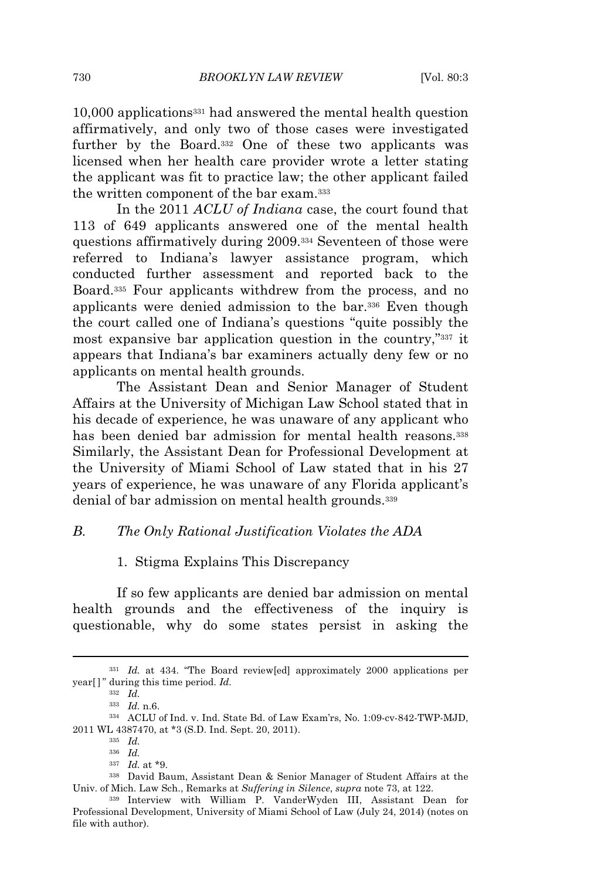10,000 applications[331] had answered the mental health question affirmatively, and only two of those cases were investigated further by the Board.[332] One of these two applicants was licensed when her health care provider wrote a letter stating the applicant was fit to practice law; the other applicant failed the written component of the bar exam.[333]

In the 2011 *ACLU of Indiana* case, the court found that 113 of 649 applicants answered one of the mental health questions affirmatively during 2009.[334] Seventeen of those were referred to Indiana's lawyer assistance program, which conducted further assessment and reported back to the Board.[335] Four applicants withdrew from the process, and no applicants were denied admission to the bar.[336] Even though the court called one of Indiana's questions "quite possibly the most expansive bar application question in the country,"[337] it appears that Indiana's bar examiners actually deny few or no applicants on mental health grounds.

The Assistant Dean and Senior Manager of Student Affairs at the University of Michigan Law School stated that in his decade of experience, he was unaware of any applicant who has been denied bar admission for mental health reasons.[338] Similarly, the Assistant Dean for Professional Development at the University of Miami School of Law stated that in his 27 years of experience, he was unaware of any Florida applicant's denial of bar admission on mental health grounds.[339]

### *B. The Only Rational Justification Violates the ADA*

#### 1. Stigma Explains This Discrepancy

If so few applicants are denied bar admission on mental health grounds and the effectiveness of the inquiry is questionable, why do some states persist in asking the

---

[331] *Id.* at 434. "The Board review[ed] approximately 2000 applications per year[]" during this time period. *Id.*

[332] *Id.*

[333] *Id.* n.6.

[334] ACLU of Ind. v. Ind. State Bd. of Law Exam'rs, No. 1:09-cv-842-TWP-MJD, 2011 WL 4387470, at *3 (S.D. Ind. Sept. 20, 2011).

[335] *Id.*

[336] *Id.*

[337] *Id.* at *9.

[338] David Baum, Assistant Dean & Senior Manager of Student Affairs at the Univ. of Mich. Law Sch., Remarks at *Suffering in Silence*, *supra* note 73, at 122.

[339] Interview with William P. VanderWyden III, Assistant Dean for Professional Development, University of Miami School of Law (July 24, 2014) (notes on file with author).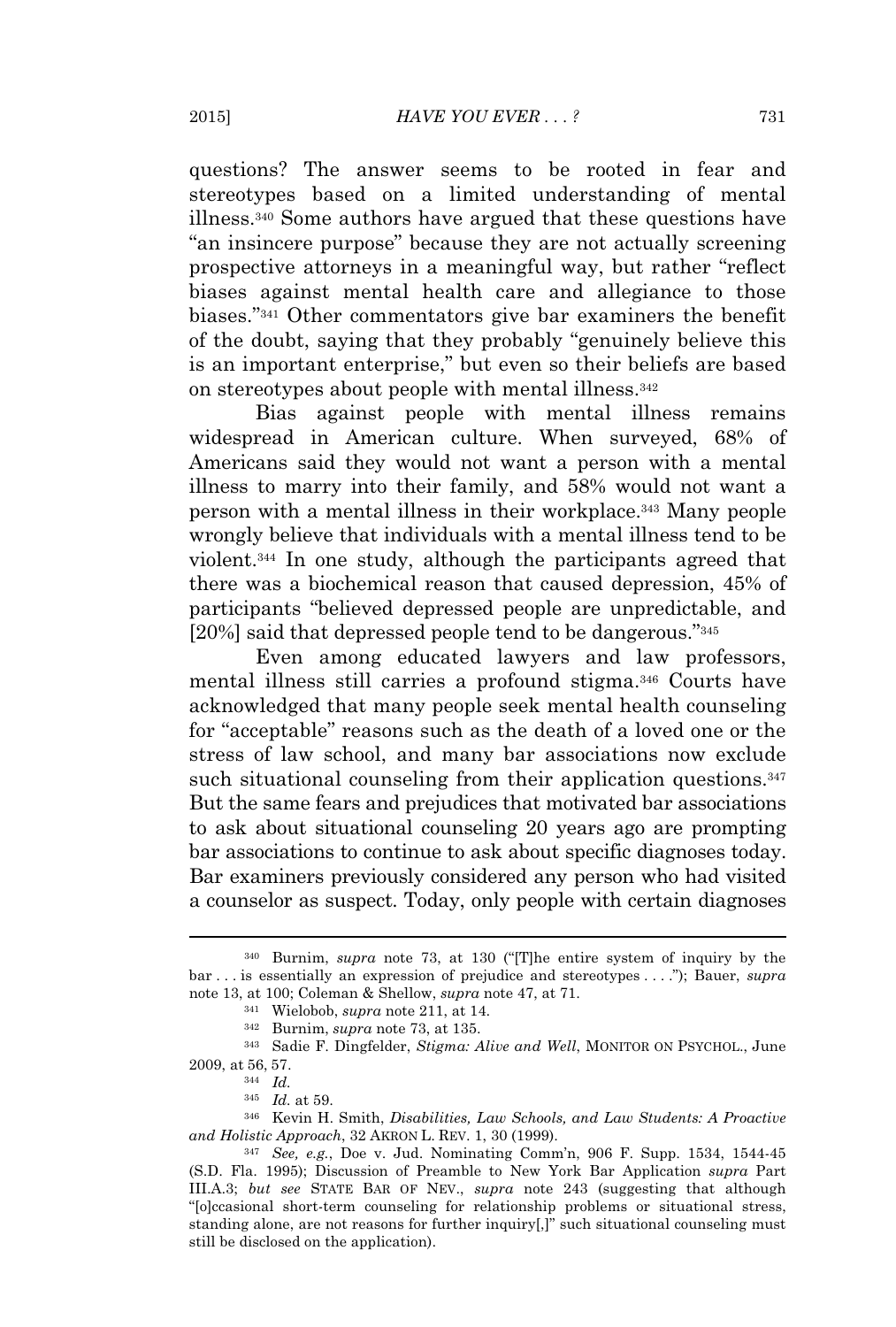questions? The answer seems to be rooted in fear and stereotypes based on a limited understanding of mental illness.[340] Some authors have argued that these questions have "an insincere purpose" because they are not actually screening prospective attorneys in a meaningful way, but rather "reflect biases against mental health care and allegiance to those biases."[341] Other commentators give bar examiners the benefit of the doubt, saying that they probably "genuinely believe this is an important enterprise," but even so their beliefs are based on stereotypes about people with mental illness.[342]

Bias against people with mental illness remains widespread in American culture. When surveyed, 68% of Americans said they would not want a person with a mental illness to marry into their family, and 58% would not want a person with a mental illness in their workplace.[343] Many people wrongly believe that individuals with a mental illness tend to be violent.[344] In one study, although the participants agreed that there was a biochemical reason that caused depression, 45% of participants "believed depressed people are unpredictable, and [20%] said that depressed people tend to be dangerous."[345]

Even among educated lawyers and law professors, mental illness still carries a profound stigma.[346] Courts have acknowledged that many people seek mental health counseling for "acceptable" reasons such as the death of a loved one or the stress of law school, and many bar associations now exclude such situational counseling from their application questions.[347] But the same fears and prejudices that motivated bar associations to ask about situational counseling 20 years ago are prompting bar associations to continue to ask about specific diagnoses today. Bar examiners previously considered any person who had visited a counselor as suspect. Today, only people with certain diagnoses

---

[340] Burnim, *supra* note 73, at 130 ("[T]he entire system of inquiry by the bar . . . is essentially an expression of prejudice and stereotypes . . . ."); Bauer, *supra* note 13, at 100; Coleman & Shellow, *supra* note 47, at 71.

[341] Wielobob, *supra* note 211, at 14.

[342] Burnim, *supra* note 73, at 135.

[343] Sadie F. Dingfelder, *Stigma: Alive and Well*, MONITOR ON PSYCHOL., June 2009, at 56, 57.

[344] *Id.*

[345] *Id.* at 59.

[346] Kevin H. Smith, *Disabilities, Law Schools, and Law Students: A Proactive and Holistic Approach*, 32 AKRON L. REV. 1, 30 (1999).

[347] *See, e.g.*, Doe v. Jud. Nominating Comm'n, 906 F. Supp. 1534, 1544-45 (S.D. Fla. 1995); Discussion of Preamble to New York Bar Application *supra* Part III.A.3; *but see* STATE BAR OF NEV., *supra* note 243 (suggesting that although "[o]ccasional short-term counseling for relationship problems or situational stress, standing alone, are not reasons for further inquiry[,]" such situational counseling must still be disclosed on the application).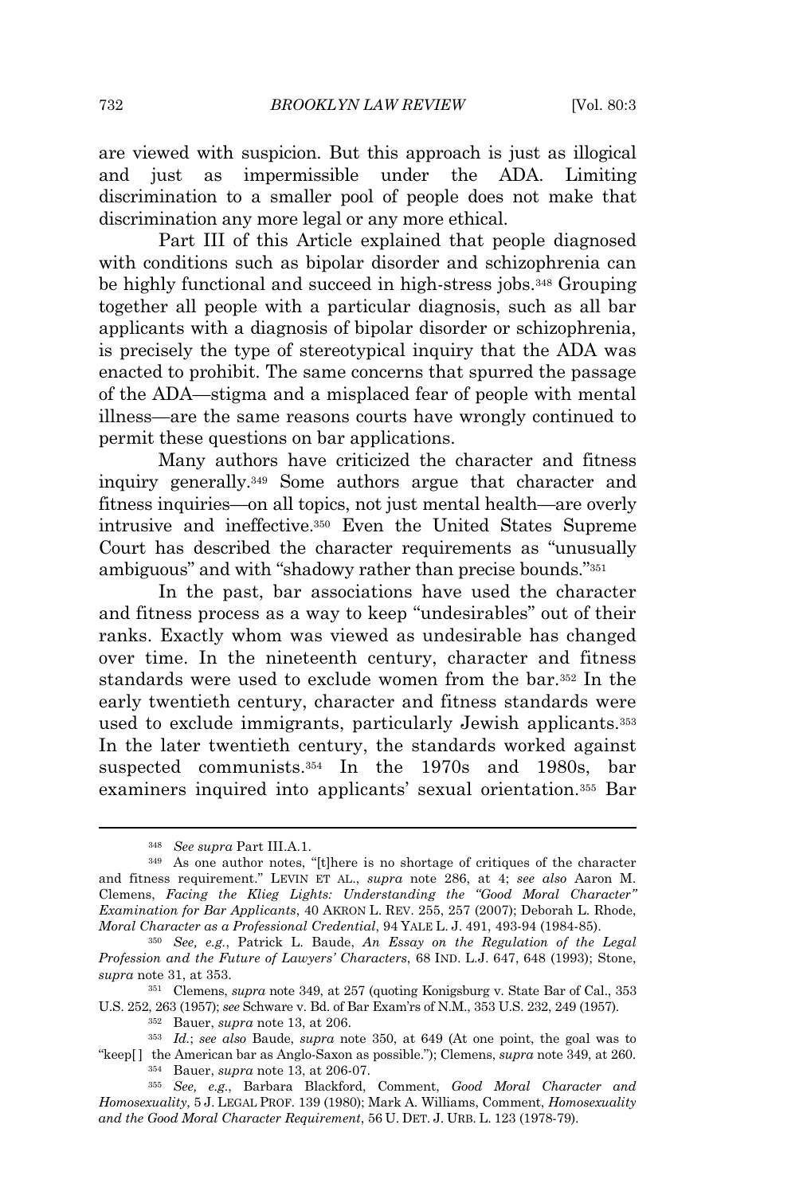are viewed with suspicion. But this approach is just as illogical and just as impermissible under the ADA. Limiting discrimination to a smaller pool of people does not make that discrimination any more legal or any more ethical.

Part III of this Article explained that people diagnosed with conditions such as bipolar disorder and schizophrenia can be highly functional and succeed in high-stress jobs.[348] Grouping together all people with a particular diagnosis, such as all bar applicants with a diagnosis of bipolar disorder or schizophrenia, is precisely the type of stereotypical inquiry that the ADA was enacted to prohibit. The same concerns that spurred the passage of the ADA—stigma and a misplaced fear of people with mental illness—are the same reasons courts have wrongly continued to permit these questions on bar applications.

Many authors have criticized the character and fitness inquiry generally.[349] Some authors argue that character and fitness inquiries—on all topics, not just mental health—are overly intrusive and ineffective.[350] Even the United States Supreme Court has described the character requirements as "unusually ambiguous" and with "shadowy rather than precise bounds."[351]

In the past, bar associations have used the character and fitness process as a way to keep "undesirables" out of their ranks. Exactly whom was viewed as undesirable has changed over time. In the nineteenth century, character and fitness standards were used to exclude women from the bar.[352] In the early twentieth century, character and fitness standards were used to exclude immigrants, particularly Jewish applicants.[353] In the later twentieth century, the standards worked against suspected communists.[354] In the 1970s and 1980s, bar examiners inquired into applicants' sexual orientation.[355] Bar

---

[348] *See supra* Part III.A.1.

[349] As one author notes, "[t]here is no shortage of critiques of the character and fitness requirement." LEVIN ET AL., *supra* note 286, at 4; *see also* Aaron M. Clemens, *Facing the Klieg Lights: Understanding the "Good Moral Character" Examination for Bar Applicants*, 40 AKRON L. REV. 255, 257 (2007); Deborah L. Rhode, *Moral Character as a Professional Credential*, 94 YALE L. J. 491, 493-94 (1984-85).

[350] *See, e.g.*, Patrick L. Baude, *An Essay on the Regulation of the Legal Profession and the Future of Lawyers' Characters*, 68 IND. L.J. 647, 648 (1993); Stone, *supra* note 31, at 353.

[351] Clemens, *supra* note 349, at 257 (quoting Konigsburg v. State Bar of Cal., 353 U.S. 252, 263 (1957); *see* Schware v. Bd. of Bar Exam'rs of N.M., 353 U.S. 232, 249 (1957).

[352] Bauer, *supra* note 13, at 206.

[353] *Id.*; *see also* Baude, *supra* note 350, at 649 (At one point, the goal was to "keep[ ] the American bar as Anglo-Saxon as possible."); Clemens, *supra* note 349, at 260.

[354] Bauer, *supra* note 13, at 206-07.

[355] *See, e.g.*, Barbara Blackford, Comment, *Good Moral Character and Homosexuality*, 5 J. LEGAL PROF. 139 (1980); Mark A. Williams, Comment, *Homosexuality and the Good Moral Character Requirement*, 56 U. DET. J. URB. L. 123 (1978-79).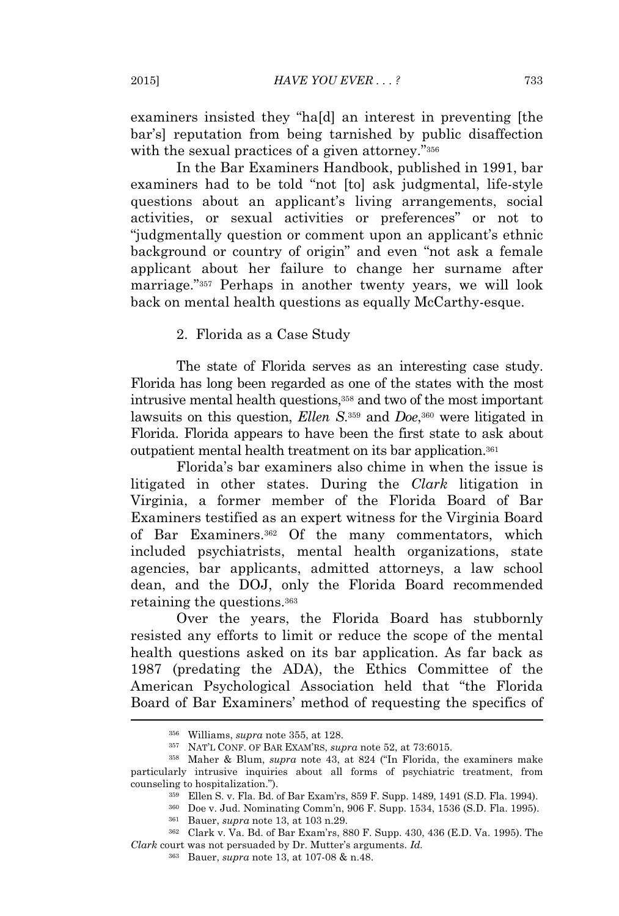examiners insisted they "ha[d] an interest in preventing [the bar's] reputation from being tarnished by public disaffection with the sexual practices of a given attorney."[356]

In the Bar Examiners Handbook, published in 1991, bar examiners had to be told "not [to] ask judgmental, life-style questions about an applicant's living arrangements, social activities, or sexual activities or preferences" or not to "judgmentally question or comment upon an applicant's ethnic background or country of origin" and even "not ask a female applicant about her failure to change her surname after marriage."[357] Perhaps in another twenty years, we will look back on mental health questions as equally McCarthy-esque.

### 2. Florida as a Case Study

The state of Florida serves as an interesting case study. Florida has long been regarded as one of the states with the most intrusive mental health questions,[358] and two of the most important lawsuits on this question, *Ellen S.*[359] and *Doe*,[360] were litigated in Florida. Florida appears to have been the first state to ask about outpatient mental health treatment on its bar application.[361]

Florida's bar examiners also chime in when the issue is litigated in other states. During the *Clark* litigation in Virginia, a former member of the Florida Board of Bar Examiners testified as an expert witness for the Virginia Board of Bar Examiners.[362] Of the many commentators, which included psychiatrists, mental health organizations, state agencies, bar applicants, admitted attorneys, a law school dean, and the DOJ, only the Florida Board recommended retaining the questions.[363]

Over the years, the Florida Board has stubbornly resisted any efforts to limit or reduce the scope of the mental health questions asked on its bar application. As far back as 1987 (predating the ADA), the Ethics Committee of the American Psychological Association held that "the Florida Board of Bar Examiners' method of requesting the specifics of

---

[356] Williams, *supra* note 355, at 128.

[357] NAT'L CONF. OF BAR EXAM'RS, *supra* note 52, at 73:6015.

[358] Maher & Blum, *supra* note 43, at 824 ("In Florida, the examiners make particularly intrusive inquiries about all forms of psychiatric treatment, from counseling to hospitalization.").

[359] Ellen S. v. Fla. Bd. of Bar Exam'rs, 859 F. Supp. 1489, 1491 (S.D. Fla. 1994).

[360] Doe v. Jud. Nominating Comm'n, 906 F. Supp. 1534, 1536 (S.D. Fla. 1995).

[361] Bauer, *supra* note 13, at 103 n.29.

[362] Clark v. Va. Bd. of Bar Exam'rs, 880 F. Supp. 430, 436 (E.D. Va. 1995). The *Clark* court was not persuaded by Dr. Mutter's arguments. *Id.*

[363] Bauer, *supra* note 13, at 107-08 & n.48.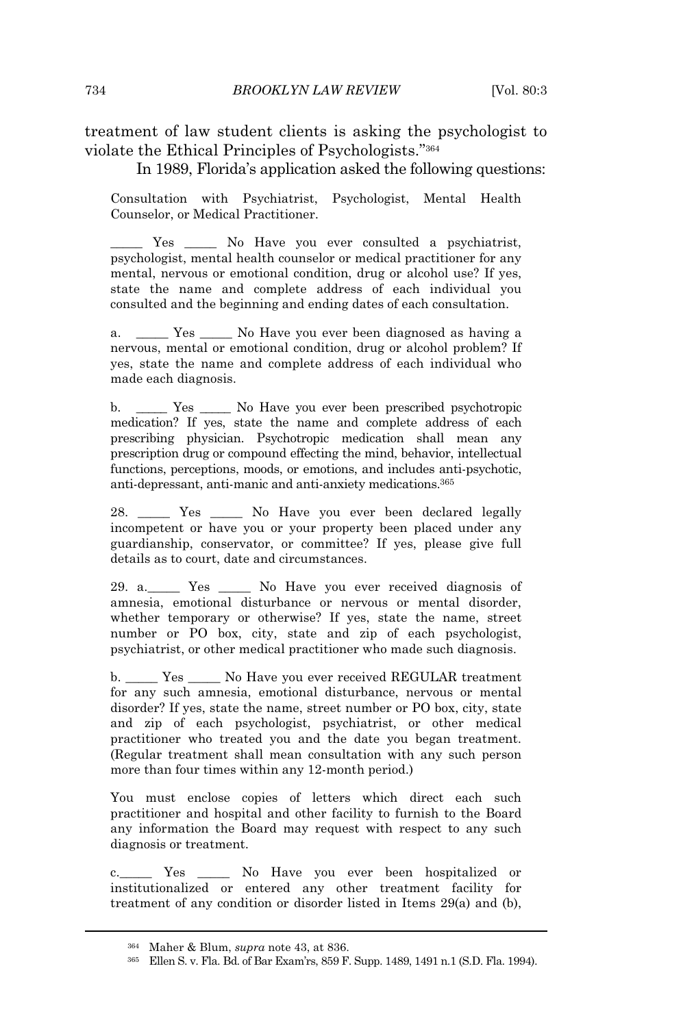treatment of law student clients is asking the psychologist to violate the Ethical Principles of Psychologists."[364]

In 1989, Florida's application asked the following questions:

> Consultation with Psychiatrist, Psychologist, Mental Health Counselor, or Medical Practitioner.
>
> _____ Yes _____ No Have you ever consulted a psychiatrist, psychologist, mental health counselor or medical practitioner for any mental, nervous or emotional condition, drug or alcohol use? If yes, state the name and complete address of each individual you consulted and the beginning and ending dates of each consultation.
>
> a. _____ Yes _____ No Have you ever been diagnosed as having a nervous, mental or emotional condition, drug or alcohol problem? If yes, state the name and complete address of each individual who made each diagnosis.
>
> b. _____ Yes _____ No Have you ever been prescribed psychotropic medication? If yes, state the name and complete address of each prescribing physician. Psychotropic medication shall mean any prescription drug or compound effecting the mind, behavior, intellectual functions, perceptions, moods, or emotions, and includes anti-psychotic, anti-depressant, anti-manic and anti-anxiety medications.[365]
>
> 28. _____ Yes _____ No Have you ever been declared legally incompetent or have you or your property been placed under any guardianship, conservator, or committee? If yes, please give full details as to court, date and circumstances.
>
> 29. a._____ Yes _____ No Have you ever received diagnosis of amnesia, emotional disturbance or nervous or mental disorder, whether temporary or otherwise? If yes, state the name, street number or PO box, city, state and zip of each psychologist, psychiatrist, or other medical practitioner who made such diagnosis.
>
> b. _____ Yes _____ No Have you ever received REGULAR treatment for any such amnesia, emotional disturbance, nervous or mental disorder? If yes, state the name, street number or PO box, city, state and zip of each psychologist, psychiatrist, or other medical practitioner who treated you and the date you began treatment. (Regular treatment shall mean consultation with any such person more than four times within any 12-month period.)
>
> You must enclose copies of letters which direct each such practitioner and hospital and other facility to furnish to the Board any information the Board may request with respect to any such diagnosis or treatment.
>
> c._____ Yes _____ No Have you ever been hospitalized or institutionalized or entered any other treatment facility for treatment of any condition or disorder listed in Items 29(a) and (b),

---

[364] Maher & Blum, *supra* note 43, at 836.

[365] Ellen S. v. Fla. Bd. of Bar Exam'rs, 859 F. Supp. 1489, 1491 n.1 (S.D. Fla. 1994).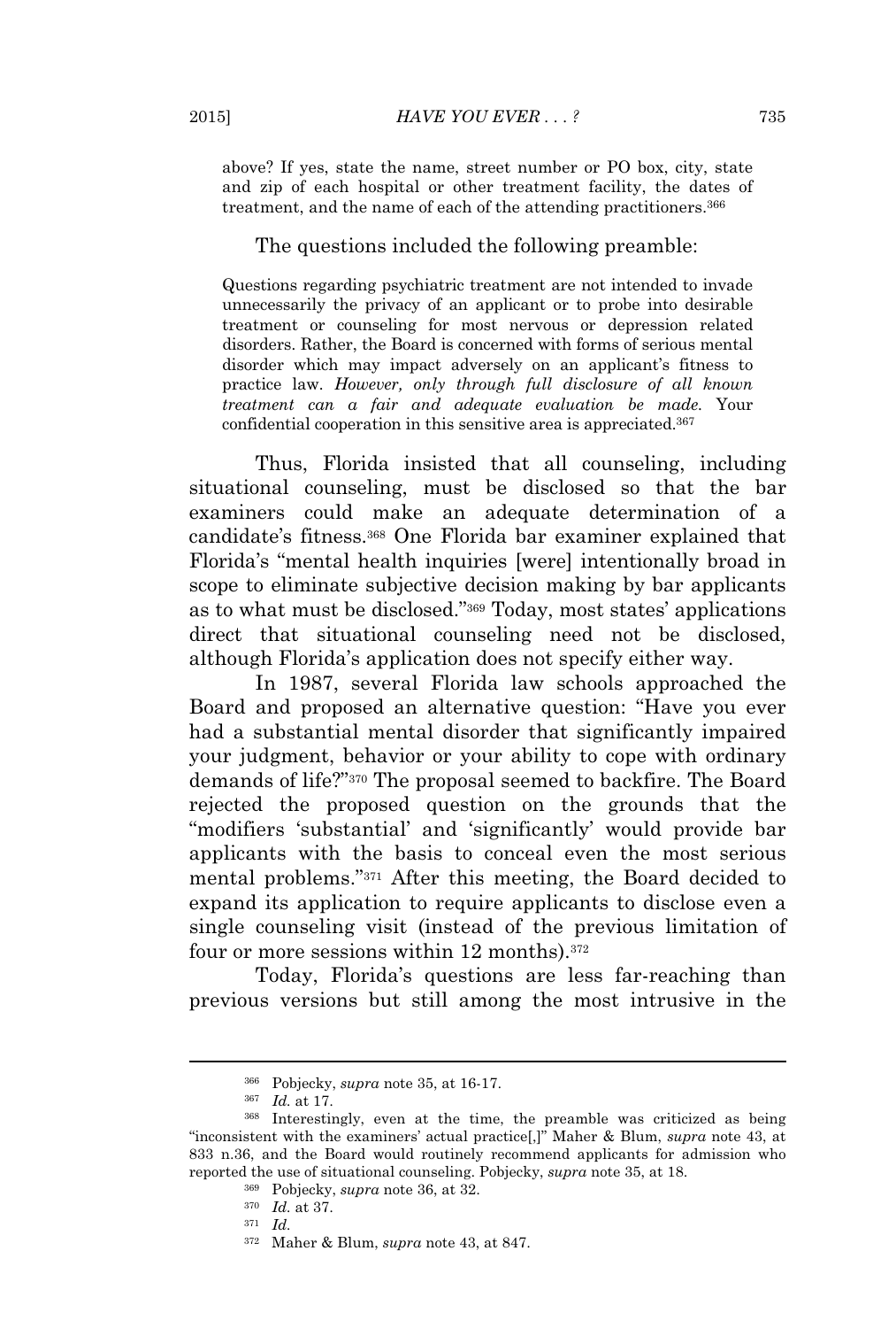above? If yes, state the name, street number or PO box, city, state and zip of each hospital or other treatment facility, the dates of treatment, and the name of each of the attending practitioners.[366]

The questions included the following preamble:

> Questions regarding psychiatric treatment are not intended to invade unnecessarily the privacy of an applicant or to probe into desirable treatment or counseling for most nervous or depression related disorders. Rather, the Board is concerned with forms of serious mental disorder which may impact adversely on an applicant's fitness to practice law. *However, only through full disclosure of all known treatment can a fair and adequate evaluation be made.* Your confidential cooperation in this sensitive area is appreciated.[367]

Thus, Florida insisted that all counseling, including situational counseling, must be disclosed so that the bar examiners could make an adequate determination of a candidate's fitness.[368] One Florida bar examiner explained that Florida's "mental health inquiries [were] intentionally broad in scope to eliminate subjective decision making by bar applicants as to what must be disclosed."[369] Today, most states' applications direct that situational counseling need not be disclosed, although Florida's application does not specify either way.

In 1987, several Florida law schools approached the Board and proposed an alternative question: "Have you ever had a substantial mental disorder that significantly impaired your judgment, behavior or your ability to cope with ordinary demands of life?"[370] The proposal seemed to backfire. The Board rejected the proposed question on the grounds that the "modifiers 'substantial' and 'significantly' would provide bar applicants with the basis to conceal even the most serious mental problems."[371] After this meeting, the Board decided to expand its application to require applicants to disclose even a single counseling visit (instead of the previous limitation of four or more sessions within 12 months).[372]

Today, Florida's questions are less far-reaching than previous versions but still among the most intrusive in the

---

[366] Pobjecky, *supra* note 35, at 16-17.

[367] *Id.* at 17.

[368] Interestingly, even at the time, the preamble was criticized as being "inconsistent with the examiners' actual practice[,]" Maher & Blum, *supra* note 43, at 833 n.36, and the Board would routinely recommend applicants for admission who reported the use of situational counseling. Pobjecky, *supra* note 35, at 18.

[369] Pobjecky, *supra* note 36, at 32.

[370] *Id.* at 37.

[371] *Id.*

[372] Maher & Blum, *supra* note 43, at 847.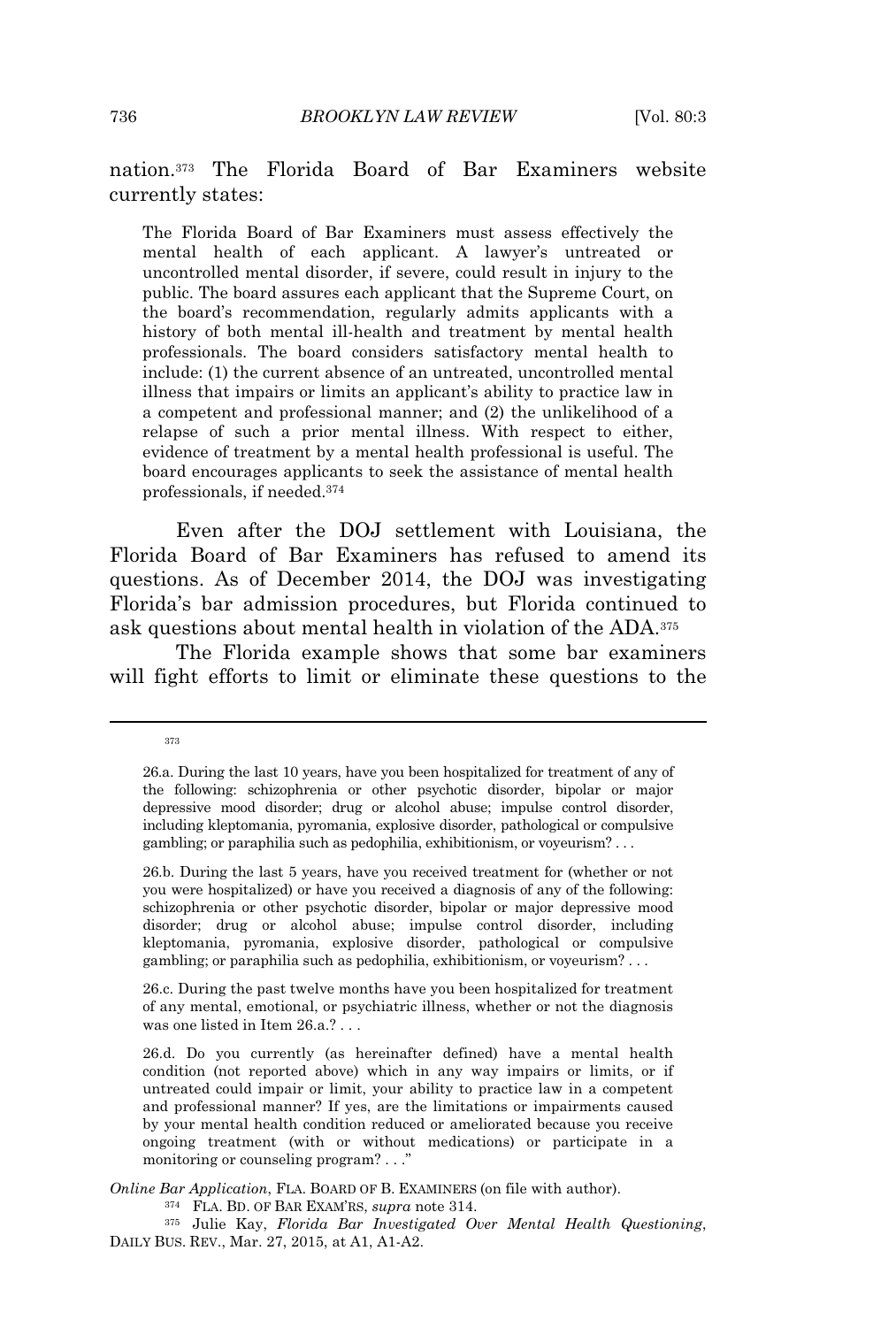nation.[373] The Florida Board of Bar Examiners website currently states:

> The Florida Board of Bar Examiners must assess effectively the mental health of each applicant. A lawyer's untreated or uncontrolled mental disorder, if severe, could result in injury to the public. The board assures each applicant that the Supreme Court, on the board's recommendation, regularly admits applicants with a history of both mental ill-health and treatment by mental health professionals. The board considers satisfactory mental health to include: (1) the current absence of an untreated, uncontrolled mental illness that impairs or limits an applicant's ability to practice law in a competent and professional manner; and (2) the unlikelihood of a relapse of such a prior mental illness. With respect to either, evidence of treatment by a mental health professional is useful. The board encourages applicants to seek the assistance of mental health professionals, if needed.[374]

Even after the DOJ settlement with Louisiana, the Florida Board of Bar Examiners has refused to amend its questions. As of December 2014, the DOJ was investigating Florida's bar admission procedures, but Florida continued to ask questions about mental health in violation of the ADA.[375]

The Florida example shows that some bar examiners will fight efforts to limit or eliminate these questions to the

---

[373]

> 26.a. During the last 10 years, have you been hospitalized for treatment of any of the following: schizophrenia or other psychotic disorder, bipolar or major depressive mood disorder; drug or alcohol abuse; impulse control disorder, including kleptomania, pyromania, explosive disorder, pathological or compulsive gambling; or paraphilia such as pedophilia, exhibitionism, or voyeurism? . . .
>
> 26.b. During the last 5 years, have you received treatment for (whether or not you were hospitalized) or have you received a diagnosis of any of the following: schizophrenia or other psychotic disorder, bipolar or major depressive mood disorder; drug or alcohol abuse; impulse control disorder, including kleptomania, pyromania, explosive disorder, pathological or compulsive gambling; or paraphilia such as pedophilia, exhibitionism, or voyeurism? . . .
>
> 26.c. During the past twelve months have you been hospitalized for treatment of any mental, emotional, or psychiatric illness, whether or not the diagnosis was one listed in Item 26.a.? . . .
>
> 26.d. Do you currently (as hereinafter defined) have a mental health condition (not reported above) which in any way impairs or limits, or if untreated could impair or limit, your ability to practice law in a competent and professional manner? If yes, are the limitations or impairments caused by your mental health condition reduced or ameliorated because you receive ongoing treatment (with or without medications) or participate in a monitoring or counseling program? . . ."

*Online Bar Application*, FLA. BOARD OF B. EXAMINERS (on file with author).

[374] FLA. BD. OF BAR EXAM'RS, *supra* note 314.

[375] Julie Kay, *Florida Bar Investigated Over Mental Health Questioning*, DAILY BUS. REV., Mar. 27, 2015, at A1, A1-A2.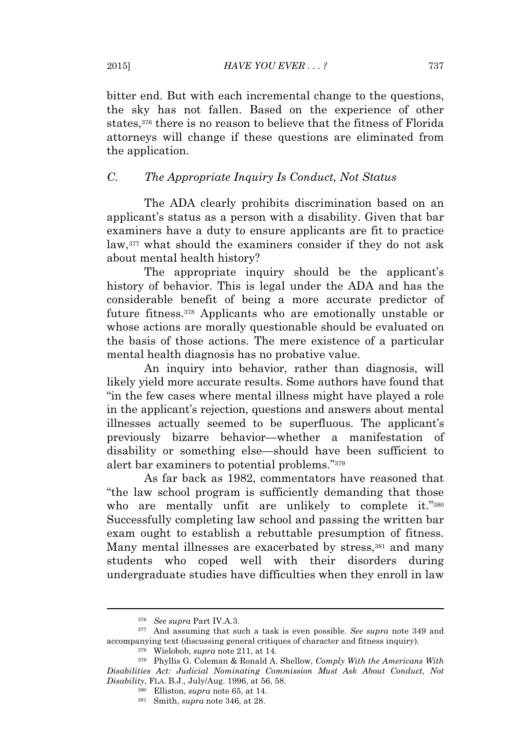bitter end. But with each incremental change to the questions, the sky has not fallen. Based on the experience of other states,[376] there is no reason to believe that the fitness of Florida attorneys will change if these questions are eliminated from the application.

### C. *The Appropriate Inquiry Is Conduct, Not Status*

The ADA clearly prohibits discrimination based on an applicant's status as a person with a disability. Given that bar examiners have a duty to ensure applicants are fit to practice law,[377] what should the examiners consider if they do not ask about mental health history?

The appropriate inquiry should be the applicant's history of behavior. This is legal under the ADA and has the considerable benefit of being a more accurate predictor of future fitness.[378] Applicants who are emotionally unstable or whose actions are morally questionable should be evaluated on the basis of those actions. The mere existence of a particular mental health diagnosis has no probative value.

An inquiry into behavior, rather than diagnosis, will likely yield more accurate results. Some authors have found that "in the few cases where mental illness might have played a role in the applicant's rejection, questions and answers about mental illnesses actually seemed to be superfluous. The applicant's previously bizarre behavior—whether a manifestation of disability or something else—should have been sufficient to alert bar examiners to potential problems."[379]

As far back as 1982, commentators have reasoned that "the law school program is sufficiently demanding that those who are mentally unfit are unlikely to complete it."[380] Successfully completing law school and passing the written bar exam ought to establish a rebuttable presumption of fitness. Many mental illnesses are exacerbated by stress,[381] and many students who coped well with their disorders during undergraduate studies have difficulties when they enroll in law

---

[376] *See supra* Part IV.A.3.

[377] And assuming that such a task is even possible. *See supra* note 349 and accompanying text (discussing general critiques of character and fitness inquiry).

[378] Wielobob, *supra* note 211, at 14.

[379] Phyllis G. Coleman & Ronald A. Shellow, *Comply With the Americans With Disabilities Act: Judicial Nominating Commission Must Ask About Conduct, Not Disability*, FLA. B.J., July/Aug. 1996, at 56, 58.

[380] Elliston, *supra* note 65, at 14.

[381] Smith, *supra* note 346, at 28.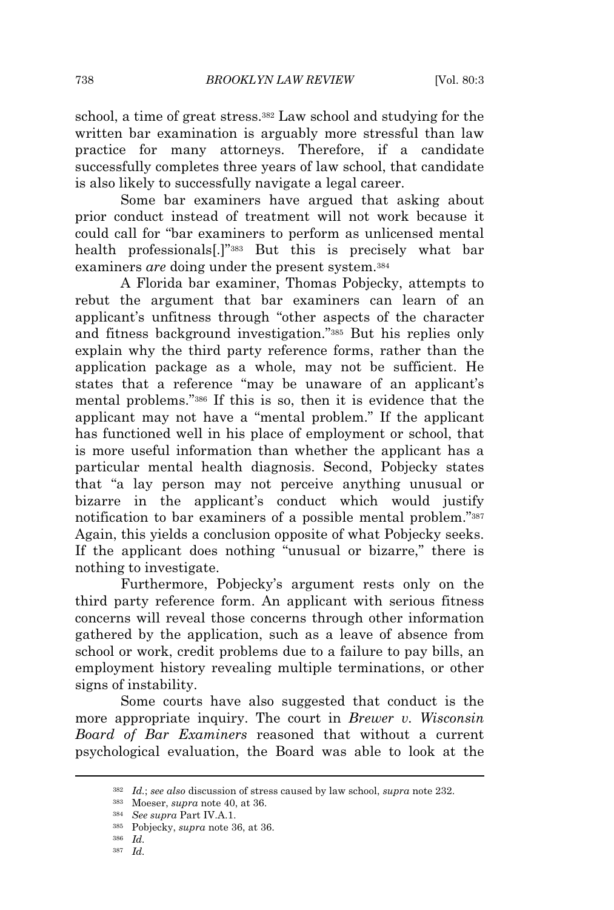school, a time of great stress.[382] Law school and studying for the written bar examination is arguably more stressful than law practice for many attorneys. Therefore, if a candidate successfully completes three years of law school, that candidate is also likely to successfully navigate a legal career.

Some bar examiners have argued that asking about prior conduct instead of treatment will not work because it could call for "bar examiners to perform as unlicensed mental health professionals[.]"[383] But this is precisely what bar examiners *are* doing under the present system.[384]

A Florida bar examiner, Thomas Pobjecky, attempts to rebut the argument that bar examiners can learn of an applicant's unfitness through "other aspects of the character and fitness background investigation."[385] But his replies only explain why the third party reference forms, rather than the application package as a whole, may not be sufficient. He states that a reference "may be unaware of an applicant's mental problems."[386] If this is so, then it is evidence that the applicant may not have a "mental problem." If the applicant has functioned well in his place of employment or school, that is more useful information than whether the applicant has a particular mental health diagnosis. Second, Pobjecky states that "a lay person may not perceive anything unusual or bizarre in the applicant's conduct which would justify notification to bar examiners of a possible mental problem."[387] Again, this yields a conclusion opposite of what Pobjecky seeks. If the applicant does nothing "unusual or bizarre," there is nothing to investigate.

Furthermore, Pobjecky's argument rests only on the third party reference form. An applicant with serious fitness concerns will reveal those concerns through other information gathered by the application, such as a leave of absence from school or work, credit problems due to a failure to pay bills, an employment history revealing multiple terminations, or other signs of instability.

Some courts have also suggested that conduct is the more appropriate inquiry. The court in *Brewer v. Wisconsin Board of Bar Examiners* reasoned that without a current psychological evaluation, the Board was able to look at the

---

[382] *Id.*; *see also* discussion of stress caused by law school, *supra* note 232.

[383] Moeser, *supra* note 40, at 36.

[384] *See supra* Part IV.A.1.

[385] Pobjecky, *supra* note 36, at 36.

[386] *Id.*

[387] *Id.*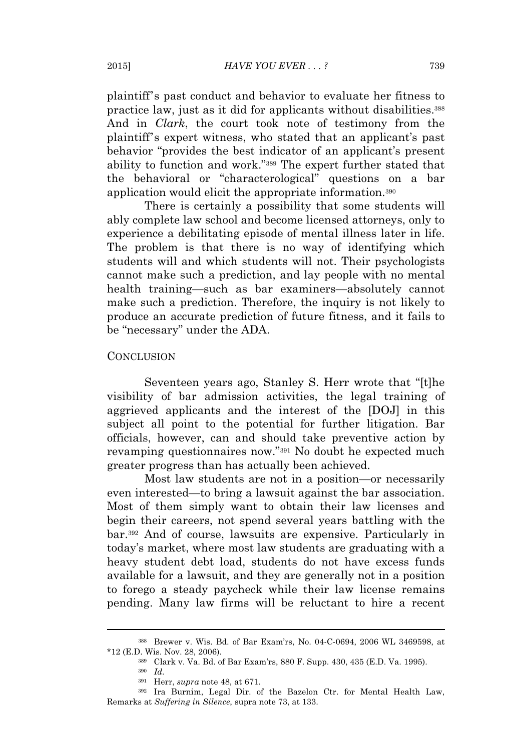plaintiff's past conduct and behavior to evaluate her fitness to practice law, just as it did for applicants without disabilities.[388] And in *Clark*, the court took note of testimony from the plaintiff's expert witness, who stated that an applicant's past behavior "provides the best indicator of an applicant's present ability to function and work."[389] The expert further stated that the behavioral or "characterological" questions on a bar application would elicit the appropriate information.[390]

There is certainly a possibility that some students will ably complete law school and become licensed attorneys, only to experience a debilitating episode of mental illness later in life. The problem is that there is no way of identifying which students will and which students will not. Their psychologists cannot make such a prediction, and lay people with no mental health training—such as bar examiners—absolutely cannot make such a prediction. Therefore, the inquiry is not likely to produce an accurate prediction of future fitness, and it fails to be "necessary" under the ADA.

## CONCLUSION

Seventeen years ago, Stanley S. Herr wrote that "[t]he visibility of bar admission activities, the legal training of aggrieved applicants and the interest of the [DOJ] in this subject all point to the potential for further litigation. Bar officials, however, can and should take preventive action by revamping questionnaires now."[391] No doubt he expected much greater progress than has actually been achieved.

Most law students are not in a position—or necessarily even interested—to bring a lawsuit against the bar association. Most of them simply want to obtain their law licenses and begin their careers, not spend several years battling with the bar.[392] And of course, lawsuits are expensive. Particularly in today's market, where most law students are graduating with a heavy student debt load, students do not have excess funds available for a lawsuit, and they are generally not in a position to forego a steady paycheck while their law license remains pending. Many law firms will be reluctant to hire a recent

---

[388] Brewer v. Wis. Bd. of Bar Exam'rs, No. 04-C-0694, 2006 WL 3469598, at *12 (E.D. Wis. Nov. 28, 2006).

[389] Clark v. Va. Bd. of Bar Exam'rs, 880 F. Supp. 430, 435 (E.D. Va. 1995).

[390] *Id.*

[391] Herr, *supra* note 48, at 671.

[392] Ira Burnim, Legal Dir. of the Bazelon Ctr. for Mental Health Law, Remarks at *Suffering in Silence*, supra note 73, at 133.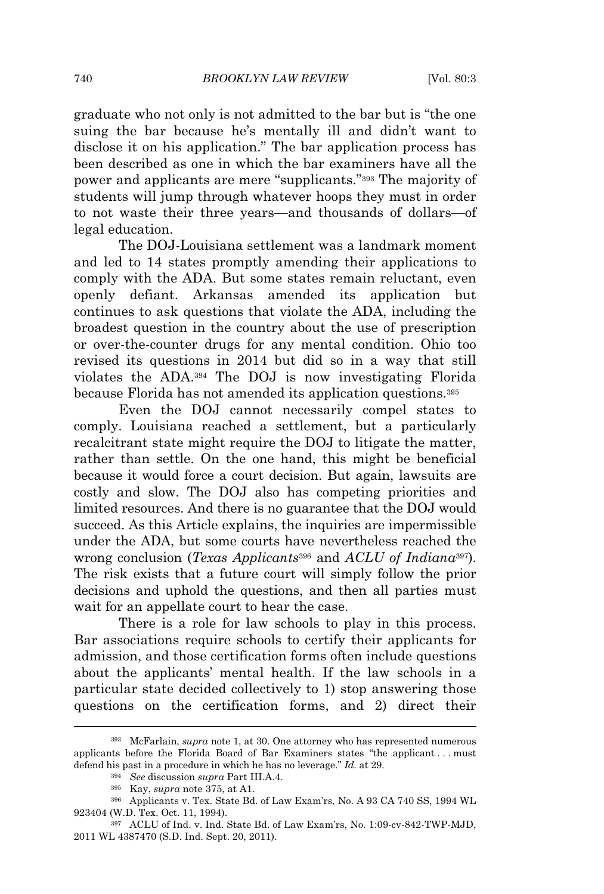graduate who not only is not admitted to the bar but is "the one suing the bar because he's mentally ill and didn't want to disclose it on his application." The bar application process has been described as one in which the bar examiners have all the power and applicants are mere "supplicants."[393] The majority of students will jump through whatever hoops they must in order to not waste their three years—and thousands of dollars—of legal education.

The DOJ-Louisiana settlement was a landmark moment and led to 14 states promptly amending their applications to comply with the ADA. But some states remain reluctant, even openly defiant. Arkansas amended its application but continues to ask questions that violate the ADA, including the broadest question in the country about the use of prescription or over-the-counter drugs for any mental condition. Ohio too revised its questions in 2014 but did so in a way that still violates the ADA.[394] The DOJ is now investigating Florida because Florida has not amended its application questions.[395]

Even the DOJ cannot necessarily compel states to comply. Louisiana reached a settlement, but a particularly recalcitrant state might require the DOJ to litigate the matter, rather than settle. On the one hand, this might be beneficial because it would force a court decision. But again, lawsuits are costly and slow. The DOJ also has competing priorities and limited resources. And there is no guarantee that the DOJ would succeed. As this Article explains, the inquiries are impermissible under the ADA, but some courts have nevertheless reached the wrong conclusion (*Texas Applicants*[396] and *ACLU of Indiana*[397]). The risk exists that a future court will simply follow the prior decisions and uphold the questions, and then all parties must wait for an appellate court to hear the case.

There is a role for law schools to play in this process. Bar associations require schools to certify their applicants for admission, and those certification forms often include questions about the applicants' mental health. If the law schools in a particular state decided collectively to 1) stop answering those questions on the certification forms, and 2) direct their

---

[393] McFarlain, *supra* note 1, at 30. One attorney who has represented numerous applicants before the Florida Board of Bar Examiners states "the applicant . . . must defend his past in a procedure in which he has no leverage." *Id.* at 29.

[394] *See* discussion *supra* Part III.A.4.

[395] Kay, *supra* note 375, at A1.

[396] Applicants v. Tex. State Bd. of Law Exam'rs, No. A 93 CA 740 SS, 1994 WL 923404 (W.D. Tex. Oct. 11, 1994).

[397] ACLU of Ind. v. Ind. State Bd. of Law Exam'rs, No. 1:09-cv-842-TWP-MJD, 2011 WL 4387470 (S.D. Ind. Sept. 20, 2011).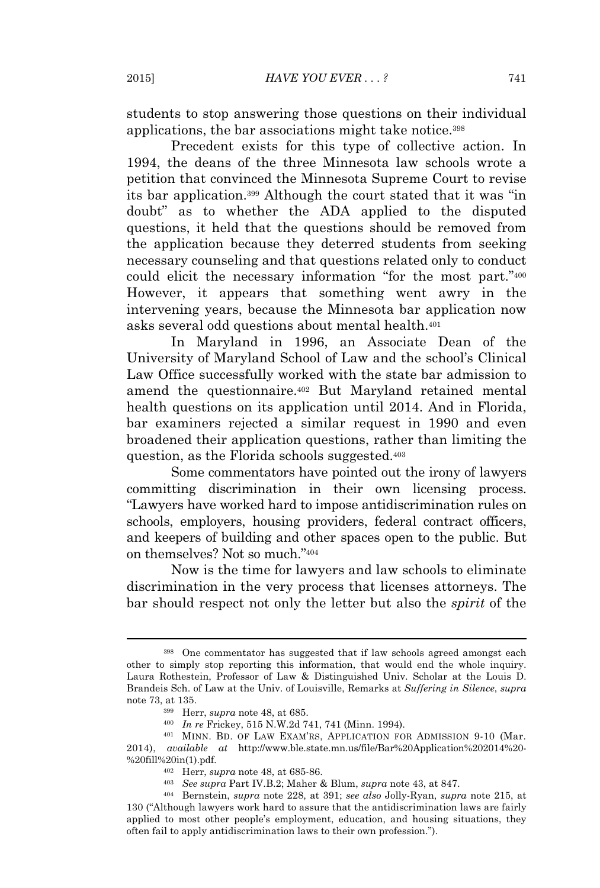students to stop answering those questions on their individual applications, the bar associations might take notice.[398]

Precedent exists for this type of collective action. In 1994, the deans of the three Minnesota law schools wrote a petition that convinced the Minnesota Supreme Court to revise its bar application.[399] Although the court stated that it was "in doubt" as to whether the ADA applied to the disputed questions, it held that the questions should be removed from the application because they deterred students from seeking necessary counseling and that questions related only to conduct could elicit the necessary information "for the most part."[400] However, it appears that something went awry in the intervening years, because the Minnesota bar application now asks several odd questions about mental health.[401]

In Maryland in 1996, an Associate Dean of the University of Maryland School of Law and the school's Clinical Law Office successfully worked with the state bar admission to amend the questionnaire.[402] But Maryland retained mental health questions on its application until 2014. And in Florida, bar examiners rejected a similar request in 1990 and even broadened their application questions, rather than limiting the question, as the Florida schools suggested.[403]

Some commentators have pointed out the irony of lawyers committing discrimination in their own licensing process. "Lawyers have worked hard to impose antidiscrimination rules on schools, employers, housing providers, federal contract officers, and keepers of building and other spaces open to the public. But on themselves? Not so much."[404]

Now is the time for lawyers and law schools to eliminate discrimination in the very process that licenses attorneys. The bar should respect not only the letter but also the *spirit* of the

---

[398] One commentator has suggested that if law schools agreed amongst each other to simply stop reporting this information, that would end the whole inquiry. Laura Rothestein, Professor of Law & Distinguished Univ. Scholar at the Louis D. Brandeis Sch. of Law at the Univ. of Louisville, Remarks at *Suffering in Silence*, *supra* note 73, at 135.

[399] Herr, *supra* note 48, at 685.

[400] *In re* Frickey, 515 N.W.2d 741, 741 (Minn. 1994).

[401] MINN. BD. OF LAW EXAM'RS, APPLICATION FOR ADMISSION 9-10 (Mar. 2014), *available at* http://www.ble.state.mn.us/file/Bar%20Application%202014%20-%20fill%20in(1).pdf.

[402] Herr, *supra* note 48, at 685-86.

[403] *See supra* Part IV.B.2; Maher & Blum, *supra* note 43, at 847.

[404] Bernstein, *supra* note 228, at 391; *see also* Jolly-Ryan, *supra* note 215, at 130 ("Although lawyers work hard to assure that the antidiscrimination laws are fairly applied to most other people's employment, education, and housing situations, they often fail to apply antidiscrimination laws to their own profession.").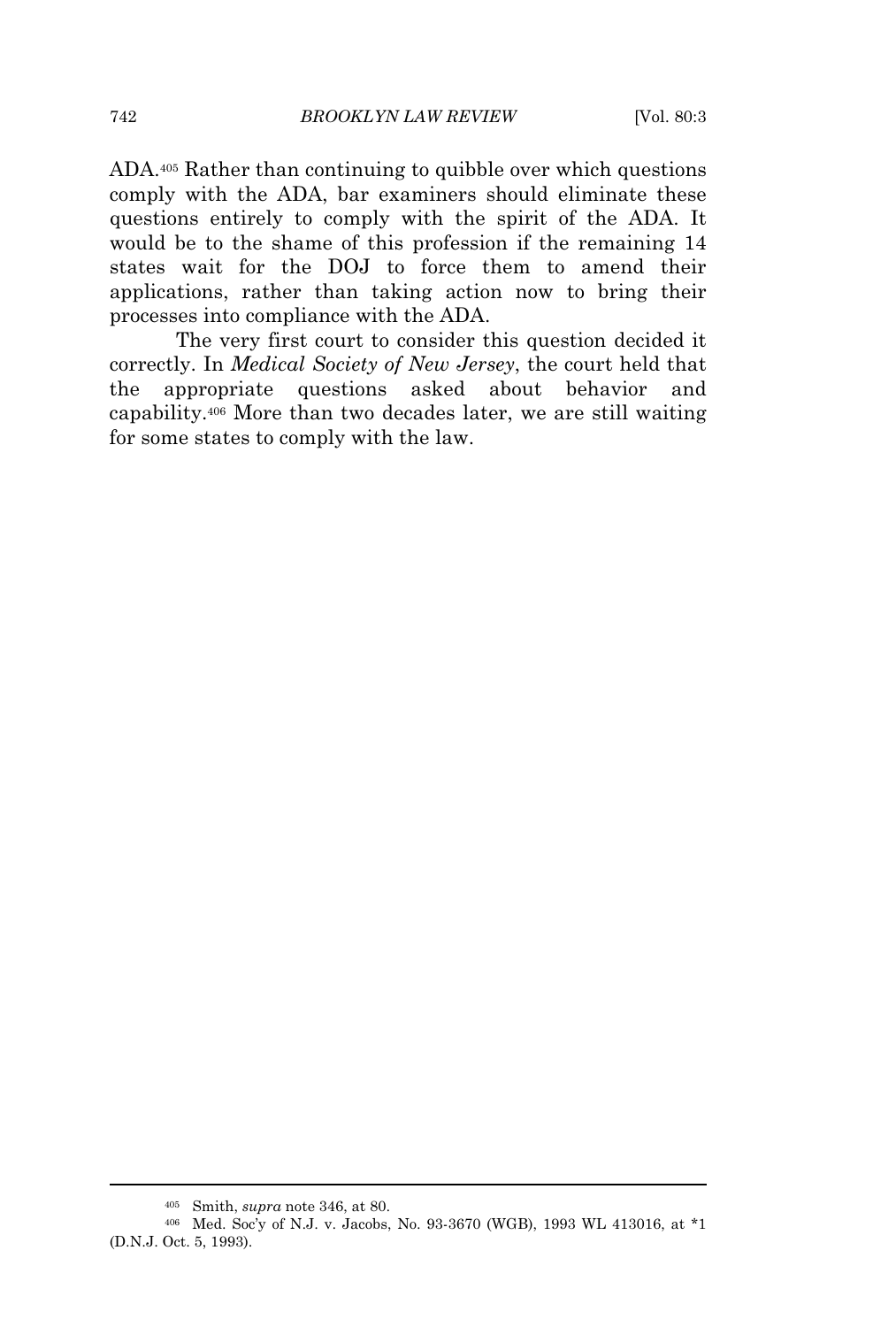ADA.[405] Rather than continuing to quibble over which questions comply with the ADA, bar examiners should eliminate these questions entirely to comply with the spirit of the ADA. It would be to the shame of this profession if the remaining 14 states wait for the DOJ to force them to amend their applications, rather than taking action now to bring their processes into compliance with the ADA.

The very first court to consider this question decided it correctly. In *Medical Society of New Jersey*, the court held that the appropriate questions asked about behavior and capability.[406] More than two decades later, we are still waiting for some states to comply with the law.

---

[405] Smith, *supra* note 346, at 80.

[406] Med. Soc'y of N.J. v. Jacobs, No. 93-3670 (WGB), 1993 WL 413016, at *1 (D.N.J. Oct. 5, 1993).